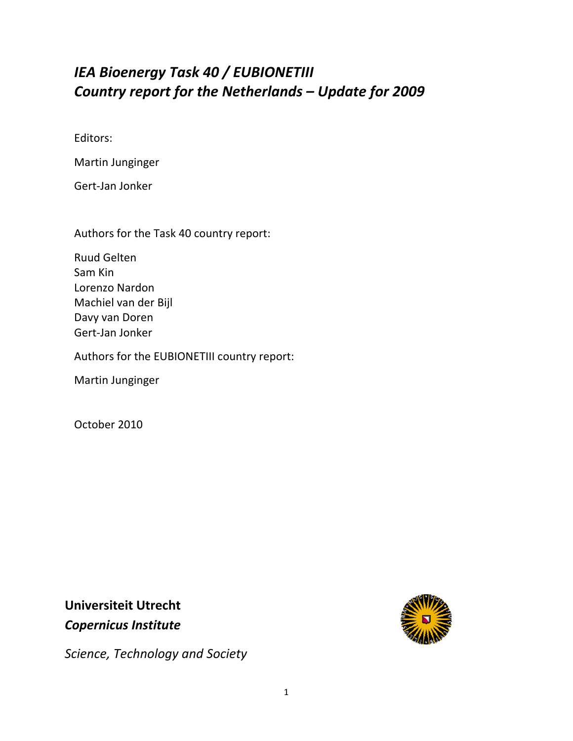# *IEA Bioenergy Task 40 / EUBIONETIII*
# *Country report for the Netherlands – Update for 2009*

Editors:

Martin Junginger

Gert-Jan Jonker

Authors for the Task 40 country report:

Ruud Gelten
Sam Kin
Lorenzo Nardon
Machiel van der Bijl
Davy van Doren
Gert-Jan Jonker

Authors for the EUBIONETIII country report:

Martin Junginger

October 2010

**Universiteit Utrecht**
***Copernicus Institute***

*Science, Technology and Society*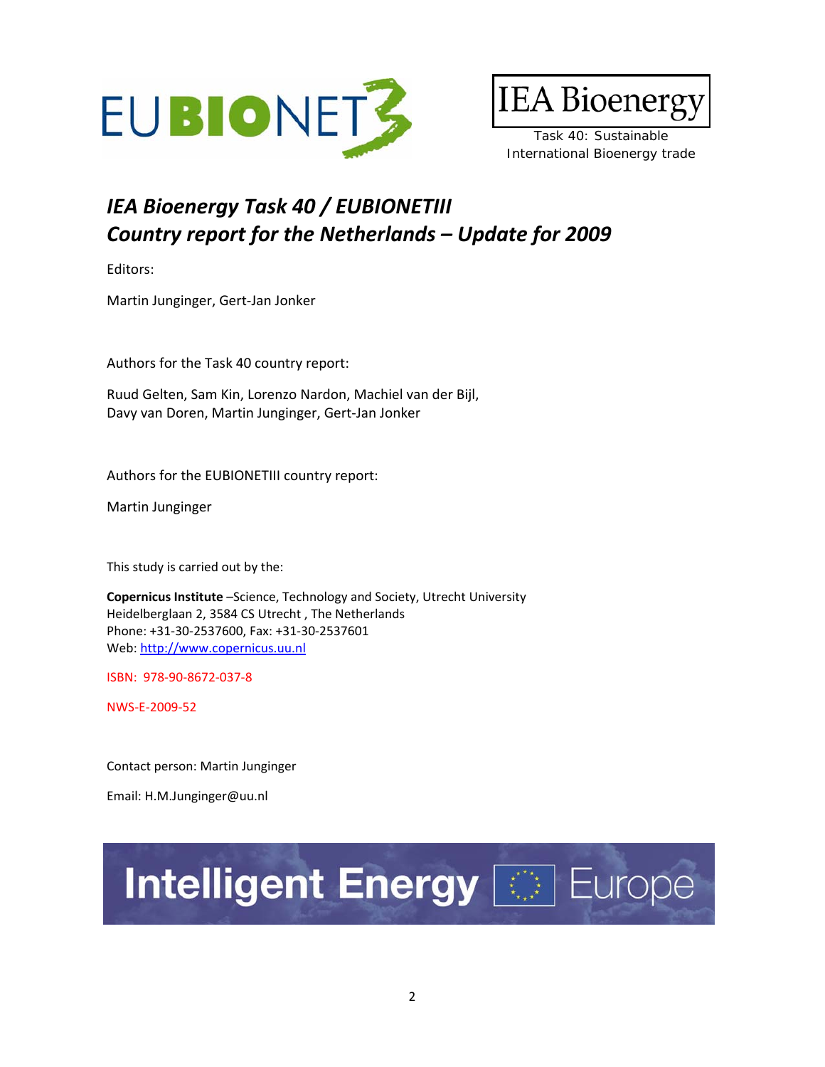EUBIONET3

IEA Bioenergy

Task 40: Sustainable International Bioenergy trade

# *IEA Bioenergy Task 40 / EUBIONETIII*
# *Country report for the Netherlands – Update for 2009*

Editors:

Martin Junginger, Gert-Jan Jonker

Authors for the Task 40 country report:

Ruud Gelten, Sam Kin, Lorenzo Nardon, Machiel van der Bijl,
Davy van Doren, Martin Junginger, Gert-Jan Jonker

Authors for the EUBIONETIII country report:

Martin Junginger

This study is carried out by the:

**Copernicus Institute** –Science, Technology and Society, Utrecht University
Heidelberglaan 2, 3584 CS Utrecht , The Netherlands
Phone: +31-30-2537600, Fax: +31-30-2537601
Web: http://www.copernicus.uu.nl

ISBN: 978-90-8672-037-8

NWS-E-2009-52

Contact person: Martin Junginger

Email: H.M.Junginger@uu.nl

Intelligent Energy Europe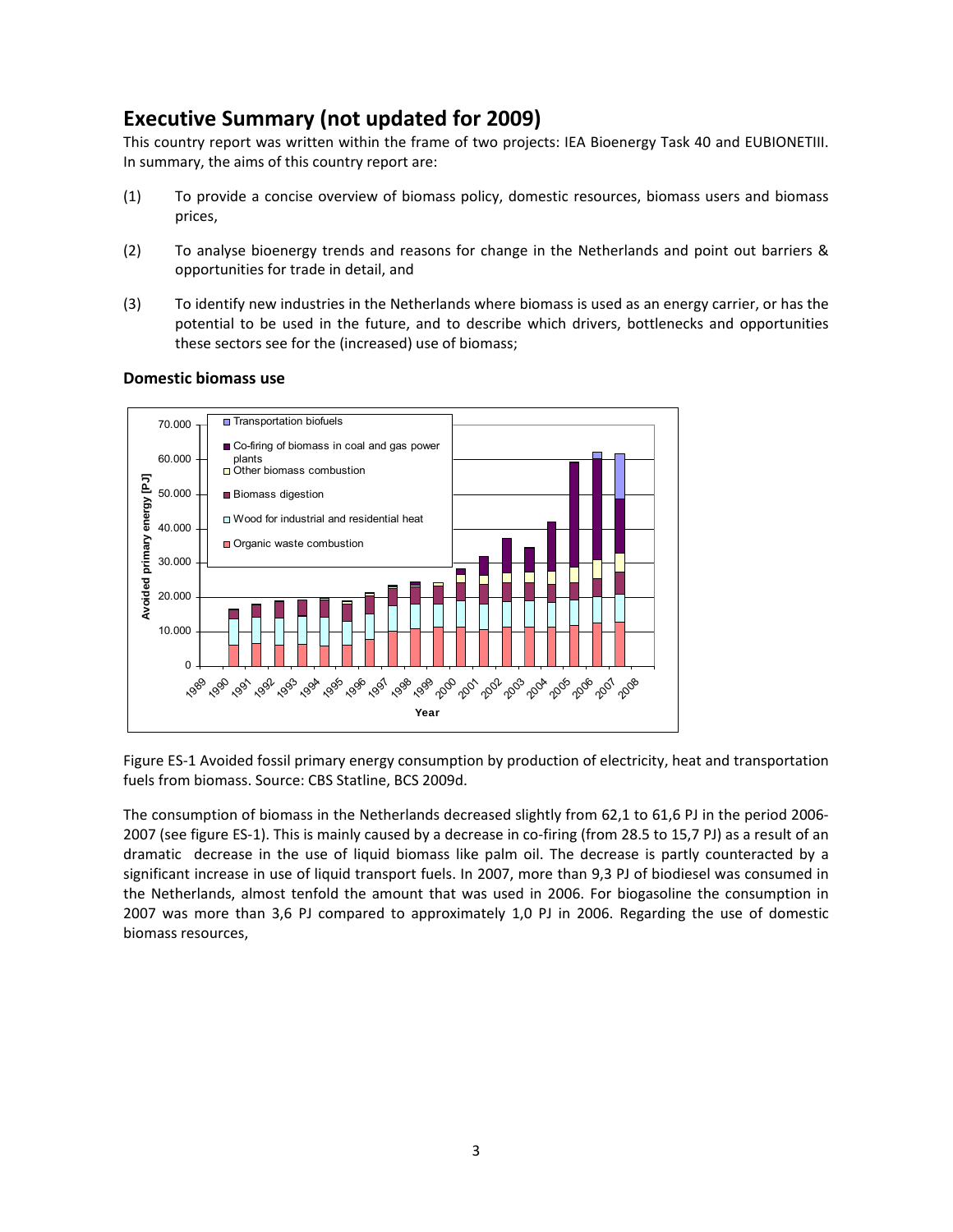## Executive Summary (not updated for 2009)

This country report was written within the frame of two projects: IEA Bioenergy Task 40 and EUBIONETIII. In summary, the aims of this country report are:

(1) To provide a concise overview of biomass policy, domestic resources, biomass users and biomass prices,

(2) To analyse bioenergy trends and reasons for change in the Netherlands and point out barriers & opportunities for trade in detail, and

(3) To identify new industries in the Netherlands where biomass is used as an energy carrier, or has the potential to be used in the future, and to describe which drivers, bottlenecks and opportunities these sectors see for the (increased) use of biomass;

### Domestic biomass use

Figure ES-1 Avoided fossil primary energy consumption by production of electricity, heat and transportation fuels from biomass. Source: CBS Statline, BCS 2009d.

The consumption of biomass in the Netherlands decreased slightly from 62,1 to 61,6 PJ in the period 2006-2007 (see figure ES-1). This is mainly caused by a decrease in co-firing (from 28.5 to 15,7 PJ) as a result of an dramatic decrease in the use of liquid biomass like palm oil. The decrease is partly counteracted by a significant increase in use of liquid transport fuels. In 2007, more than 9,3 PJ of biodiesel was consumed in the Netherlands, almost tenfold the amount that was used in 2006. For biogasoline the consumption in 2007 was more than 3,6 PJ compared to approximately 1,0 PJ in 2006. Regarding the use of domestic biomass resources,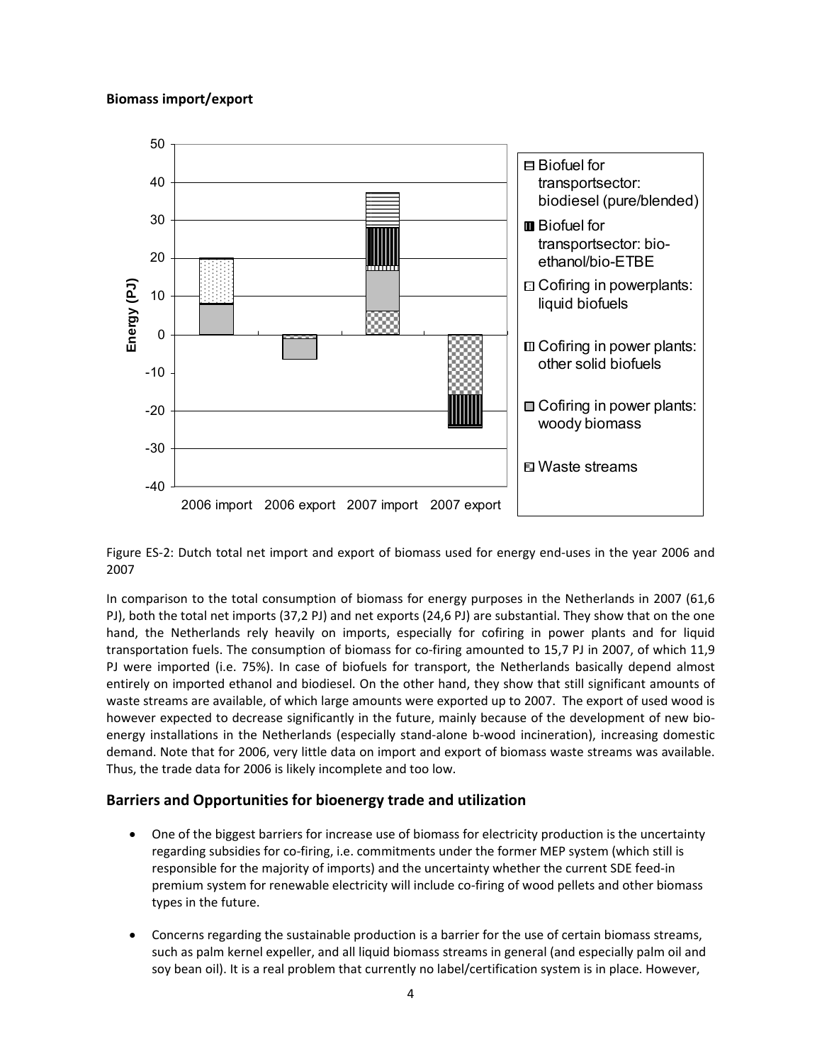**Biomass import/export**

Figure ES-2: Dutch total net import and export of biomass used for energy end-uses in the year 2006 and 2007

In comparison to the total consumption of biomass for energy purposes in the Netherlands in 2007 (61,6 PJ), both the total net imports (37,2 PJ) and net exports (24,6 PJ) are substantial. They show that on the one hand, the Netherlands rely heavily on imports, especially for cofiring in power plants and for liquid transportation fuels. The consumption of biomass for co-firing amounted to 15,7 PJ in 2007, of which 11,9 PJ were imported (i.e. 75%). In case of biofuels for transport, the Netherlands basically depend almost entirely on imported ethanol and biodiesel. On the other hand, they show that still significant amounts of waste streams are available, of which large amounts were exported up to 2007. The export of used wood is however expected to decrease significantly in the future, mainly because of the development of new bio-energy installations in the Netherlands (especially stand-alone b-wood incineration), increasing domestic demand. Note that for 2006, very little data on import and export of biomass waste streams was available. Thus, the trade data for 2006 is likely incomplete and too low.

## Barriers and Opportunities for bioenergy trade and utilization

- One of the biggest barriers for increase use of biomass for electricity production is the uncertainty regarding subsidies for co-firing, i.e. commitments under the former MEP system (which still is responsible for the majority of imports) and the uncertainty whether the current SDE feed-in premium system for renewable electricity will include co-firing of wood pellets and other biomass types in the future.
- Concerns regarding the sustainable production is a barrier for the use of certain biomass streams, such as palm kernel expeller, and all liquid biomass streams in general (and especially palm oil and soy bean oil). It is a real problem that currently no label/certification system is in place. However,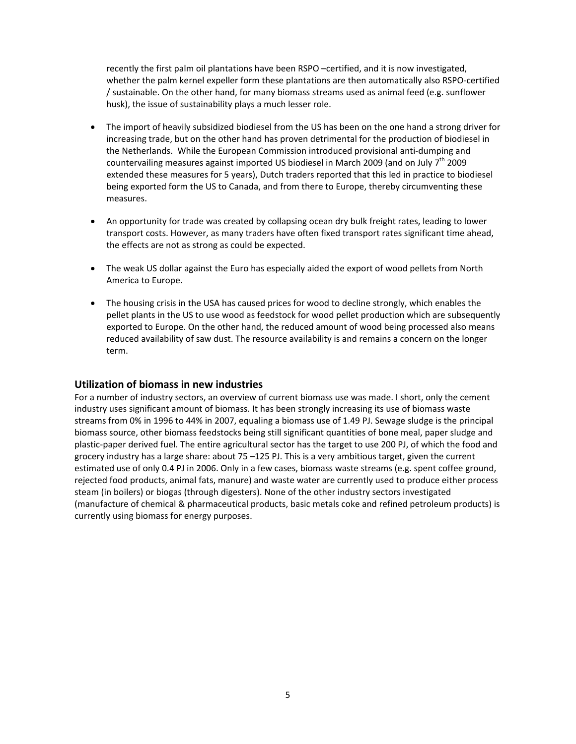recently the first palm oil plantations have been RSPO –certified, and it is now investigated, whether the palm kernel expeller form these plantations are then automatically also RSPO-certified / sustainable. On the other hand, for many biomass streams used as animal feed (e.g. sunflower husk), the issue of sustainability plays a much lesser role.

- The import of heavily subsidized biodiesel from the US has been on the one hand a strong driver for increasing trade, but on the other hand has proven detrimental for the production of biodiesel in the Netherlands. While the European Commission introduced provisional anti-dumping and countervailing measures against imported US biodiesel in March 2009 (and on July 7th 2009 extended these measures for 5 years), Dutch traders reported that this led in practice to biodiesel being exported form the US to Canada, and from there to Europe, thereby circumventing these measures.

- An opportunity for trade was created by collapsing ocean dry bulk freight rates, leading to lower transport costs. However, as many traders have often fixed transport rates significant time ahead, the effects are not as strong as could be expected.

- The weak US dollar against the Euro has especially aided the export of wood pellets from North America to Europe.

- The housing crisis in the USA has caused prices for wood to decline strongly, which enables the pellet plants in the US to use wood as feedstock for wood pellet production which are subsequently exported to Europe. On the other hand, the reduced amount of wood being processed also means reduced availability of saw dust. The resource availability is and remains a concern on the longer term.

## Utilization of biomass in new industries

For a number of industry sectors, an overview of current biomass use was made. I short, only the cement industry uses significant amount of biomass. It has been strongly increasing its use of biomass waste streams from 0% in 1996 to 44% in 2007, equaling a biomass use of 1.49 PJ. Sewage sludge is the principal biomass source, other biomass feedstocks being still significant quantities of bone meal, paper sludge and plastic-paper derived fuel. The entire agricultural sector has the target to use 200 PJ, of which the food and grocery industry has a large share: about 75 –125 PJ. This is a very ambitious target, given the current estimated use of only 0.4 PJ in 2006. Only in a few cases, biomass waste streams (e.g. spent coffee ground, rejected food products, animal fats, manure) and waste water are currently used to produce either process steam (in boilers) or biogas (through digesters). None of the other industry sectors investigated (manufacture of chemical & pharmaceutical products, basic metals coke and refined petroleum products) is currently using biomass for energy purposes.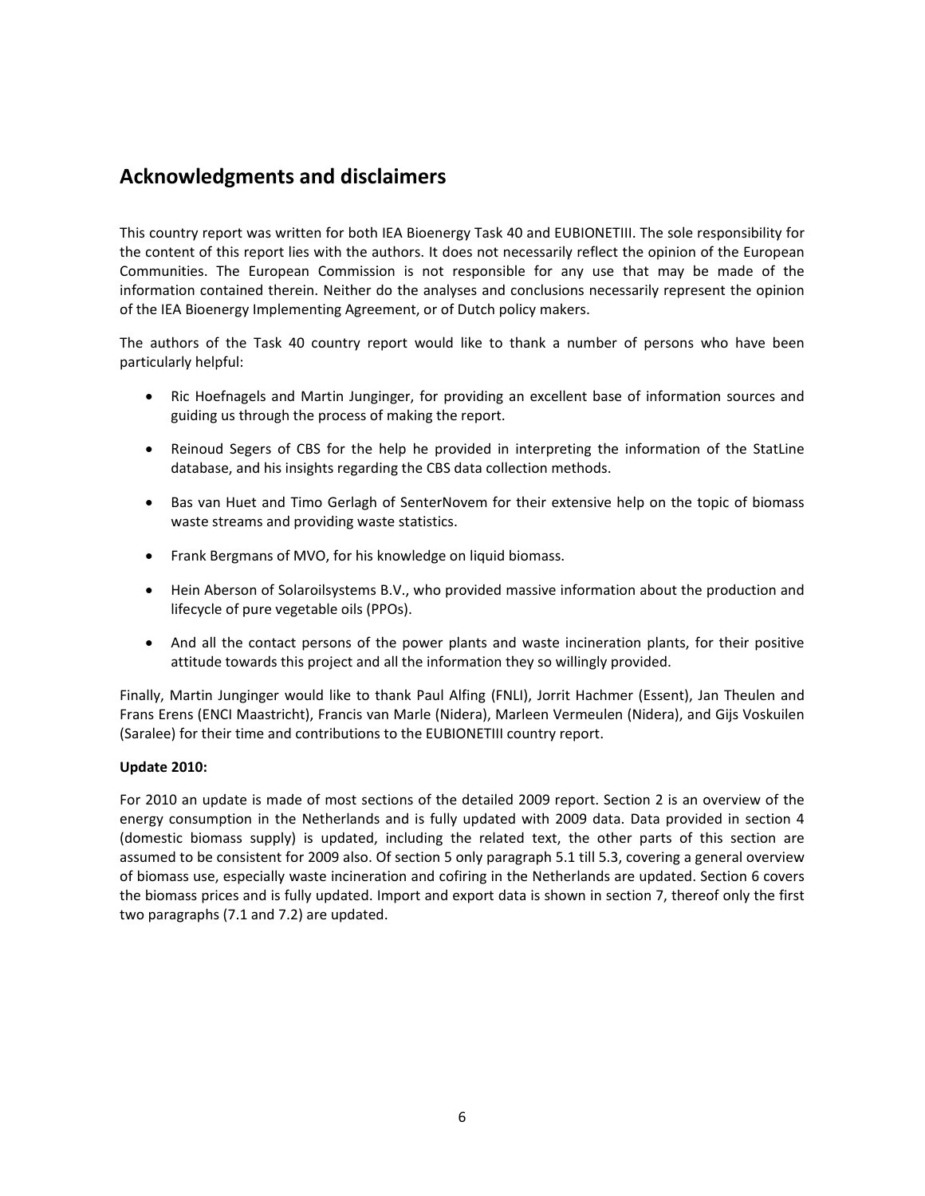## Acknowledgments and disclaimers

This country report was written for both IEA Bioenergy Task 40 and EUBIONETIII. The sole responsibility for the content of this report lies with the authors. It does not necessarily reflect the opinion of the European Communities. The European Commission is not responsible for any use that may be made of the information contained therein. Neither do the analyses and conclusions necessarily represent the opinion of the IEA Bioenergy Implementing Agreement, or of Dutch policy makers.

The authors of the Task 40 country report would like to thank a number of persons who have been particularly helpful:

- Ric Hoefnagels and Martin Junginger, for providing an excellent base of information sources and guiding us through the process of making the report.
- Reinoud Segers of CBS for the help he provided in interpreting the information of the StatLine database, and his insights regarding the CBS data collection methods.
- Bas van Huet and Timo Gerlagh of SenterNovem for their extensive help on the topic of biomass waste streams and providing waste statistics.
- Frank Bergmans of MVO, for his knowledge on liquid biomass.
- Hein Aberson of Solaroilsystems B.V., who provided massive information about the production and lifecycle of pure vegetable oils (PPOs).
- And all the contact persons of the power plants and waste incineration plants, for their positive attitude towards this project and all the information they so willingly provided.

Finally, Martin Junginger would like to thank Paul Alfing (FNLI), Jorrit Hachmer (Essent), Jan Theulen and Frans Erens (ENCI Maastricht), Francis van Marle (Nidera), Marleen Vermeulen (Nidera), and Gijs Voskuilen (Saralee) for their time and contributions to the EUBIONETIII country report.

**Update 2010:**

For 2010 an update is made of most sections of the detailed 2009 report. Section 2 is an overview of the energy consumption in the Netherlands and is fully updated with 2009 data. Data provided in section 4 (domestic biomass supply) is updated, including the related text, the other parts of this section are assumed to be consistent for 2009 also. Of section 5 only paragraph 5.1 till 5.3, covering a general overview of biomass use, especially waste incineration and cofiring in the Netherlands are updated. Section 6 covers the biomass prices and is fully updated. Import and export data is shown in section 7, thereof only the first two paragraphs (7.1 and 7.2) are updated.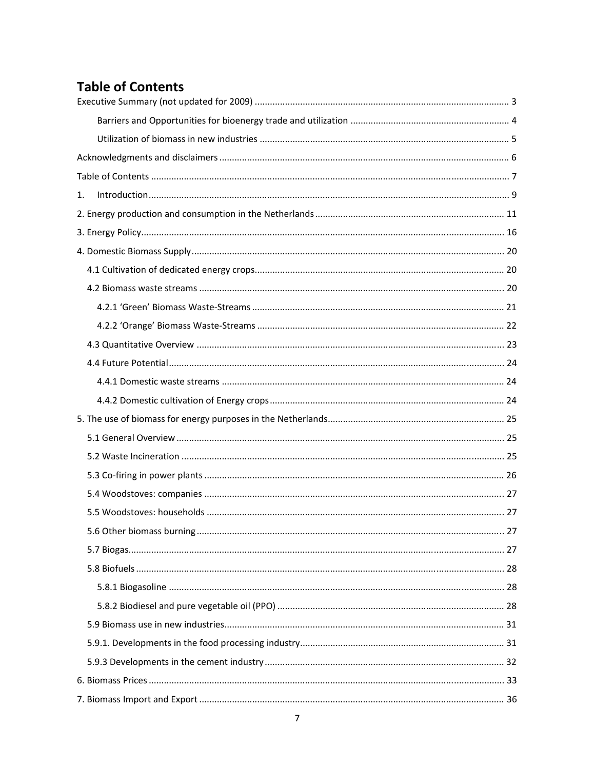# Table of Contents

Executive Summary (not updated for 2009) ................................................................................................ 3

Barriers and Opportunities for bioenergy trade and utilization ............................................................... 4

Utilization of biomass in new industries .................................................................................................. 5

Acknowledgments and disclaimers ............................................................................................................... 6

Table of Contents ........................................................................................................................................... 7

1. Introduction .............................................................................................................................................. 9

2. Energy production and consumption in the Netherlands ........................................................................ 11

3. Energy Policy ............................................................................................................................................ 16

4. Domestic Biomass Supply ......................................................................................................................... 20

4.1 Cultivation of dedicated energy crops ..................................................................................................... 20

4.2 Biomass waste streams ........................................................................................................................... 20

4.2.1 'Green' Biomass Waste-Streams ........................................................................................................ 21

4.2.2 'Orange' Biomass Waste-Streams ....................................................................................................... 22

4.3 Quantitative Overview ............................................................................................................................ 23

4.4 Future Potential ....................................................................................................................................... 24

4.4.1 Domestic waste streams ..................................................................................................................... 24

4.4.2 Domestic cultivation of Energy crops .................................................................................................. 24

5. The use of biomass for energy purposes in the Netherlands ..................................................................... 25

5.1 General Overview .................................................................................................................................... 25

5.2 Waste Incineration .................................................................................................................................. 25

5.3 Co-firing in power plants ......................................................................................................................... 26

5.4 Woodstoves: companies .......................................................................................................................... 27

5.5 Woodstoves: households ......................................................................................................................... 27

5.6 Other biomass burning ............................................................................................................................ 27

5.7 Biogas ...................................................................................................................................................... 27

5.8 Biofuels .................................................................................................................................................... 28

5.8.1 Biogasoline .......................................................................................................................................... 28

5.8.2 Biodiesel and pure vegetable oil (PPO) ............................................................................................... 28

5.9 Biomass use in new industries ................................................................................................................. 31

5.9.1. Developments in the food processing industry .................................................................................. 31

5.9.3 Developments in the cement industry ................................................................................................. 32

6. Biomass Prices ........................................................................................................................................... 33

7. Biomass Import and Export ....................................................................................................................... 36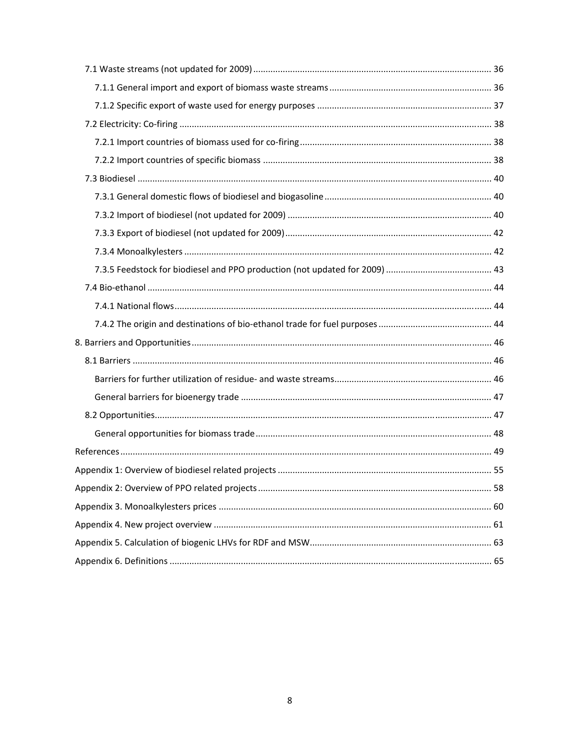7.1 Waste streams (not updated for 2009) ... 36

7.1.1 General import and export of biomass waste streams ... 36

7.1.2 Specific export of waste used for energy purposes ... 37

7.2 Electricity: Co-firing ... 38

7.2.1 Import countries of biomass used for co-firing ... 38

7.2.2 Import countries of specific biomass ... 38

7.3 Biodiesel ... 40

7.3.1 General domestic flows of biodiesel and biogasoline ... 40

7.3.2 Import of biodiesel (not updated for 2009) ... 40

7.3.3 Export of biodiesel (not updated for 2009) ... 42

7.3.4 Monoalkylesters ... 42

7.3.5 Feedstock for biodiesel and PPO production (not updated for 2009) ... 43

7.4 Bio-ethanol ... 44

7.4.1 National flows ... 44

7.4.2 The origin and destinations of bio-ethanol trade for fuel purposes ... 44

8. Barriers and Opportunities ... 46

8.1 Barriers ... 46

Barriers for further utilization of residue- and waste streams ... 46

General barriers for bioenergy trade ... 47

8.2 Opportunities ... 47

General opportunities for biomass trade ... 48

References ... 49

Appendix 1: Overview of biodiesel related projects ... 55

Appendix 2: Overview of PPO related projects ... 58

Appendix 3. Monoalkylesters prices ... 60

Appendix 4. New project overview ... 61

Appendix 5. Calculation of biogenic LHVs for RDF and MSW ... 63

Appendix 6. Definitions ... 65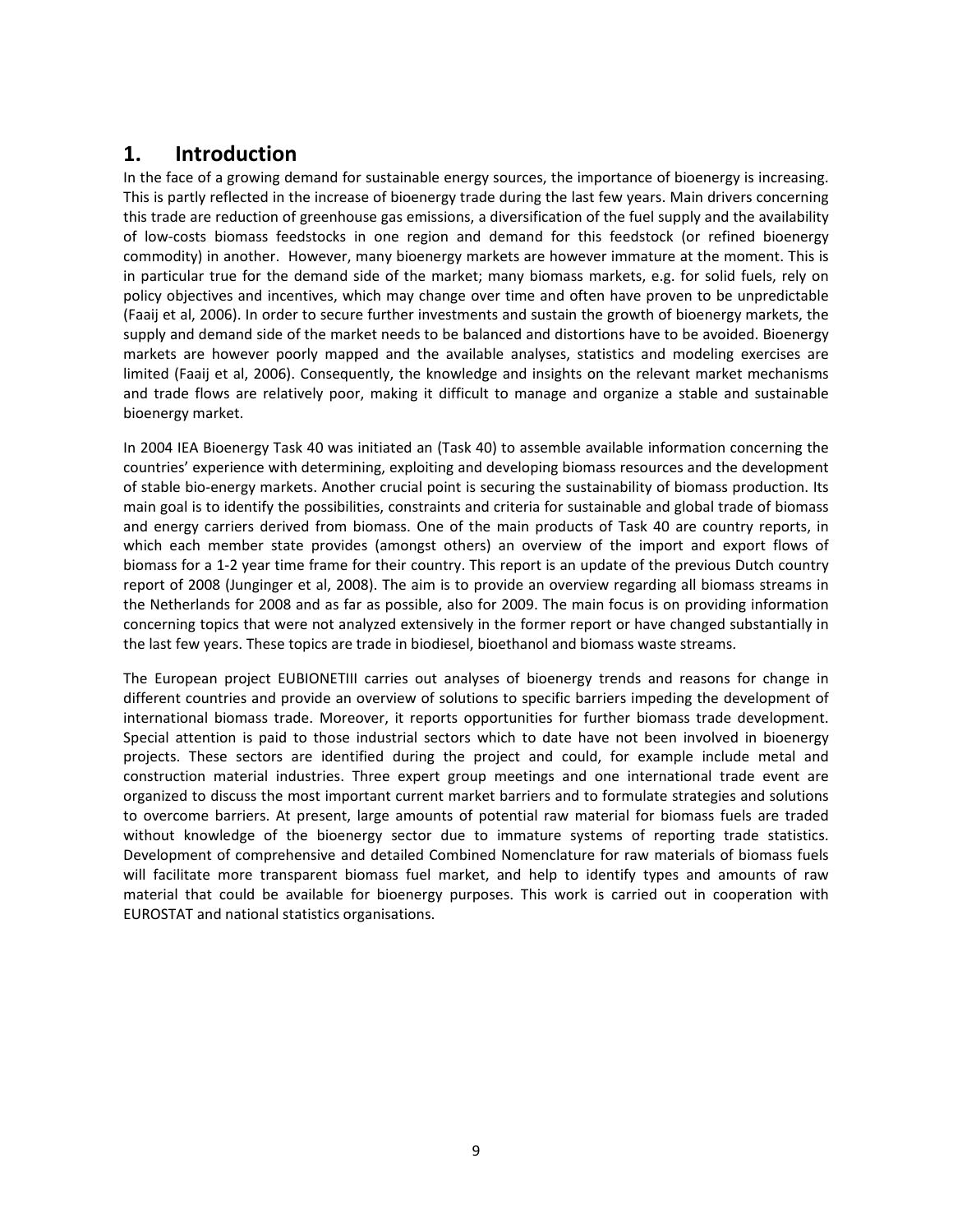# 1. Introduction

In the face of a growing demand for sustainable energy sources, the importance of bioenergy is increasing. This is partly reflected in the increase of bioenergy trade during the last few years. Main drivers concerning this trade are reduction of greenhouse gas emissions, a diversification of the fuel supply and the availability of low-costs biomass feedstocks in one region and demand for this feedstock (or refined bioenergy commodity) in another. However, many bioenergy markets are however immature at the moment. This is in particular true for the demand side of the market; many biomass markets, e.g. for solid fuels, rely on policy objectives and incentives, which may change over time and often have proven to be unpredictable (Faaij et al, 2006). In order to secure further investments and sustain the growth of bioenergy markets, the supply and demand side of the market needs to be balanced and distortions have to be avoided. Bioenergy markets are however poorly mapped and the available analyses, statistics and modeling exercises are limited (Faaij et al, 2006). Consequently, the knowledge and insights on the relevant market mechanisms and trade flows are relatively poor, making it difficult to manage and organize a stable and sustainable bioenergy market.

In 2004 IEA Bioenergy Task 40 was initiated an (Task 40) to assemble available information concerning the countries' experience with determining, exploiting and developing biomass resources and the development of stable bio-energy markets. Another crucial point is securing the sustainability of biomass production. Its main goal is to identify the possibilities, constraints and criteria for sustainable and global trade of biomass and energy carriers derived from biomass. One of the main products of Task 40 are country reports, in which each member state provides (amongst others) an overview of the import and export flows of biomass for a 1-2 year time frame for their country. This report is an update of the previous Dutch country report of 2008 (Junginger et al, 2008). The aim is to provide an overview regarding all biomass streams in the Netherlands for 2008 and as far as possible, also for 2009. The main focus is on providing information concerning topics that were not analyzed extensively in the former report or have changed substantially in the last few years. These topics are trade in biodiesel, bioethanol and biomass waste streams.

The European project EUBIONETIII carries out analyses of bioenergy trends and reasons for change in different countries and provide an overview of solutions to specific barriers impeding the development of international biomass trade. Moreover, it reports opportunities for further biomass trade development. Special attention is paid to those industrial sectors which to date have not been involved in bioenergy projects. These sectors are identified during the project and could, for example include metal and construction material industries. Three expert group meetings and one international trade event are organized to discuss the most important current market barriers and to formulate strategies and solutions to overcome barriers. At present, large amounts of potential raw material for biomass fuels are traded without knowledge of the bioenergy sector due to immature systems of reporting trade statistics. Development of comprehensive and detailed Combined Nomenclature for raw materials of biomass fuels will facilitate more transparent biomass fuel market, and help to identify types and amounts of raw material that could be available for bioenergy purposes. This work is carried out in cooperation with EUROSTAT and national statistics organisations.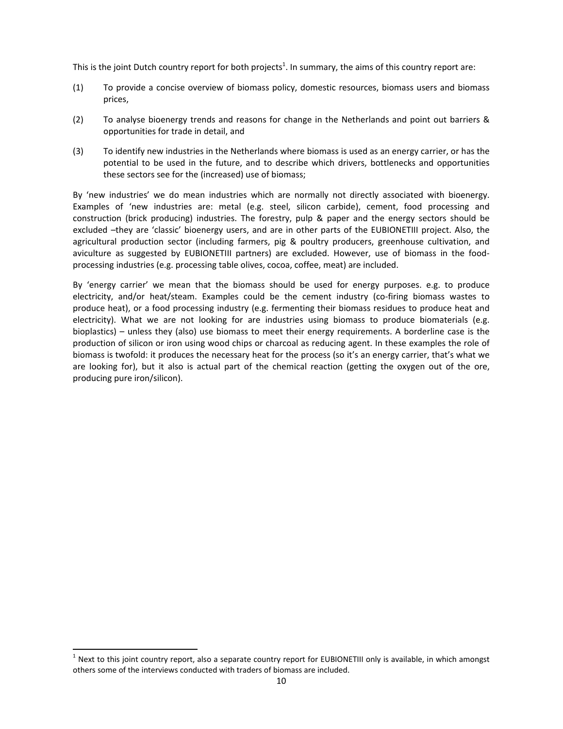This is the joint Dutch country report for both projects[1]. In summary, the aims of this country report are:

(1) To provide a concise overview of biomass policy, domestic resources, biomass users and biomass prices,

(2) To analyse bioenergy trends and reasons for change in the Netherlands and point out barriers & opportunities for trade in detail, and

(3) To identify new industries in the Netherlands where biomass is used as an energy carrier, or has the potential to be used in the future, and to describe which drivers, bottlenecks and opportunities these sectors see for the (increased) use of biomass;

By 'new industries' we do mean industries which are normally not directly associated with bioenergy. Examples of 'new industries are: metal (e.g. steel, silicon carbide), cement, food processing and construction (brick producing) industries. The forestry, pulp & paper and the energy sectors should be excluded –they are 'classic' bioenergy users, and are in other parts of the EUBIONETIII project. Also, the agricultural production sector (including farmers, pig & poultry producers, greenhouse cultivation, and aviculture as suggested by EUBIONETIII partners) are excluded. However, use of biomass in the food-processing industries (e.g. processing table olives, cocoa, coffee, meat) are included.

By 'energy carrier' we mean that the biomass should be used for energy purposes. e.g. to produce electricity, and/or heat/steam. Examples could be the cement industry (co-firing biomass wastes to produce heat), or a food processing industry (e.g. fermenting their biomass residues to produce heat and electricity). What we are not looking for are industries using biomass to produce biomaterials (e.g. bioplastics) – unless they (also) use biomass to meet their energy requirements. A borderline case is the production of silicon or iron using wood chips or charcoal as reducing agent. In these examples the role of biomass is twofold: it produces the necessary heat for the process (so it's an energy carrier, that's what we are looking for), but it also is actual part of the chemical reaction (getting the oxygen out of the ore, producing pure iron/silicon).

[1] Next to this joint country report, also a separate country report for EUBIONETIII only is available, in which amongst others some of the interviews conducted with traders of biomass are included.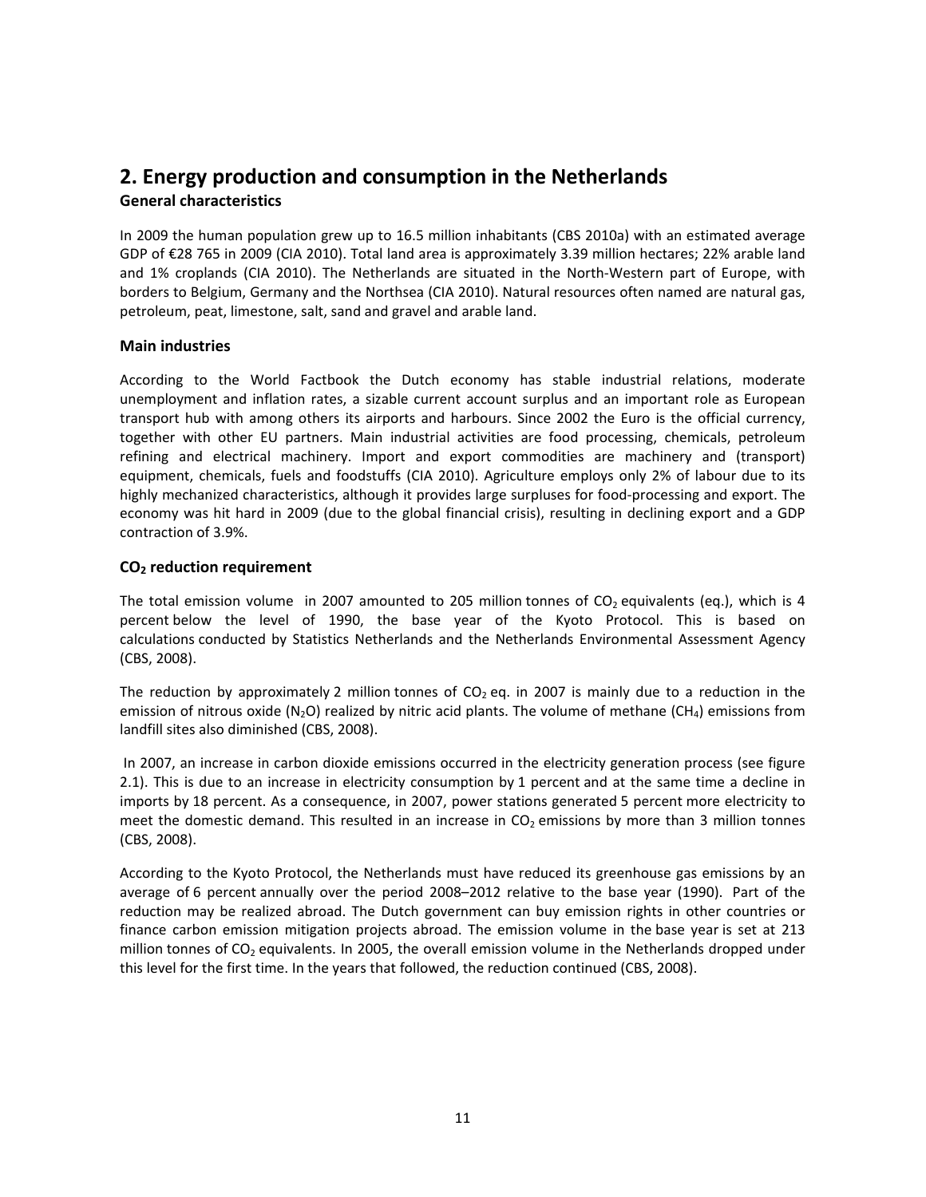## 2. Energy production and consumption in the Netherlands

### General characteristics

In 2009 the human population grew up to 16.5 million inhabitants (CBS 2010a) with an estimated average GDP of €28 765 in 2009 (CIA 2010). Total land area is approximately 3.39 million hectares; 22% arable land and 1% croplands (CIA 2010). The Netherlands are situated in the North-Western part of Europe, with borders to Belgium, Germany and the Northsea (CIA 2010). Natural resources often named are natural gas, petroleum, peat, limestone, salt, sand and gravel and arable land.

### Main industries

According to the World Factbook the Dutch economy has stable industrial relations, moderate unemployment and inflation rates, a sizable current account surplus and an important role as European transport hub with among others its airports and harbours. Since 2002 the Euro is the official currency, together with other EU partners. Main industrial activities are food processing, chemicals, petroleum refining and electrical machinery. Import and export commodities are machinery and (transport) equipment, chemicals, fuels and foodstuffs (CIA 2010). Agriculture employs only 2% of labour due to its highly mechanized characteristics, although it provides large surpluses for food-processing and export. The economy was hit hard in 2009 (due to the global financial crisis), resulting in declining export and a GDP contraction of 3.9%.

### $CO_2$ reduction requirement

The total emission volume in 2007 amounted to 205 million tonnes of $CO_2$ equivalents (eq.), which is 4 percent below the level of 1990, the base year of the Kyoto Protocol. This is based on calculations conducted by Statistics Netherlands and the Netherlands Environmental Assessment Agency (CBS, 2008).

The reduction by approximately 2 million tonnes of $CO_2$ eq. in 2007 is mainly due to a reduction in the emission of nitrous oxide ($N_2O$) realized by nitric acid plants. The volume of methane ($CH_4$) emissions from landfill sites also diminished (CBS, 2008).

In 2007, an increase in carbon dioxide emissions occurred in the electricity generation process (see figure 2.1). This is due to an increase in electricity consumption by 1 percent and at the same time a decline in imports by 18 percent. As a consequence, in 2007, power stations generated 5 percent more electricity to meet the domestic demand. This resulted in an increase in $CO_2$ emissions by more than 3 million tonnes (CBS, 2008).

According to the Kyoto Protocol, the Netherlands must have reduced its greenhouse gas emissions by an average of 6 percent annually over the period 2008–2012 relative to the base year (1990). Part of the reduction may be realized abroad. The Dutch government can buy emission rights in other countries or finance carbon emission mitigation projects abroad. The emission volume in the base year is set at 213 million tonnes of $CO_2$ equivalents. In 2005, the overall emission volume in the Netherlands dropped under this level for the first time. In the years that followed, the reduction continued (CBS, 2008).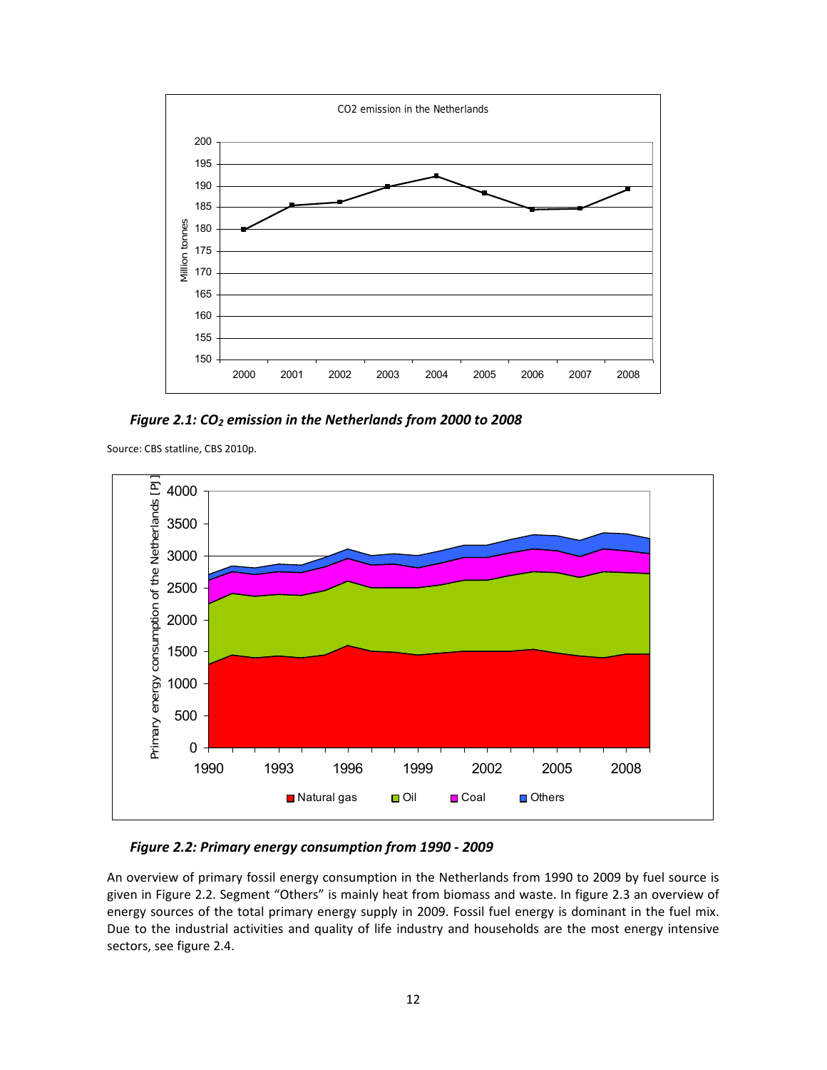*Figure 2.1: $CO_2$ emission in the Netherlands from 2000 to 2008*

Source: CBS statline, CBS 2010p.

*Figure 2.2: Primary energy consumption from 1990 - 2009*

An overview of primary fossil energy consumption in the Netherlands from 1990 to 2009 by fuel source is given in Figure 2.2. Segment “Others” is mainly heat from biomass and waste. In figure 2.3 an overview of energy sources of the total primary energy supply in 2009. Fossil fuel energy is dominant in the fuel mix. Due to the industrial activities and quality of life industry and households are the most energy intensive sectors, see figure 2.4.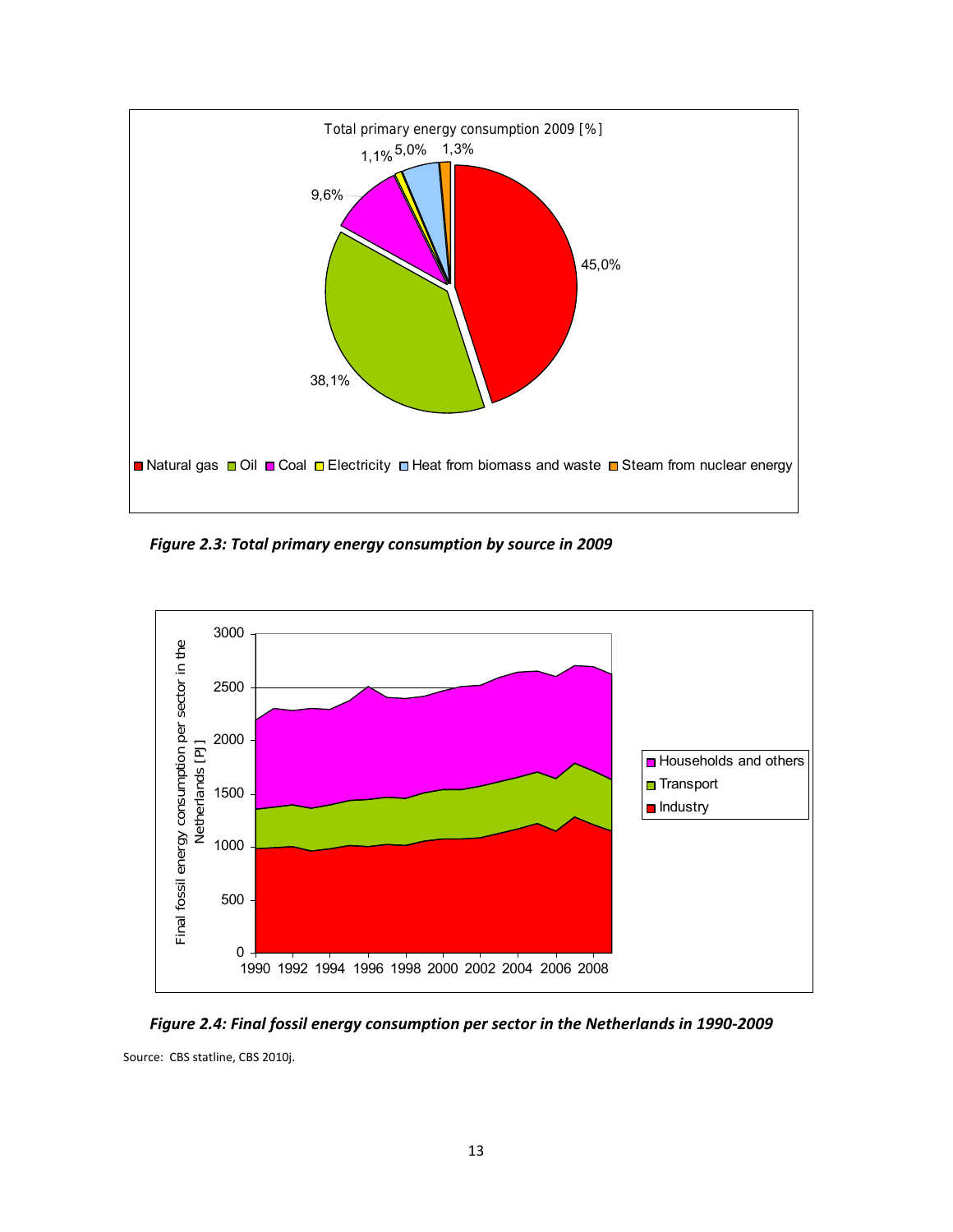*Figure 2.3: Total primary energy consumption by source in 2009*

*Figure 2.4: Final fossil energy consumption per sector in the Netherlands in 1990-2009*

Source: CBS statline, CBS 2010j.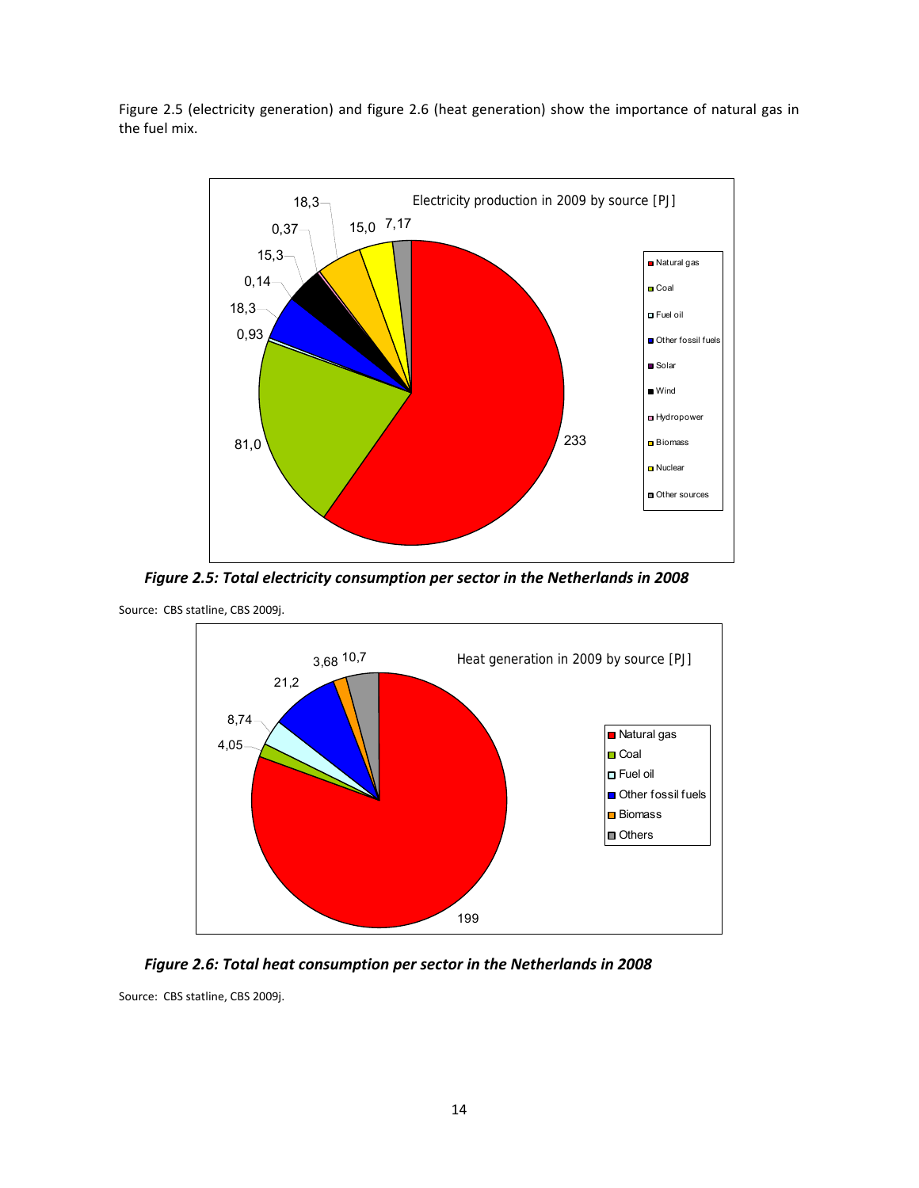Figure 2.5 (electricity generation) and figure 2.6 (heat generation) show the importance of natural gas in the fuel mix.

***Figure 2.5: Total electricity consumption per sector in the Netherlands in 2008***

Source: CBS statline, CBS 2009j.

***Figure 2.6: Total heat consumption per sector in the Netherlands in 2008***

Source: CBS statline, CBS 2009j.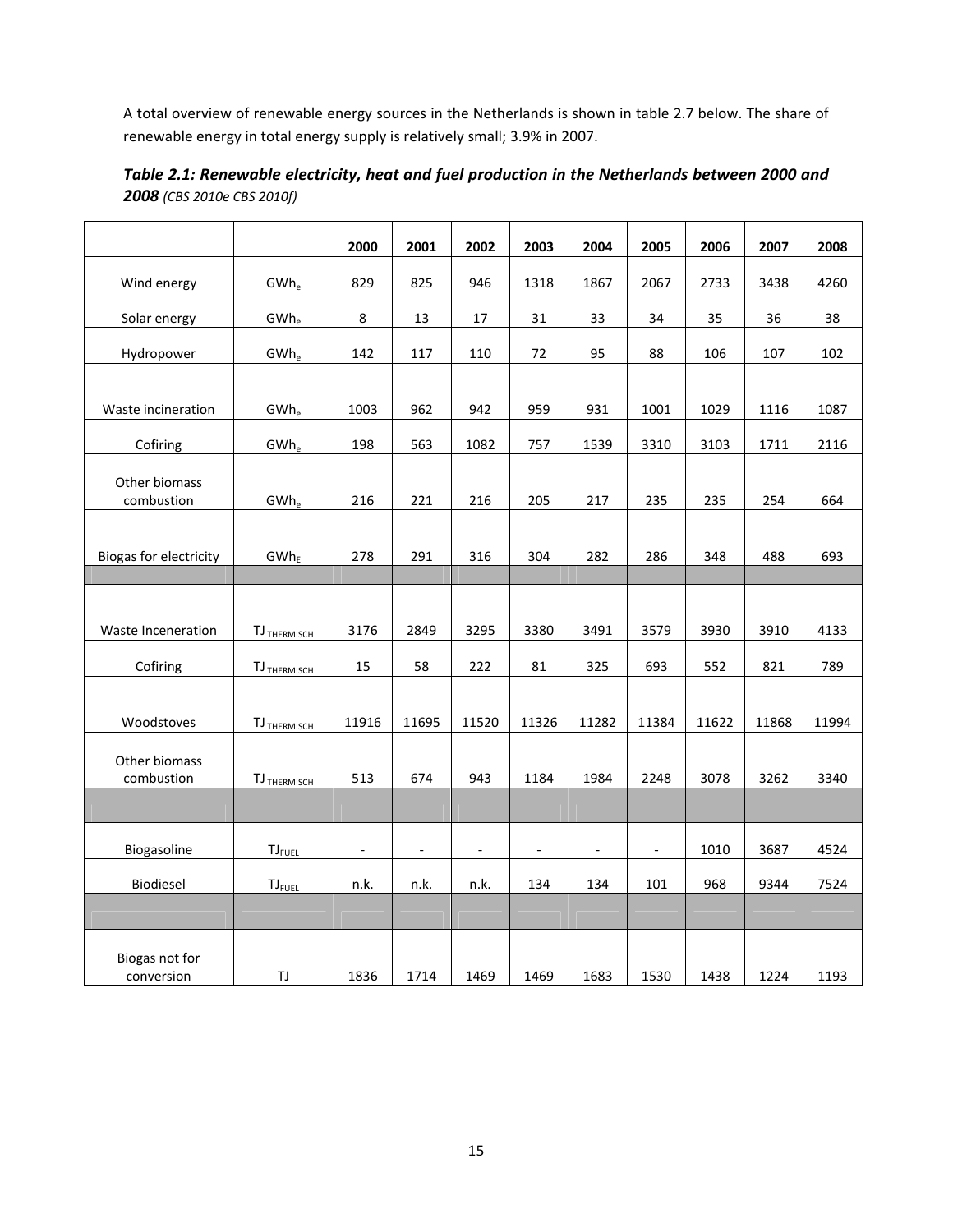A total overview of renewable energy sources in the Netherlands is shown in table 2.7 below. The share of renewable energy in total energy supply is relatively small; 3.9% in 2007.

***Table 2.1: Renewable electricity, heat and fuel production in the Netherlands between 2000 and 2008** (CBS 2010e CBS 2010f)*

| | | 2000 | 2001 | 2002 | 2003 | 2004 | 2005 | 2006 | 2007 | 2008 |
|---|---|---|---|---|---|---|---|---|---|---|
| Wind energy | $GWh_e$ | 829 | 825 | 946 | 1318 | 1867 | 2067 | 2733 | 3438 | 4260 |
| Solar energy | $GWh_e$ | 8 | 13 | 17 | 31 | 33 | 34 | 35 | 36 | 38 |
| Hydropower | $GWh_e$ | 142 | 117 | 110 | 72 | 95 | 88 | 106 | 107 | 102 |
| Waste incineration | $GWh_e$ | 1003 | 962 | 942 | 959 | 931 | 1001 | 1029 | 1116 | 1087 |
| Cofiring | $GWh_e$ | 198 | 563 | 1082 | 757 | 1539 | 3310 | 3103 | 1711 | 2116 |
| Other biomass combustion | $GWh_e$ | 216 | 221 | 216 | 205 | 217 | 235 | 235 | 254 | 664 |
| Biogas for electricity | $GWh_E$ | 278 | 291 | 316 | 304 | 282 | 286 | 348 | 488 | 693 |
| | | | | | | | | | | |
| Waste Inceneration | $TJ_{THERMISCH}$ | 3176 | 2849 | 3295 | 3380 | 3491 | 3579 | 3930 | 3910 | 4133 |
| Cofiring | $TJ_{THERMISCH}$ | 15 | 58 | 222 | 81 | 325 | 693 | 552 | 821 | 789 |
| Woodstoves | $TJ_{THERMISCH}$ | 11916 | 11695 | 11520 | 11326 | 11282 | 11384 | 11622 | 11868 | 11994 |
| Other biomass combustion | $TJ_{THERMISCH}$ | 513 | 674 | 943 | 1184 | 1984 | 2248 | 3078 | 3262 | 3340 |
| | | | | | | | | | | |
| Biogasoline | $TJ_{FUEL}$ | - | - | - | - | - | - | 1010 | 3687 | 4524 |
| Biodiesel | $TJ_{FUEL}$ | n.k. | n.k. | n.k. | 134 | 134 | 101 | 968 | 9344 | 7524 |
| | | | | | | | | | | |
| Biogas not for conversion | TJ | 1836 | 1714 | 1469 | 1469 | 1683 | 1530 | 1438 | 1224 | 1193 |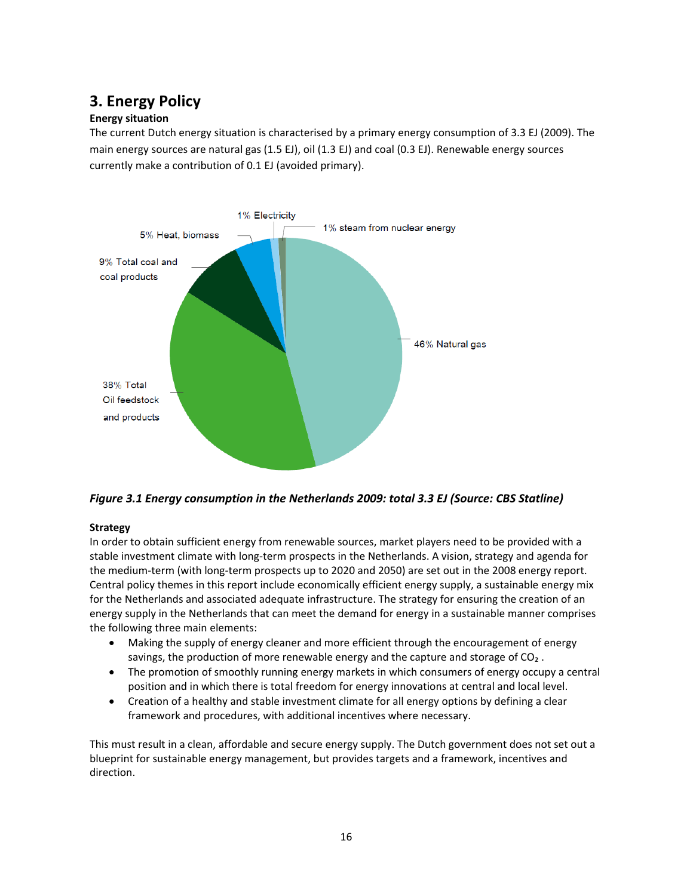# 3. Energy Policy

**Energy situation**

The current Dutch energy situation is characterised by a primary energy consumption of 3.3 EJ (2009). The main energy sources are natural gas (1.5 EJ), oil (1.3 EJ) and coal (0.3 EJ). Renewable energy sources currently make a contribution of 0.1 EJ (avoided primary).

***Figure 3.1 Energy consumption in the Netherlands 2009: total 3.3 EJ (Source: CBS Statline)***

**Strategy**

In order to obtain sufficient energy from renewable sources, market players need to be provided with a stable investment climate with long-term prospects in the Netherlands. A vision, strategy and agenda for the medium-term (with long-term prospects up to 2020 and 2050) are set out in the 2008 energy report. Central policy themes in this report include economically efficient energy supply, a sustainable energy mix for the Netherlands and associated adequate infrastructure. The strategy for ensuring the creation of an energy supply in the Netherlands that can meet the demand for energy in a sustainable manner comprises the following three main elements:

- Making the supply of energy cleaner and more efficient through the encouragement of energy savings, the production of more renewable energy and the capture and storage of $CO_2$ .
- The promotion of smoothly running energy markets in which consumers of energy occupy a central position and in which there is total freedom for energy innovations at central and local level.
- Creation of a healthy and stable investment climate for all energy options by defining a clear framework and procedures, with additional incentives where necessary.

This must result in a clean, affordable and secure energy supply. The Dutch government does not set out a blueprint for sustainable energy management, but provides targets and a framework, incentives and direction.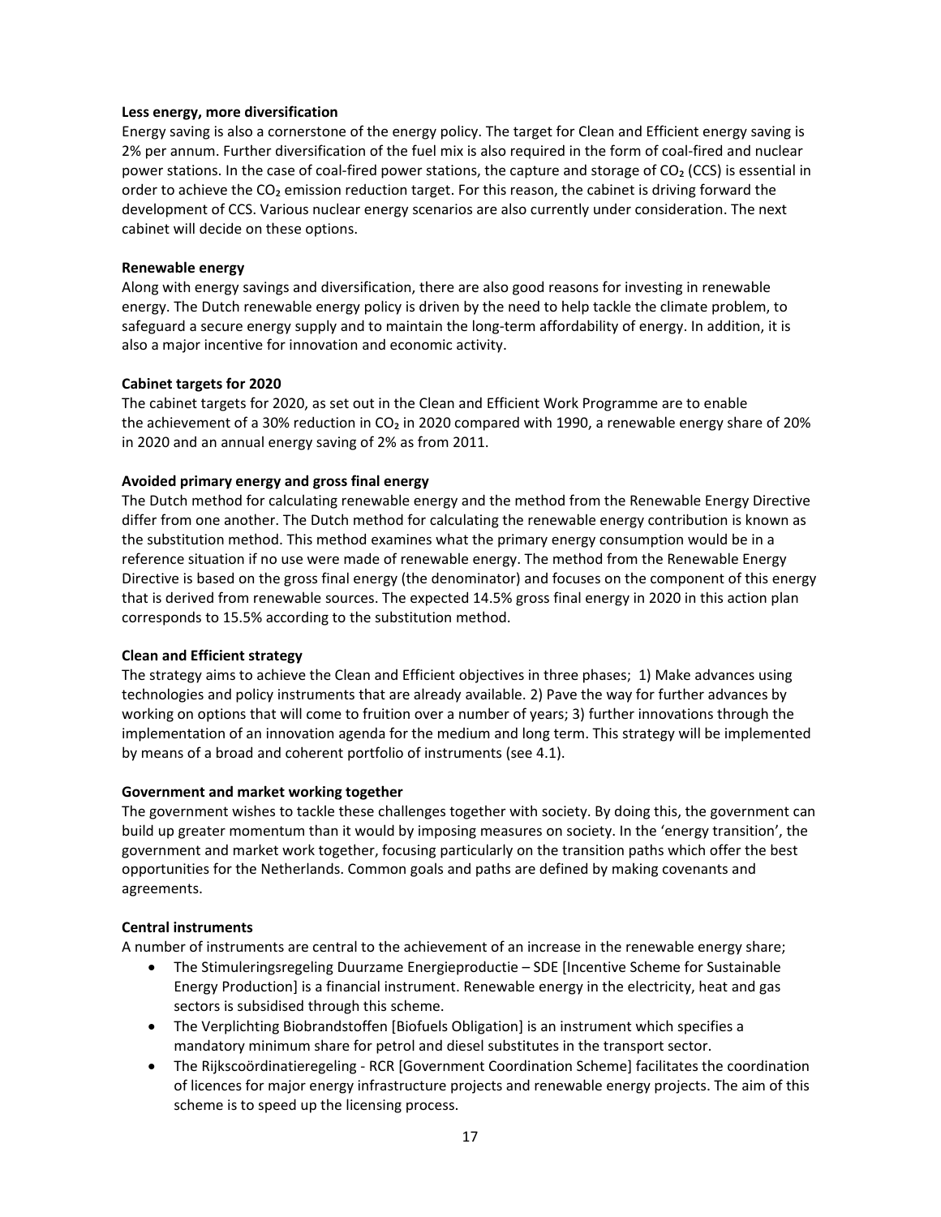**Less energy, more diversification**

Energy saving is also a cornerstone of the energy policy. The target for Clean and Efficient energy saving is 2% per annum. Further diversification of the fuel mix is also required in the form of coal-fired and nuclear power stations. In the case of coal-fired power stations, the capture and storage of $CO_2$ (CCS) is essential in order to achieve the $CO_2$ emission reduction target. For this reason, the cabinet is driving forward the development of CCS. Various nuclear energy scenarios are also currently under consideration. The next cabinet will decide on these options.

**Renewable energy**

Along with energy savings and diversification, there are also good reasons for investing in renewable energy. The Dutch renewable energy policy is driven by the need to help tackle the climate problem, to safeguard a secure energy supply and to maintain the long-term affordability of energy. In addition, it is also a major incentive for innovation and economic activity.

**Cabinet targets for 2020**

The cabinet targets for 2020, as set out in the Clean and Efficient Work Programme are to enable the achievement of a 30% reduction in $CO_2$ in 2020 compared with 1990, a renewable energy share of 20% in 2020 and an annual energy saving of 2% as from 2011.

**Avoided primary energy and gross final energy**

The Dutch method for calculating renewable energy and the method from the Renewable Energy Directive differ from one another. The Dutch method for calculating the renewable energy contribution is known as the substitution method. This method examines what the primary energy consumption would be in a reference situation if no use were made of renewable energy. The method from the Renewable Energy Directive is based on the gross final energy (the denominator) and focuses on the component of this energy that is derived from renewable sources. The expected 14.5% gross final energy in 2020 in this action plan corresponds to 15.5% according to the substitution method.

**Clean and Efficient strategy**

The strategy aims to achieve the Clean and Efficient objectives in three phases; 1) Make advances using technologies and policy instruments that are already available. 2) Pave the way for further advances by working on options that will come to fruition over a number of years; 3) further innovations through the implementation of an innovation agenda for the medium and long term. This strategy will be implemented by means of a broad and coherent portfolio of instruments (see 4.1).

**Government and market working together**

The government wishes to tackle these challenges together with society. By doing this, the government can build up greater momentum than it would by imposing measures on society. In the 'energy transition', the government and market work together, focusing particularly on the transition paths which offer the best opportunities for the Netherlands. Common goals and paths are defined by making covenants and agreements.

**Central instruments**

A number of instruments are central to the achievement of an increase in the renewable energy share;

- The Stimuleringsregeling Duurzame Energieproductie – SDE [Incentive Scheme for Sustainable Energy Production] is a financial instrument. Renewable energy in the electricity, heat and gas sectors is subsidised through this scheme.
- The Verplichting Biobrandstoffen [Biofuels Obligation] is an instrument which specifies a mandatory minimum share for petrol and diesel substitutes in the transport sector.
- The Rijkscoördinatieregeling - RCR [Government Coordination Scheme] facilitates the coordination of licences for major energy infrastructure projects and renewable energy projects. The aim of this scheme is to speed up the licensing process.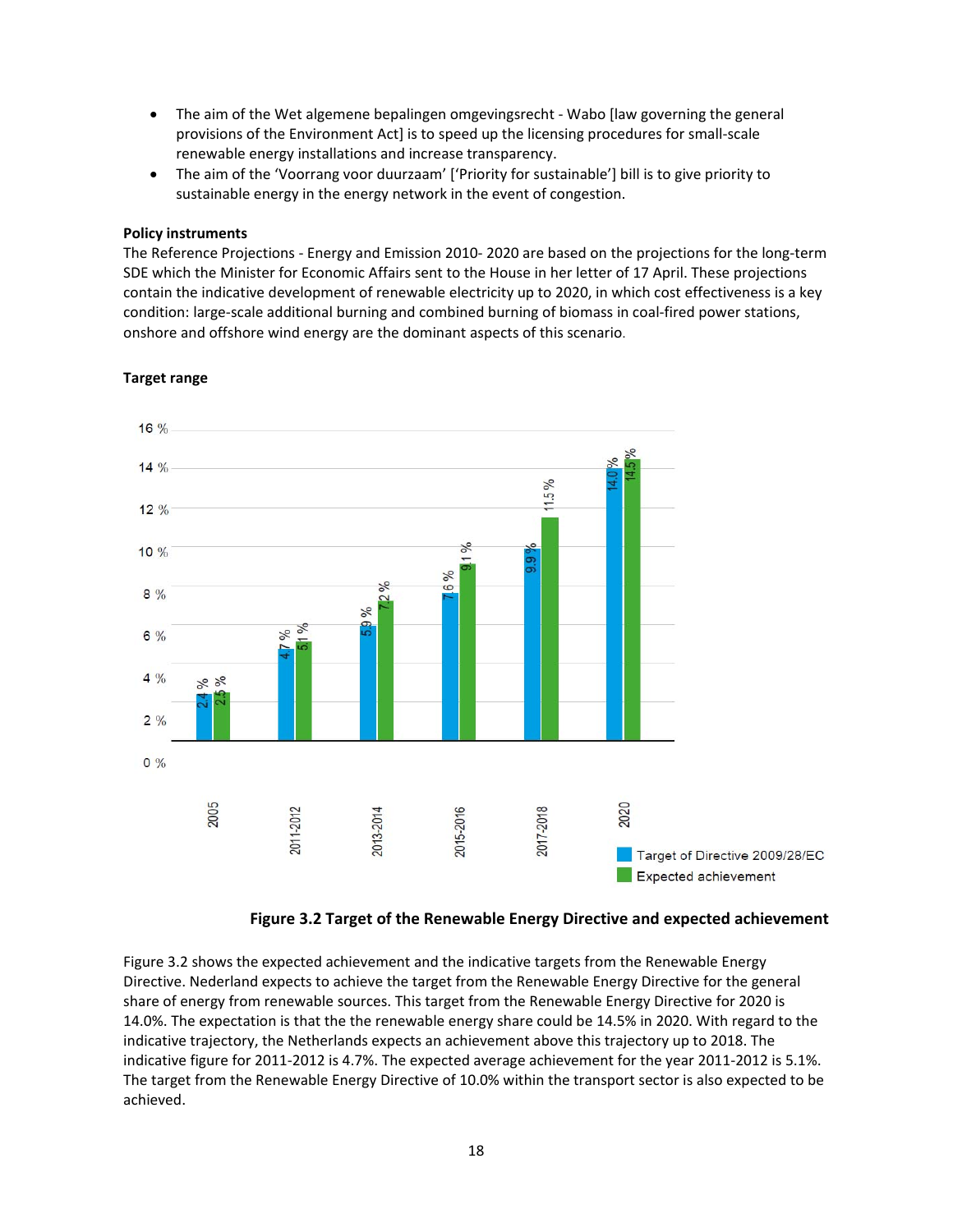- The aim of the Wet algemene bepalingen omgevingsrecht - Wabo [law governing the general provisions of the Environment Act] is to speed up the licensing procedures for small-scale renewable energy installations and increase transparency.
- The aim of the 'Voorrang voor duurzaam' ['Priority for sustainable'] bill is to give priority to sustainable energy in the energy network in the event of congestion.

**Policy instruments**

The Reference Projections - Energy and Emission 2010- 2020 are based on the projections for the long-term SDE which the Minister for Economic Affairs sent to the House in her letter of 17 April. These projections contain the indicative development of renewable electricity up to 2020, in which cost effectiveness is a key condition: large-scale additional burning and combined burning of biomass in coal-fired power stations, onshore and offshore wind energy are the dominant aspects of this scenario.

**Target range**

| Period | Target of Directive 2009/28/EC | Expected achievement |
|---|---|---|
| 2005 | 2.4 % | 2.5 % |
| 2011-2012 | 4.7 % | 5.1 % |
| 2013-2014 | 5.9 % | 7.2 % |
| 2015-2016 | 7.6 % | 9.1 % |
| 2017-2018 | 9.9 % | 11.5 % |
| 2020 | 14.0% | 14.5% |

**Figure 3.2 Target of the Renewable Energy Directive and expected achievement**

Figure 3.2 shows the expected achievement and the indicative targets from the Renewable Energy Directive. Nederland expects to achieve the target from the Renewable Energy Directive for the general share of energy from renewable sources. This target from the Renewable Energy Directive for 2020 is 14.0%. The expectation is that the the renewable energy share could be 14.5% in 2020. With regard to the indicative trajectory, the Netherlands expects an achievement above this trajectory up to 2018. The indicative figure for 2011-2012 is 4.7%. The expected average achievement for the year 2011-2012 is 5.1%. The target from the Renewable Energy Directive of 10.0% within the transport sector is also expected to be achieved.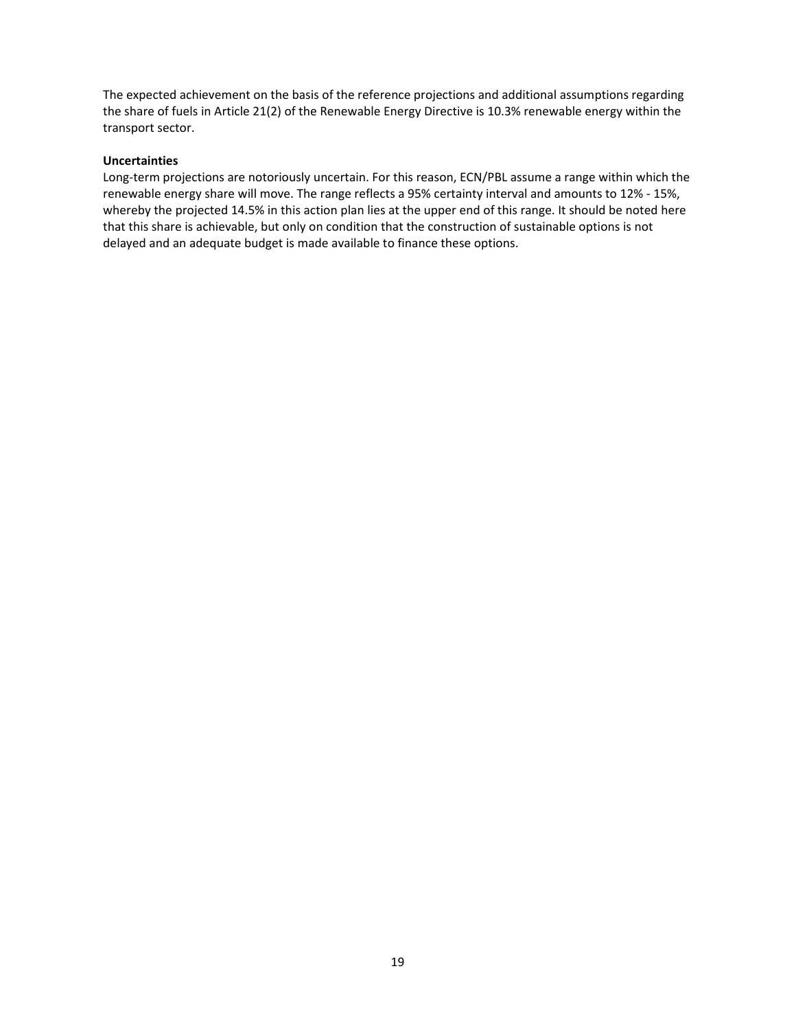The expected achievement on the basis of the reference projections and additional assumptions regarding the share of fuels in Article 21(2) of the Renewable Energy Directive is 10.3% renewable energy within the transport sector.

**Uncertainties**

Long-term projections are notoriously uncertain. For this reason, ECN/PBL assume a range within which the renewable energy share will move. The range reflects a 95% certainty interval and amounts to 12% - 15%, whereby the projected 14.5% in this action plan lies at the upper end of this range. It should be noted here that this share is achievable, but only on condition that the construction of sustainable options is not delayed and an adequate budget is made available to finance these options.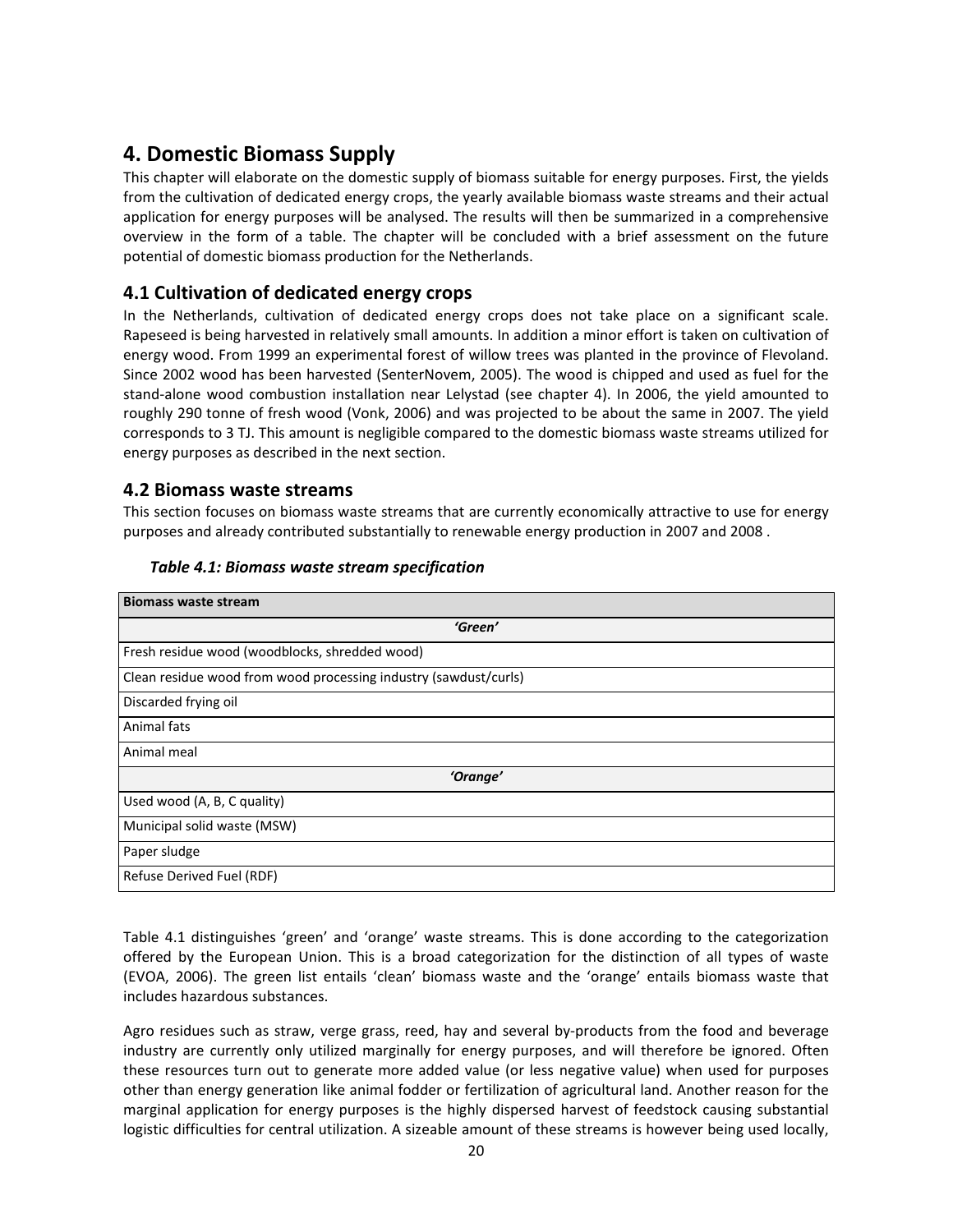# 4. Domestic Biomass Supply

This chapter will elaborate on the domestic supply of biomass suitable for energy purposes. First, the yields from the cultivation of dedicated energy crops, the yearly available biomass waste streams and their actual application for energy purposes will be analysed. The results will then be summarized in a comprehensive overview in the form of a table. The chapter will be concluded with a brief assessment on the future potential of domestic biomass production for the Netherlands.

## 4.1 Cultivation of dedicated energy crops

In the Netherlands, cultivation of dedicated energy crops does not take place on a significant scale. Rapeseed is being harvested in relatively small amounts. In addition a minor effort is taken on cultivation of energy wood. From 1999 an experimental forest of willow trees was planted in the province of Flevoland. Since 2002 wood has been harvested (SenterNovem, 2005). The wood is chipped and used as fuel for the stand-alone wood combustion installation near Lelystad (see chapter 4). In 2006, the yield amounted to roughly 290 tonne of fresh wood (Vonk, 2006) and was projected to be about the same in 2007. The yield corresponds to 3 TJ. This amount is negligible compared to the domestic biomass waste streams utilized for energy purposes as described in the next section.

## 4.2 Biomass waste streams

This section focuses on biomass waste streams that are currently economically attractive to use for energy purposes and already contributed substantially to renewable energy production in 2007 and 2008 .

***Table 4.1: Biomass waste stream specification***

| Biomass waste stream |
|---|
| ***'Green'*** |
| Fresh residue wood (woodblocks, shredded wood) |
| Clean residue wood from wood processing industry (sawdust/curls) |
| Discarded frying oil |
| Animal fats |
| Animal meal |
| ***'Orange'*** |
| Used wood (A, B, C quality) |
| Municipal solid waste (MSW) |
| Paper sludge |
| Refuse Derived Fuel (RDF) |

Table 4.1 distinguishes 'green' and 'orange' waste streams. This is done according to the categorization offered by the European Union. This is a broad categorization for the distinction of all types of waste (EVOA, 2006). The green list entails 'clean' biomass waste and the 'orange' entails biomass waste that includes hazardous substances.

Agro residues such as straw, verge grass, reed, hay and several by-products from the food and beverage industry are currently only utilized marginally for energy purposes, and will therefore be ignored. Often these resources turn out to generate more added value (or less negative value) when used for purposes other than energy generation like animal fodder or fertilization of agricultural land. Another reason for the marginal application for energy purposes is the highly dispersed harvest of feedstock causing substantial logistic difficulties for central utilization. A sizeable amount of these streams is however being used locally,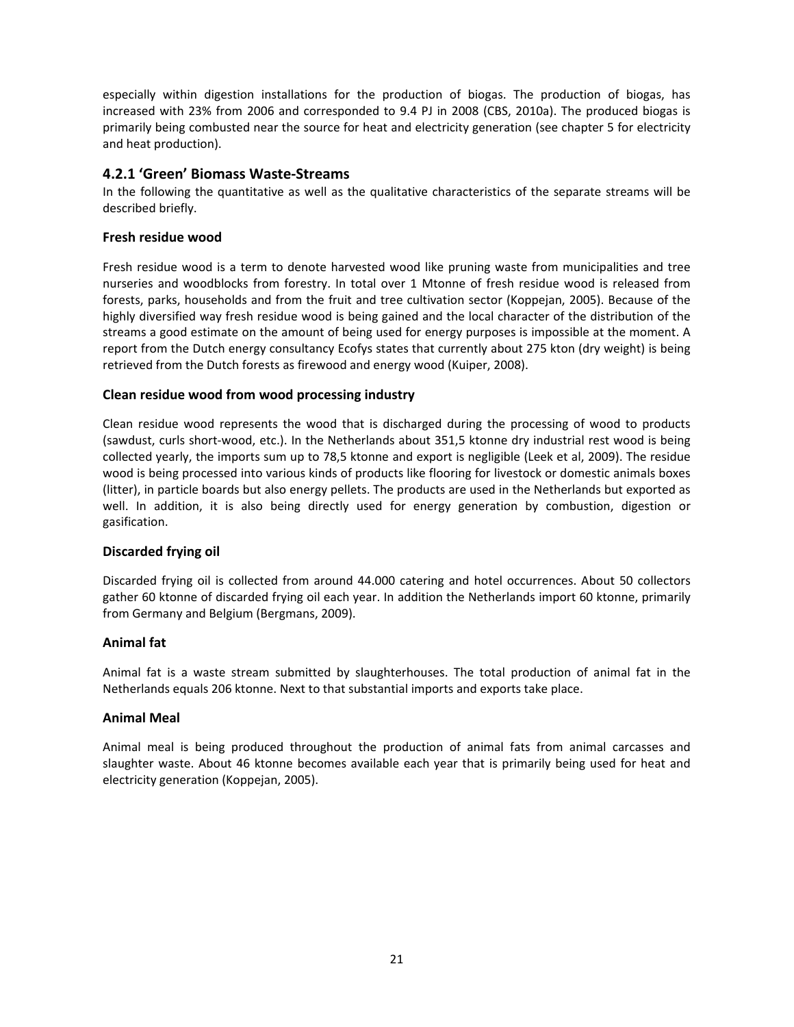especially within digestion installations for the production of biogas. The production of biogas, has increased with 23% from 2006 and corresponded to 9.4 PJ in 2008 (CBS, 2010a). The produced biogas is primarily being combusted near the source for heat and electricity generation (see chapter 5 for electricity and heat production).

### 4.2.1 'Green' Biomass Waste-Streams

In the following the quantitative as well as the qualitative characteristics of the separate streams will be described briefly.

#### Fresh residue wood

Fresh residue wood is a term to denote harvested wood like pruning waste from municipalities and tree nurseries and woodblocks from forestry. In total over 1 Mtonne of fresh residue wood is released from forests, parks, households and from the fruit and tree cultivation sector (Koppejan, 2005). Because of the highly diversified way fresh residue wood is being gained and the local character of the distribution of the streams a good estimate on the amount of being used for energy purposes is impossible at the moment. A report from the Dutch energy consultancy Ecofys states that currently about 275 kton (dry weight) is being retrieved from the Dutch forests as firewood and energy wood (Kuiper, 2008).

#### Clean residue wood from wood processing industry

Clean residue wood represents the wood that is discharged during the processing of wood to products (sawdust, curls short-wood, etc.). In the Netherlands about 351,5 ktonne dry industrial rest wood is being collected yearly, the imports sum up to 78,5 ktonne and export is negligible (Leek et al, 2009). The residue wood is being processed into various kinds of products like flooring for livestock or domestic animals boxes (litter), in particle boards but also energy pellets. The products are used in the Netherlands but exported as well. In addition, it is also being directly used for energy generation by combustion, digestion or gasification.

#### Discarded frying oil

Discarded frying oil is collected from around 44.000 catering and hotel occurrences. About 50 collectors gather 60 ktonne of discarded frying oil each year. In addition the Netherlands import 60 ktonne, primarily from Germany and Belgium (Bergmans, 2009).

#### Animal fat

Animal fat is a waste stream submitted by slaughterhouses. The total production of animal fat in the Netherlands equals 206 ktonne. Next to that substantial imports and exports take place.

#### Animal Meal

Animal meal is being produced throughout the production of animal fats from animal carcasses and slaughter waste. About 46 ktonne becomes available each year that is primarily being used for heat and electricity generation (Koppejan, 2005).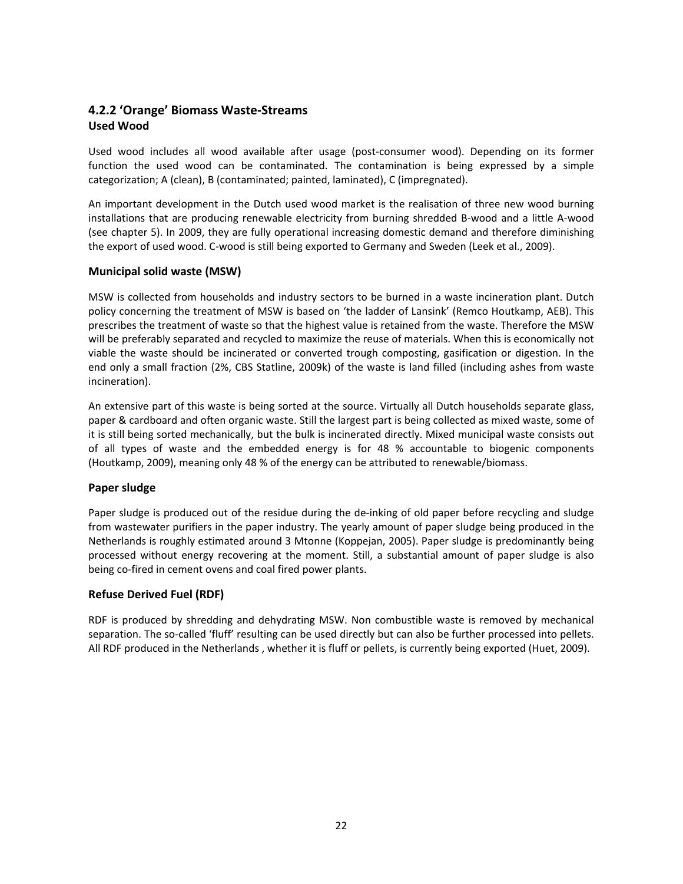### 4.2.2 'Orange' Biomass Waste-Streams

**Used Wood**

Used wood includes all wood available after usage (post-consumer wood). Depending on its former function the used wood can be contaminated. The contamination is being expressed by a simple categorization; A (clean), B (contaminated; painted, laminated), C (impregnated).

An important development in the Dutch used wood market is the realisation of three new wood burning installations that are producing renewable electricity from burning shredded B-wood and a little A-wood (see chapter 5). In 2009, they are fully operational increasing domestic demand and therefore diminishing the export of used wood. C-wood is still being exported to Germany and Sweden (Leek et al., 2009).

#### Municipal solid waste (MSW)

MSW is collected from households and industry sectors to be burned in a waste incineration plant. Dutch policy concerning the treatment of MSW is based on 'the ladder of Lansink' (Remco Houtkamp, AEB). This prescribes the treatment of waste so that the highest value is retained from the waste. Therefore the MSW will be preferably separated and recycled to maximize the reuse of materials. When this is economically not viable the waste should be incinerated or converted trough composting, gasification or digestion. In the end only a small fraction (2%, CBS Statline, 2009k) of the waste is land filled (including ashes from waste incineration).

An extensive part of this waste is being sorted at the source. Virtually all Dutch households separate glass, paper & cardboard and often organic waste. Still the largest part is being collected as mixed waste, some of it is still being sorted mechanically, but the bulk is incinerated directly. Mixed municipal waste consists out of all types of waste and the embedded energy is for 48 % accountable to biogenic components (Houtkamp, 2009), meaning only 48 % of the energy can be attributed to renewable/biomass.

#### Paper sludge

Paper sludge is produced out of the residue during the de-inking of old paper before recycling and sludge from wastewater purifiers in the paper industry. The yearly amount of paper sludge being produced in the Netherlands is roughly estimated around 3 Mtonne (Koppejan, 2005). Paper sludge is predominantly being processed without energy recovering at the moment. Still, a substantial amount of paper sludge is also being co-fired in cement ovens and coal fired power plants.

#### Refuse Derived Fuel (RDF)

RDF is produced by shredding and dehydrating MSW. Non combustible waste is removed by mechanical separation. The so-called 'fluff' resulting can be used directly but can also be further processed into pellets. All RDF produced in the Netherlands , whether it is fluff or pellets, is currently being exported (Huet, 2009).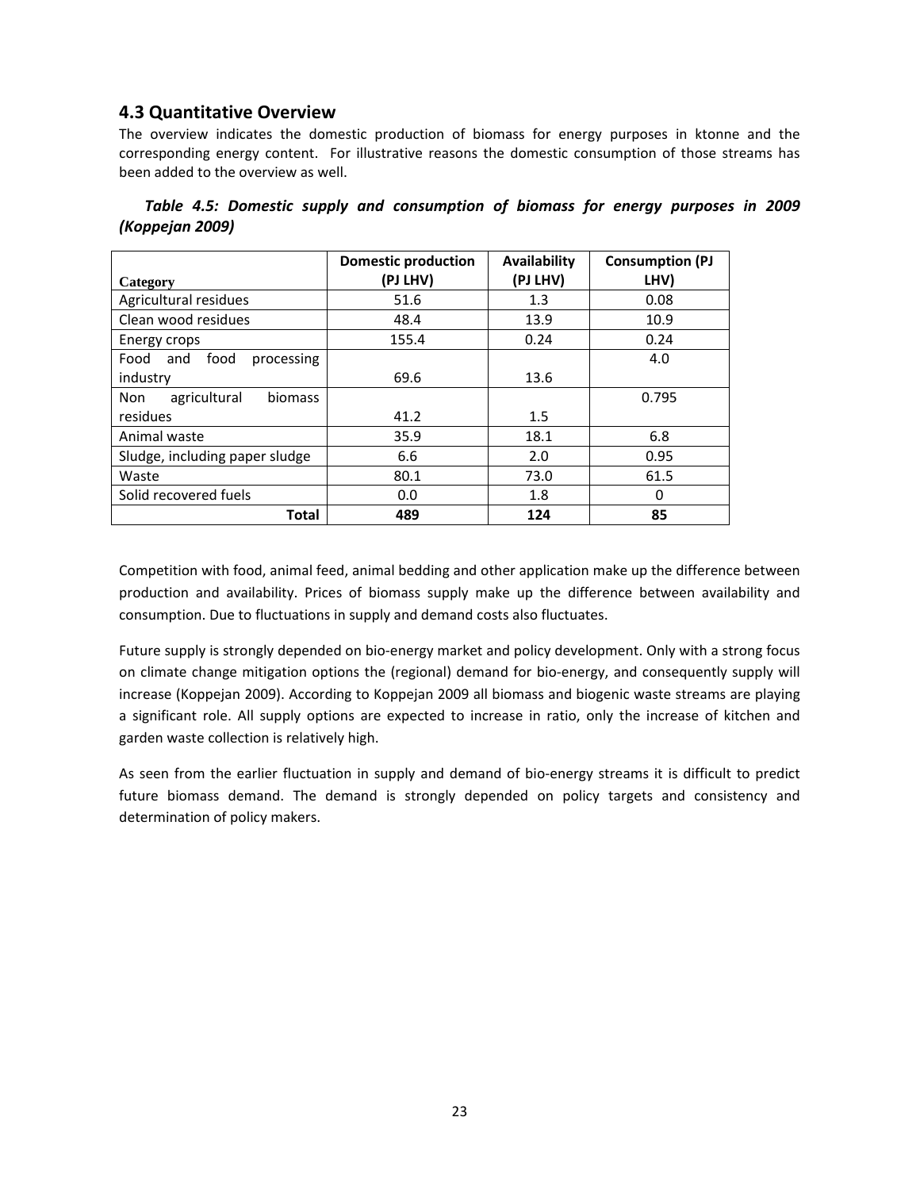## 4.3 Quantitative Overview

The overview indicates the domestic production of biomass for energy purposes in ktonne and the corresponding energy content. For illustrative reasons the domestic consumption of those streams has been added to the overview as well.

***Table 4.5: Domestic supply and consumption of biomass for energy purposes in 2009 (Koppejan 2009)***

| Category | Domestic production (PJ LHV) | Availability (PJ LHV) | Consumption (PJ LHV) |
|---|---|---|---|
| Agricultural residues | 51.6 | 1.3 | 0.08 |
| Clean wood residues | 48.4 | 13.9 | 10.9 |
| Energy crops | 155.4 | 0.24 | 0.24 |
| Food and food processing industry | 69.6 | 13.6 | 4.0 |
| Non agricultural biomass residues | 41.2 | 1.5 | 0.795 |
| Animal waste | 35.9 | 18.1 | 6.8 |
| Sludge, including paper sludge | 6.6 | 2.0 | 0.95 |
| Waste | 80.1 | 73.0 | 61.5 |
| Solid recovered fuels | 0.0 | 1.8 | 0 |
| **Total** | **489** | **124** | **85** |

Competition with food, animal feed, animal bedding and other application make up the difference between production and availability. Prices of biomass supply make up the difference between availability and consumption. Due to fluctuations in supply and demand costs also fluctuates.

Future supply is strongly depended on bio-energy market and policy development. Only with a strong focus on climate change mitigation options the (regional) demand for bio-energy, and consequently supply will increase (Koppejan 2009). According to Koppejan 2009 all biomass and biogenic waste streams are playing a significant role. All supply options are expected to increase in ratio, only the increase of kitchen and garden waste collection is relatively high.

As seen from the earlier fluctuation in supply and demand of bio-energy streams it is difficult to predict future biomass demand. The demand is strongly depended on policy targets and consistency and determination of policy makers.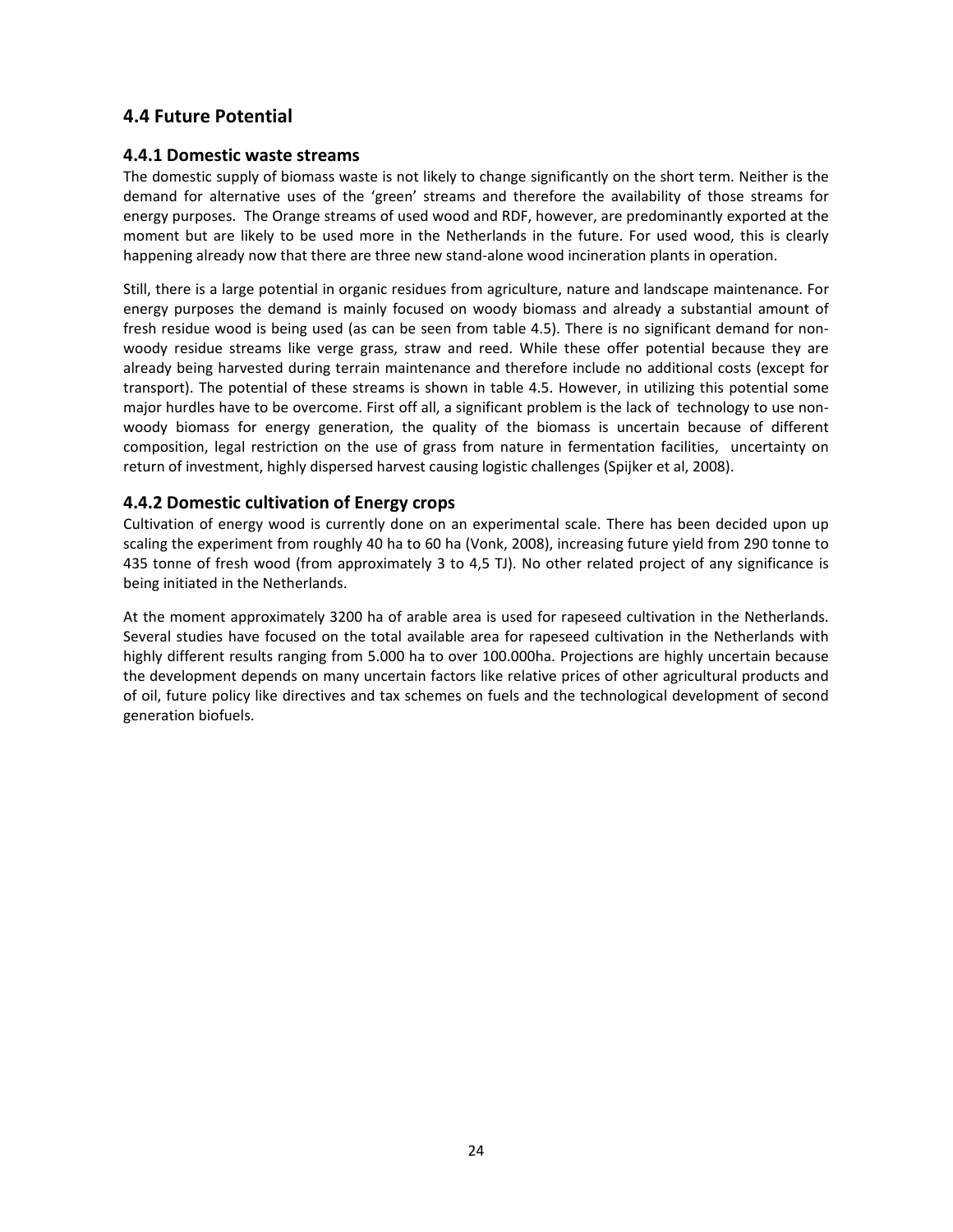## 4.4 Future Potential

### 4.4.1 Domestic waste streams

The domestic supply of biomass waste is not likely to change significantly on the short term. Neither is the demand for alternative uses of the 'green' streams and therefore the availability of those streams for energy purposes. The Orange streams of used wood and RDF, however, are predominantly exported at the moment but are likely to be used more in the Netherlands in the future. For used wood, this is clearly happening already now that there are three new stand-alone wood incineration plants in operation.

Still, there is a large potential in organic residues from agriculture, nature and landscape maintenance. For energy purposes the demand is mainly focused on woody biomass and already a substantial amount of fresh residue wood is being used (as can be seen from table 4.5). There is no significant demand for non-woody residue streams like verge grass, straw and reed. While these offer potential because they are already being harvested during terrain maintenance and therefore include no additional costs (except for transport). The potential of these streams is shown in table 4.5. However, in utilizing this potential some major hurdles have to be overcome. First off all, a significant problem is the lack of technology to use non-woody biomass for energy generation, the quality of the biomass is uncertain because of different composition, legal restriction on the use of grass from nature in fermentation facilities, uncertainty on return of investment, highly dispersed harvest causing logistic challenges (Spijker et al, 2008).

### 4.4.2 Domestic cultivation of Energy crops

Cultivation of energy wood is currently done on an experimental scale. There has been decided upon up scaling the experiment from roughly 40 ha to 60 ha (Vonk, 2008), increasing future yield from 290 tonne to 435 tonne of fresh wood (from approximately 3 to 4,5 TJ). No other related project of any significance is being initiated in the Netherlands.

At the moment approximately 3200 ha of arable area is used for rapeseed cultivation in the Netherlands. Several studies have focused on the total available area for rapeseed cultivation in the Netherlands with highly different results ranging from 5.000 ha to over 100.000ha. Projections are highly uncertain because the development depends on many uncertain factors like relative prices of other agricultural products and of oil, future policy like directives and tax schemes on fuels and the technological development of second generation biofuels.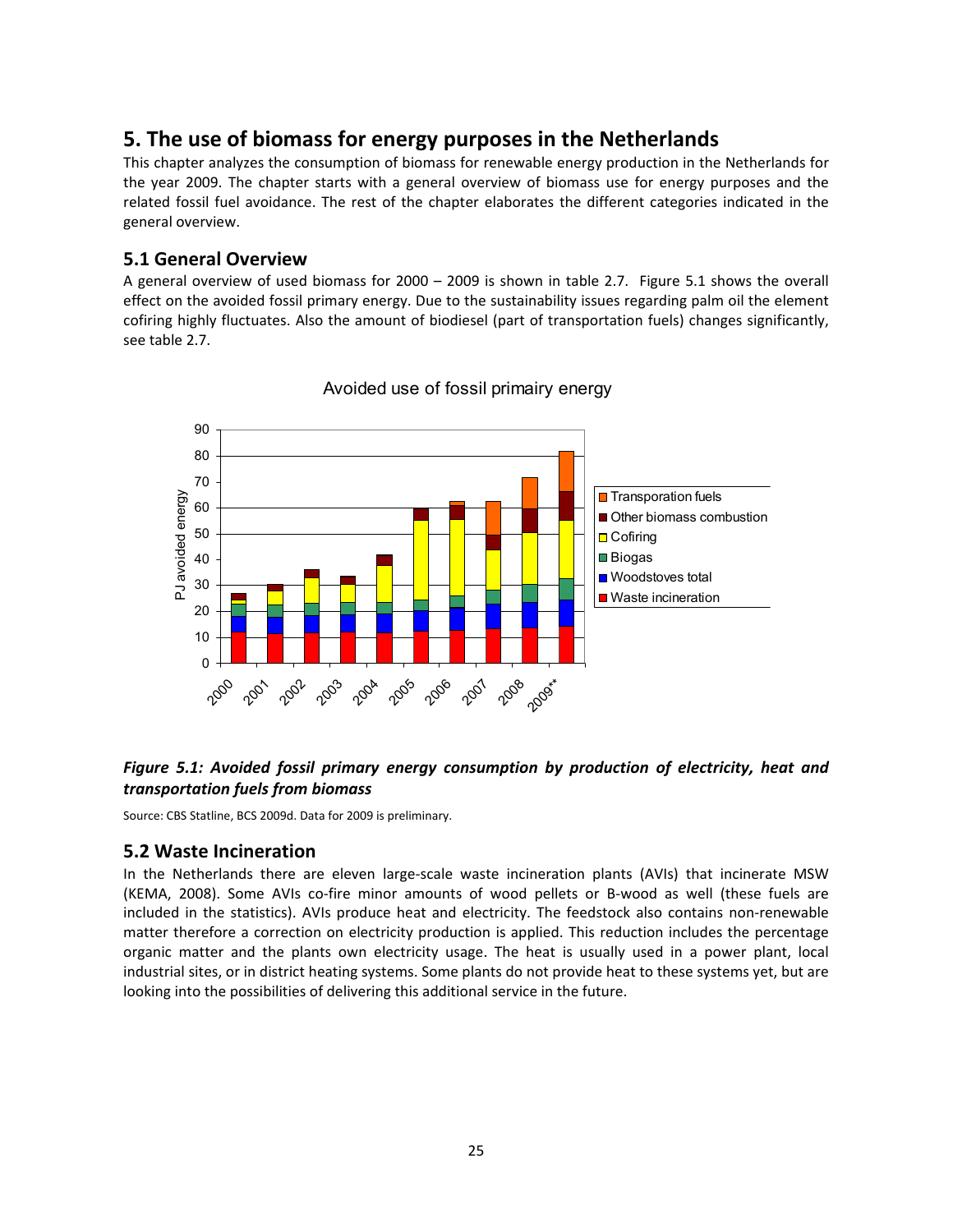# 5. The use of biomass for energy purposes in the Netherlands

This chapter analyzes the consumption of biomass for renewable energy production in the Netherlands for the year 2009. The chapter starts with a general overview of biomass use for energy purposes and the related fossil fuel avoidance. The rest of the chapter elaborates the different categories indicated in the general overview.

## 5.1 General Overview

A general overview of used biomass for 2000 – 2009 is shown in table 2.7. Figure 5.1 shows the overall effect on the avoided fossil primary energy. Due to the sustainability issues regarding palm oil the element cofiring highly fluctuates. Also the amount of biodiesel (part of transportation fuels) changes significantly, see table 2.7.

***Figure 5.1: Avoided fossil primary energy consumption by production of electricity, heat and transportation fuels from biomass***

Source: CBS Statline, BCS 2009d. Data for 2009 is preliminary.

## 5.2 Waste Incineration

In the Netherlands there are eleven large-scale waste incineration plants (AVIs) that incinerate MSW (KEMA, 2008). Some AVIs co-fire minor amounts of wood pellets or B-wood as well (these fuels are included in the statistics). AVIs produce heat and electricity. The feedstock also contains non-renewable matter therefore a correction on electricity production is applied. This reduction includes the percentage organic matter and the plants own electricity usage. The heat is usually used in a power plant, local industrial sites, or in district heating systems. Some plants do not provide heat to these systems yet, but are looking into the possibilities of delivering this additional service in the future.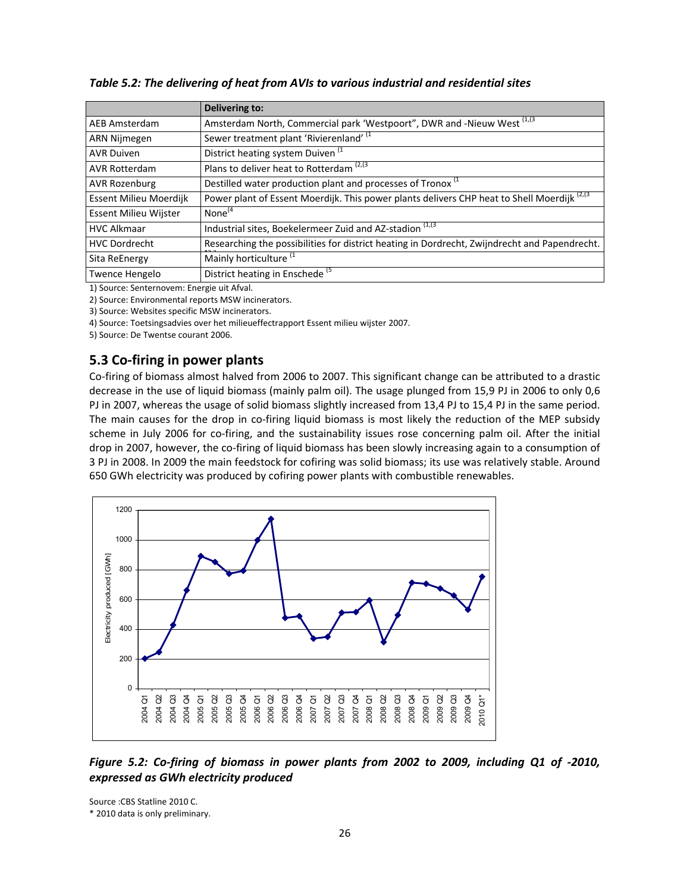*Table 5.2: The delivering of heat from AVIs to various industrial and residential sites*

| | Delivering to: |
|---|---|
| AEB Amsterdam | Amsterdam North, Commercial park 'Westpoort", DWR and -Nieuw West [1,3] |
| ARN Nijmegen | Sewer treatment plant 'Rivierenland' [1] |
| AVR Duiven | District heating system Duiven [1] |
| AVR Rotterdam | Plans to deliver heat to Rotterdam [2,3] |
| AVR Rozenburg | Destilled water production plant and processes of Tronox [1] |
| Essent Milieu Moerdijk | Power plant of Essent Moerdijk. This power plants delivers CHP heat to Shell Moerdijk [2,3] |
| Essent Milieu Wijster | None[4] |
| HVC Alkmaar | Industrial sites, Boekelermeer Zuid and AZ-stadion [1,3] |
| HVC Dordrecht | Researching the possibilities for district heating in Dordrecht, Zwijndrecht and Papendrecht. |
| Sita ReEnergy | Mainly horticulture [1] |
| Twence Hengelo | District heating in Enschede [5] |

1) Source: Senternovem: Energie uit Afval.
2) Source: Environmental reports MSW incinerators.
3) Source: Websites specific MSW incinerators.
4) Source: Toetsingsadvies over het milieueffectrapport Essent milieu wijster 2007.
5) Source: De Twentse courant 2006.

## 5.3 Co-firing in power plants

Co-firing of biomass almost halved from 2006 to 2007. This significant change can be attributed to a drastic decrease in the use of liquid biomass (mainly palm oil). The usage plunged from 15,9 PJ in 2006 to only 0,6 PJ in 2007, whereas the usage of solid biomass slightly increased from 13,4 PJ to 15,4 PJ in the same period. The main causes for the drop in co-firing liquid biomass is most likely the reduction of the MEP subsidy scheme in July 2006 for co-firing, and the sustainability issues rose concerning palm oil. After the initial drop in 2007, however, the co-firing of liquid biomass has been slowly increasing again to a consumption of 3 PJ in 2008. In 2009 the main feedstock for cofiring was solid biomass; its use was relatively stable. Around 650 GWh electricity was produced by cofiring power plants with combustible renewables.

*Figure 5.2: Co-firing of biomass in power plants from 2002 to 2009, including Q1 of -2010, expressed as GWh electricity produced*

Source :CBS Statline 2010 C.
* 2010 data is only preliminary.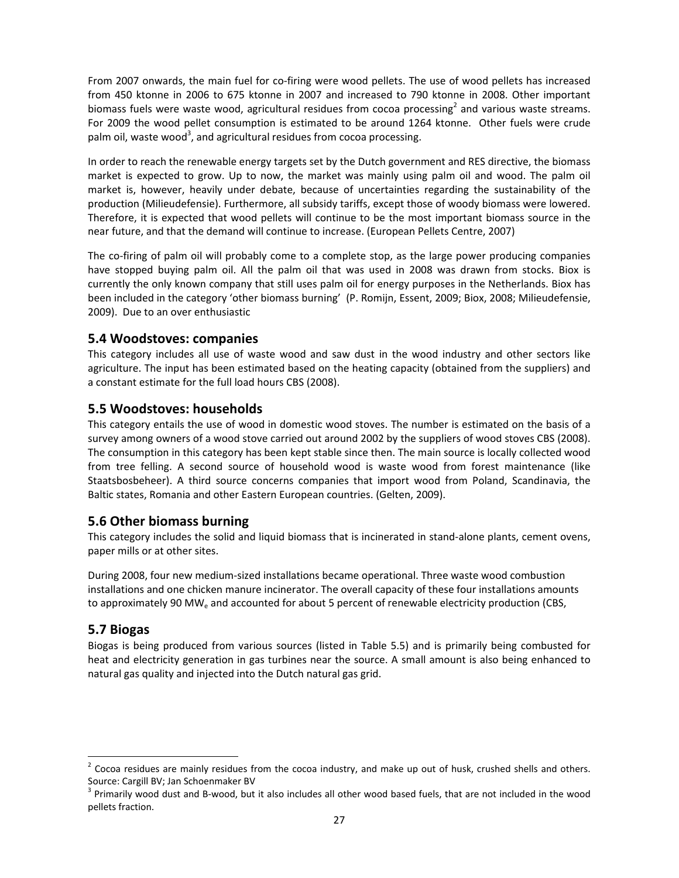From 2007 onwards, the main fuel for co-firing were wood pellets. The use of wood pellets has increased from 450 ktonne in 2006 to 675 ktonne in 2007 and increased to 790 ktonne in 2008. Other important biomass fuels were waste wood, agricultural residues from cocoa processing[2] and various waste streams. For 2009 the wood pellet consumption is estimated to be around 1264 ktonne. Other fuels were crude palm oil, waste wood[3], and agricultural residues from cocoa processing.

In order to reach the renewable energy targets set by the Dutch government and RES directive, the biomass market is expected to grow. Up to now, the market was mainly using palm oil and wood. The palm oil market is, however, heavily under debate, because of uncertainties regarding the sustainability of the production (Milieudefensie). Furthermore, all subsidy tariffs, except those of woody biomass were lowered. Therefore, it is expected that wood pellets will continue to be the most important biomass source in the near future, and that the demand will continue to increase. (European Pellets Centre, 2007)

The co-firing of palm oil will probably come to a complete stop, as the large power producing companies have stopped buying palm oil. All the palm oil that was used in 2008 was drawn from stocks. Biox is currently the only known company that still uses palm oil for energy purposes in the Netherlands. Biox has been included in the category 'other biomass burning' (P. Romijn, Essent, 2009; Biox, 2008; Milieudefensie, 2009). Due to an over enthusiastic

## 5.4 Woodstoves: companies

This category includes all use of waste wood and saw dust in the wood industry and other sectors like agriculture. The input has been estimated based on the heating capacity (obtained from the suppliers) and a constant estimate for the full load hours CBS (2008).

## 5.5 Woodstoves: households

This category entails the use of wood in domestic wood stoves. The number is estimated on the basis of a survey among owners of a wood stove carried out around 2002 by the suppliers of wood stoves CBS (2008). The consumption in this category has been kept stable since then. The main source is locally collected wood from tree felling. A second source of household wood is waste wood from forest maintenance (like Staatsbosbeheer). A third source concerns companies that import wood from Poland, Scandinavia, the Baltic states, Romania and other Eastern European countries. (Gelten, 2009).

## 5.6 Other biomass burning

This category includes the solid and liquid biomass that is incinerated in stand-alone plants, cement ovens, paper mills or at other sites.

During 2008, four new medium-sized installations became operational. Three waste wood combustion installations and one chicken manure incinerator. The overall capacity of these four installations amounts to approximately 90 $MW_e$ and accounted for about 5 percent of renewable electricity production (CBS,

## 5.7 Biogas

Biogas is being produced from various sources (listed in Table 5.5) and is primarily being combusted for heat and electricity generation in gas turbines near the source. A small amount is also being enhanced to natural gas quality and injected into the Dutch natural gas grid.

---

[2] Cocoa residues are mainly residues from the cocoa industry, and make up out of husk, crushed shells and others. Source: Cargill BV; Jan Schoenmaker BV

[3] Primarily wood dust and B-wood, but it also includes all other wood based fuels, that are not included in the wood pellets fraction.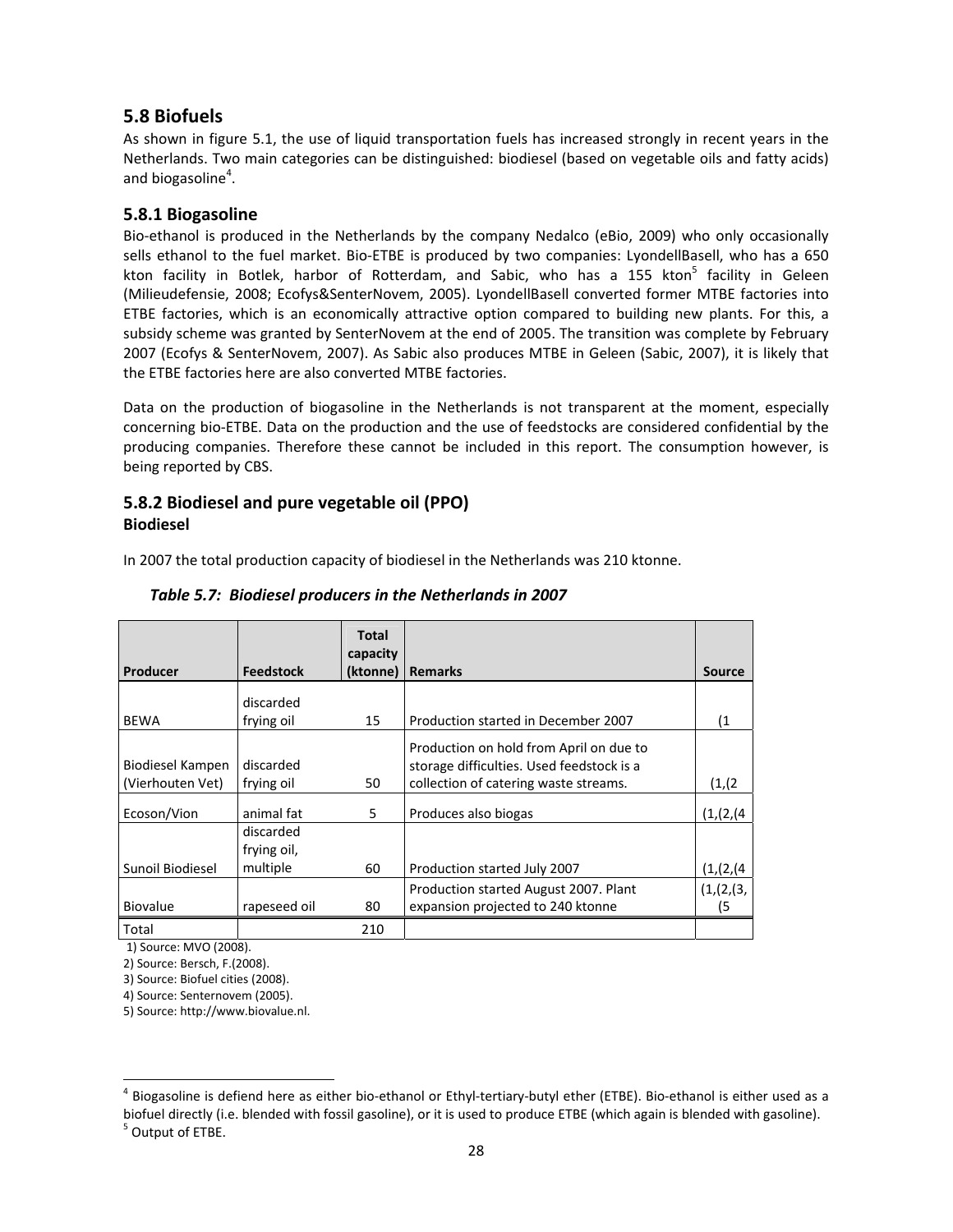## 5.8 Biofuels

As shown in figure 5.1, the use of liquid transportation fuels has increased strongly in recent years in the Netherlands. Two main categories can be distinguished: biodiesel (based on vegetable oils and fatty acids) and biogasoline[4].

### 5.8.1 Biogasoline

Bio-ethanol is produced in the Netherlands by the company Nedalco (eBio, 2009) who only occasionally sells ethanol to the fuel market. Bio-ETBE is produced by two companies: LyondellBasell, who has a 650 kton facility in Botlek, harbor of Rotterdam, and Sabic, who has a 155 kton[5] facility in Geleen (Milieudefensie, 2008; Ecofys&SenterNovem, 2005). LyondellBasell converted former MTBE factories into ETBE factories, which is an economically attractive option compared to building new plants. For this, a subsidy scheme was granted by SenterNovem at the end of 2005. The transition was complete by February 2007 (Ecofys & SenterNovem, 2007). As Sabic also produces MTBE in Geleen (Sabic, 2007), it is likely that the ETBE factories here are also converted MTBE factories.

Data on the production of biogasoline in the Netherlands is not transparent at the moment, especially concerning bio-ETBE. Data on the production and the use of feedstocks are considered confidential by the producing companies. Therefore these cannot be included in this report. The consumption however, is being reported by CBS.

### 5.8.2 Biodiesel and pure vegetable oil (PPO)

**Biodiesel**

In 2007 the total production capacity of biodiesel in the Netherlands was 210 ktonne.

*Table 5.7: Biodiesel producers in the Netherlands in 2007*

| Producer | Feedstock | Total capacity (ktonne) | Remarks | Source |
|---|---|---|---|---|
| BEWA | discarded frying oil | 15 | Production started in December 2007 | (1 |
| Biodiesel Kampen (Vierhouten Vet) | discarded frying oil | 50 | Production on hold from April on due to storage difficulties. Used feedstock is a collection of catering waste streams. | (1,(2 |
| Ecoson/Vion | animal fat | 5 | Produces also biogas | (1,(2,(4 |
| Sunoil Biodiesel | discarded frying oil, multiple | 60 | Production started July 2007 | (1,(2,(4 |
| Biovalue | rapeseed oil | 80 | Production started August 2007. Plant expansion projected to 240 ktonne | (1,(2,(3,(5 |
| Total | | 210 | | |

1) Source: MVO (2008).
2) Source: Bersch, F.(2008).
3) Source: Biofuel cities (2008).
4) Source: Senternovem (2005).
5) Source: http://www.biovalue.nl.

---

[4] Biogasoline is defiend here as either bio-ethanol or Ethyl-tertiary-butyl ether (ETBE). Bio-ethanol is either used as a biofuel directly (i.e. blended with fossil gasoline), or it is used to produce ETBE (which again is blended with gasoline).

[5] Output of ETBE.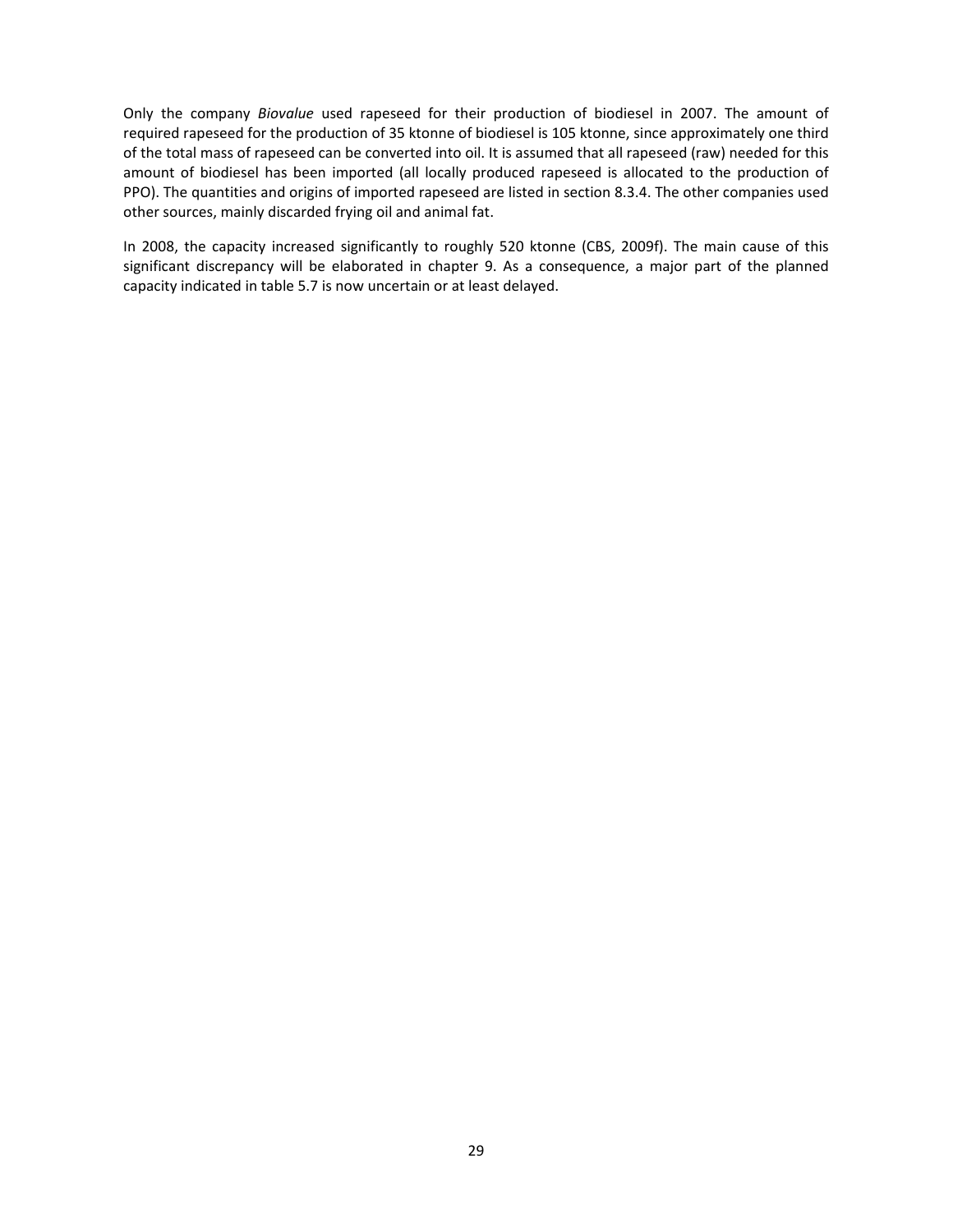Only the company *Biovalue* used rapeseed for their production of biodiesel in 2007. The amount of required rapeseed for the production of 35 ktonne of biodiesel is 105 ktonne, since approximately one third of the total mass of rapeseed can be converted into oil. It is assumed that all rapeseed (raw) needed for this amount of biodiesel has been imported (all locally produced rapeseed is allocated to the production of PPO). The quantities and origins of imported rapeseed are listed in section 8.3.4. The other companies used other sources, mainly discarded frying oil and animal fat.

In 2008, the capacity increased significantly to roughly 520 ktonne (CBS, 2009f). The main cause of this significant discrepancy will be elaborated in chapter 9. As a consequence, a major part of the planned capacity indicated in table 5.7 is now uncertain or at least delayed.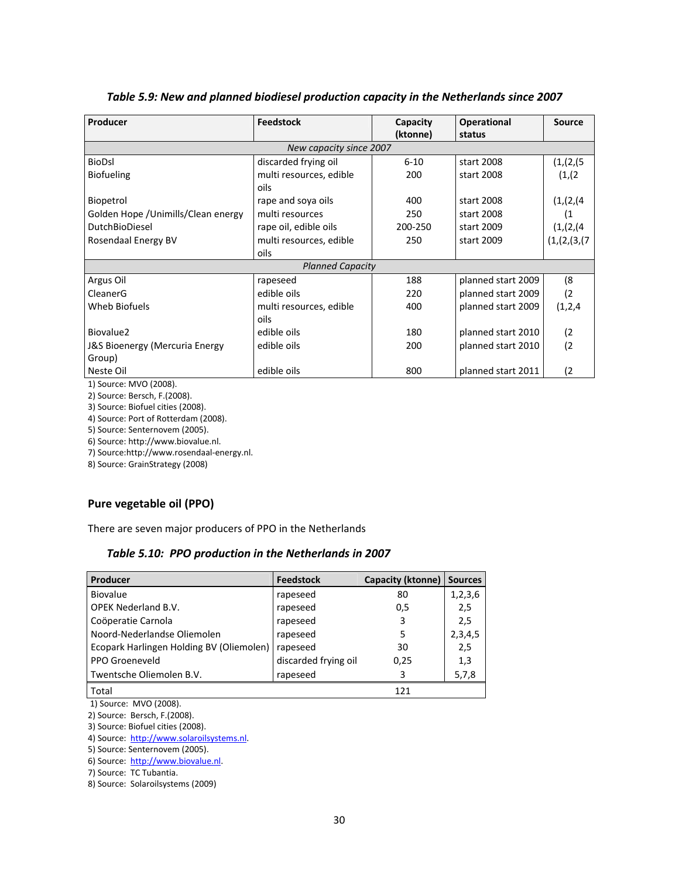*Table 5.9: New and planned biodiesel production capacity in the Netherlands since 2007*

| Producer | Feedstock | Capacity (ktonne) | Operational status | Source |
|---|---|---|---|---|
| *New capacity since 2007* | | | | |
| BioDsl | discarded frying oil | 6-10 | start 2008 | (1,(2,(5 |
| Biofueling | multi resources, edible oils | 200 | start 2008 | (1,(2 |
| Biopetrol | rape and soya oils | 400 | start 2008 | (1,(2,(4 |
| Golden Hope /Unimills/Clean energy | multi resources | 250 | start 2008 | (1 |
| DutchBioDiesel | rape oil, edible oils | 200-250 | start 2009 | (1,(2,(4 |
| Rosendaal Energy BV | multi resources, edible oils | 250 | start 2009 | (1,(2,(3,(7 |
| *Planned Capacity* | | | | |
| Argus Oil | rapeseed | 188 | planned start 2009 | (8 |
| CleanerG | edible oils | 220 | planned start 2009 | (2 |
| Wheb Biofuels | multi resources, edible oils | 400 | planned start 2009 | (1,2,4 |
| Biovalue2 | edible oils | 180 | planned start 2010 | (2 |
| J&S Bioenergy (Mercuria Energy Group) | edible oils | 200 | planned start 2010 | (2 |
| Neste Oil | edible oils | 800 | planned start 2011 | (2 |

1) Source: MVO (2008).
2) Source: Bersch, F.(2008).
3) Source: Biofuel cities (2008).
4) Source: Port of Rotterdam (2008).
5) Source: Senternovem (2005).
6) Source: http://www.biovalue.nl.
7) Source:http://www.rosendaal-energy.nl.
8) Source: GrainStrategy (2008)

### Pure vegetable oil (PPO)

There are seven major producers of PPO in the Netherlands

*Table 5.10: PPO production in the Netherlands in 2007*

| Producer | Feedstock | Capacity (ktonne) | Sources |
|---|---|---|---|
| Biovalue | rapeseed | 80 | 1,2,3,6 |
| OPEK Nederland B.V. | rapeseed | 0,5 | 2,5 |
| Coöperatie Carnola | rapeseed | 3 | 2,5 |
| Noord-Nederlandse Oliemolen | rapeseed | 5 | 2,3,4,5 |
| Ecopark Harlingen Holding BV (Oliemolen) | rapeseed | 30 | 2,5 |
| PPO Groeneveld | discarded frying oil | 0,25 | 1,3 |
| Twentsche Oliemolen B.V. | rapeseed | 3 | 5,7,8 |
| Total | | 121 | |

1) Source: MVO (2008).
2) Source: Bersch, F.(2008).
3) Source: Biofuel cities (2008).
4) Source: http://www.solaroilsystems.nl.
5) Source: Senternovem (2005).
6) Source: http://www.biovalue.nl.
7) Source: TC Tubantia.
8) Source: Solaroilsystems (2009)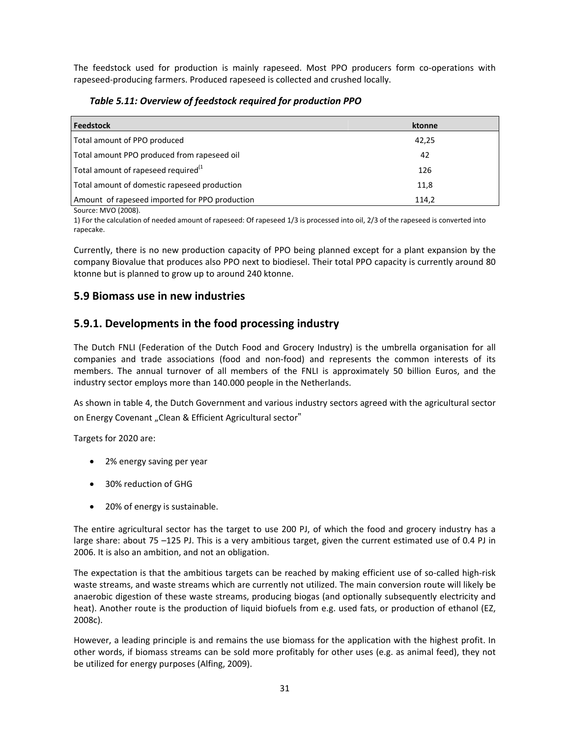The feedstock used for production is mainly rapeseed. Most PPO producers form co-operations with rapeseed-producing farmers. Produced rapeseed is collected and crushed locally.

***Table 5.11: Overview of feedstock required for production PPO***

| Feedstock | ktonne |
|---|---|
| Total amount of PPO produced | 42,25 |
| Total amount PPO produced from rapeseed oil | 42 |
| Total amount of rapeseed required[1 | 126 |
| Total amount of domestic rapeseed production | 11,8 |
| Amount of rapeseed imported for PPO production | 114,2 |

Source: MVO (2008).

1) For the calculation of needed amount of rapeseed: Of rapeseed 1/3 is processed into oil, 2/3 of the rapeseed is converted into rapecake.

Currently, there is no new production capacity of PPO being planned except for a plant expansion by the company Biovalue that produces also PPO next to biodiesel. Their total PPO capacity is currently around 80 ktonne but is planned to grow up to around 240 ktonne.

## 5.9 Biomass use in new industries

## 5.9.1. Developments in the food processing industry

The Dutch FNLI (Federation of the Dutch Food and Grocery Industry) is the umbrella organisation for all companies and trade associations (food and non-food) and represents the common interests of its members. The annual turnover of all members of the FNLI is approximately 50 billion Euros, and the industry sector employs more than 140.000 people in the Netherlands.

As shown in table 4, the Dutch Government and various industry sectors agreed with the agricultural sector on Energy Covenant „Clean & Efficient Agricultural sector"

Targets for 2020 are:

- 2% energy saving per year
- 30% reduction of GHG
- 20% of energy is sustainable.

The entire agricultural sector has the target to use 200 PJ, of which the food and grocery industry has a large share: about 75 –125 PJ. This is a very ambitious target, given the current estimated use of 0.4 PJ in 2006. It is also an ambition, and not an obligation.

The expectation is that the ambitious targets can be reached by making efficient use of so-called high-risk waste streams, and waste streams which are currently not utilized. The main conversion route will likely be anaerobic digestion of these waste streams, producing biogas (and optionally subsequently electricity and heat). Another route is the production of liquid biofuels from e.g. used fats, or production of ethanol (EZ, 2008c).

However, a leading principle is and remains the use biomass for the application with the highest profit. In other words, if biomass streams can be sold more profitably for other uses (e.g. as animal feed), they not be utilized for energy purposes (Alfing, 2009).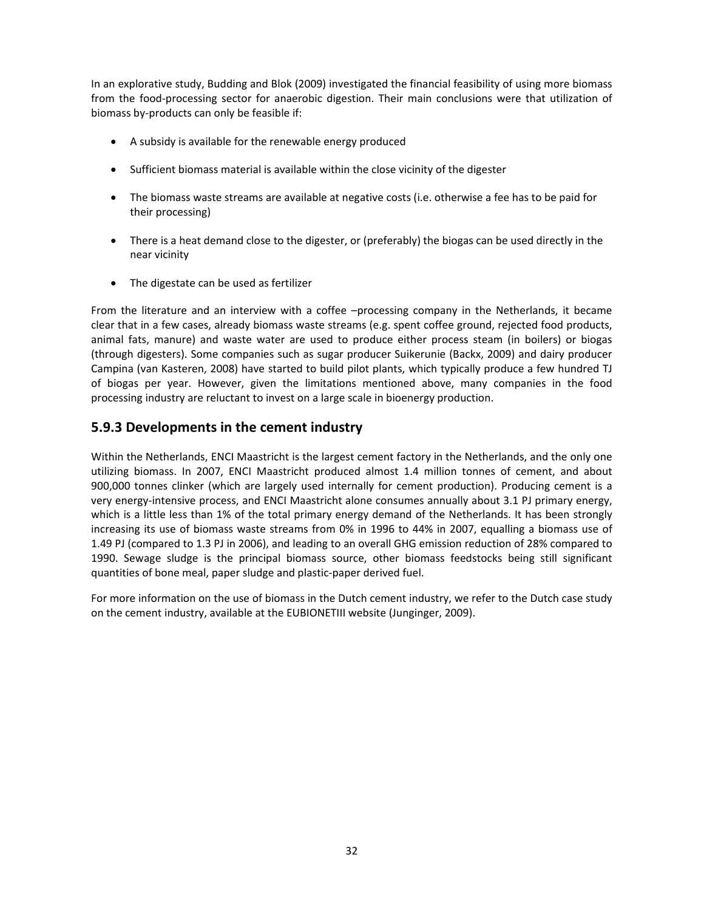In an explorative study, Budding and Blok (2009) investigated the financial feasibility of using more biomass from the food-processing sector for anaerobic digestion. Their main conclusions were that utilization of biomass by-products can only be feasible if:

- A subsidy is available for the renewable energy produced
- Sufficient biomass material is available within the close vicinity of the digester
- The biomass waste streams are available at negative costs (i.e. otherwise a fee has to be paid for their processing)
- There is a heat demand close to the digester, or (preferably) the biogas can be used directly in the near vicinity
- The digestate can be used as fertilizer

From the literature and an interview with a coffee –processing company in the Netherlands, it became clear that in a few cases, already biomass waste streams (e.g. spent coffee ground, rejected food products, animal fats, manure) and waste water are used to produce either process steam (in boilers) or biogas (through digesters). Some companies such as sugar producer Suikerunie (Backx, 2009) and dairy producer Campina (van Kasteren, 2008) have started to build pilot plants, which typically produce a few hundred TJ of biogas per year. However, given the limitations mentioned above, many companies in the food processing industry are reluctant to invest on a large scale in bioenergy production.

### 5.9.3 Developments in the cement industry

Within the Netherlands, ENCI Maastricht is the largest cement factory in the Netherlands, and the only one utilizing biomass. In 2007, ENCI Maastricht produced almost 1.4 million tonnes of cement, and about 900,000 tonnes clinker (which are largely used internally for cement production). Producing cement is a very energy-intensive process, and ENCI Maastricht alone consumes annually about 3.1 PJ primary energy, which is a little less than 1% of the total primary energy demand of the Netherlands. It has been strongly increasing its use of biomass waste streams from 0% in 1996 to 44% in 2007, equalling a biomass use of 1.49 PJ (compared to 1.3 PJ in 2006), and leading to an overall GHG emission reduction of 28% compared to 1990. Sewage sludge is the principal biomass source, other biomass feedstocks being still significant quantities of bone meal, paper sludge and plastic-paper derived fuel.

For more information on the use of biomass in the Dutch cement industry, we refer to the Dutch case study on the cement industry, available at the EUBIONETIII website (Junginger, 2009).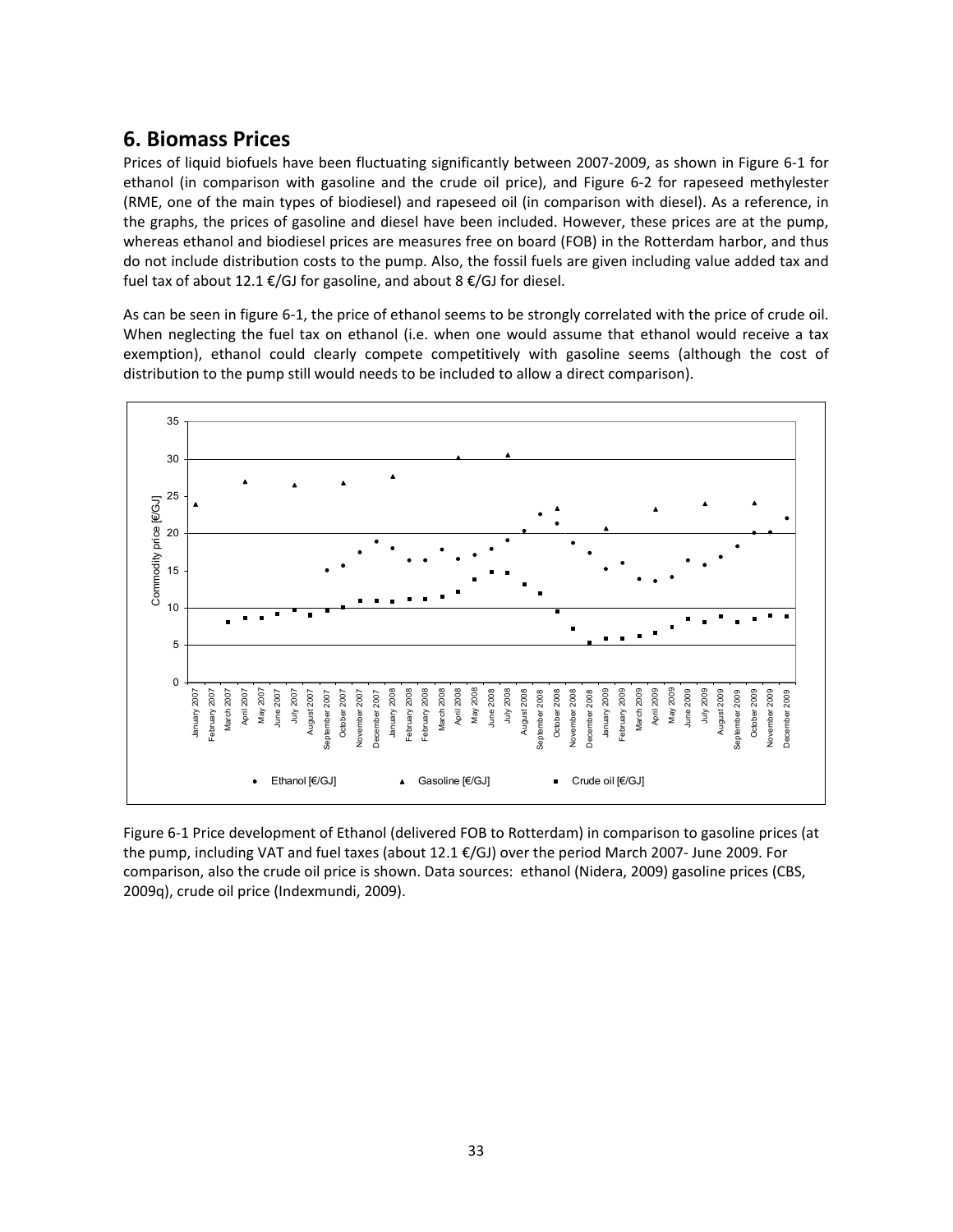## 6. Biomass Prices

Prices of liquid biofuels have been fluctuating significantly between 2007-2009, as shown in Figure 6-1 for ethanol (in comparison with gasoline and the crude oil price), and Figure 6-2 for rapeseed methylester (RME, one of the main types of biodiesel) and rapeseed oil (in comparison with diesel). As a reference, in the graphs, the prices of gasoline and diesel have been included. However, these prices are at the pump, whereas ethanol and biodiesel prices are measures free on board (FOB) in the Rotterdam harbor, and thus do not include distribution costs to the pump. Also, the fossil fuels are given including value added tax and fuel tax of about 12.1 €/GJ for gasoline, and about 8 €/GJ for diesel.

As can be seen in figure 6-1, the price of ethanol seems to be strongly correlated with the price of crude oil. When neglecting the fuel tax on ethanol (i.e. when one would assume that ethanol would receive a tax exemption), ethanol could clearly compete competitively with gasoline seems (although the cost of distribution to the pump still would needs to be included to allow a direct comparison).

Figure 6-1 Price development of Ethanol (delivered FOB to Rotterdam) in comparison to gasoline prices (at the pump, including VAT and fuel taxes (about 12.1 €/GJ) over the period March 2007- June 2009. For comparison, also the crude oil price is shown. Data sources: ethanol (Nidera, 2009) gasoline prices (CBS, 2009q), crude oil price (Indexmundi, 2009).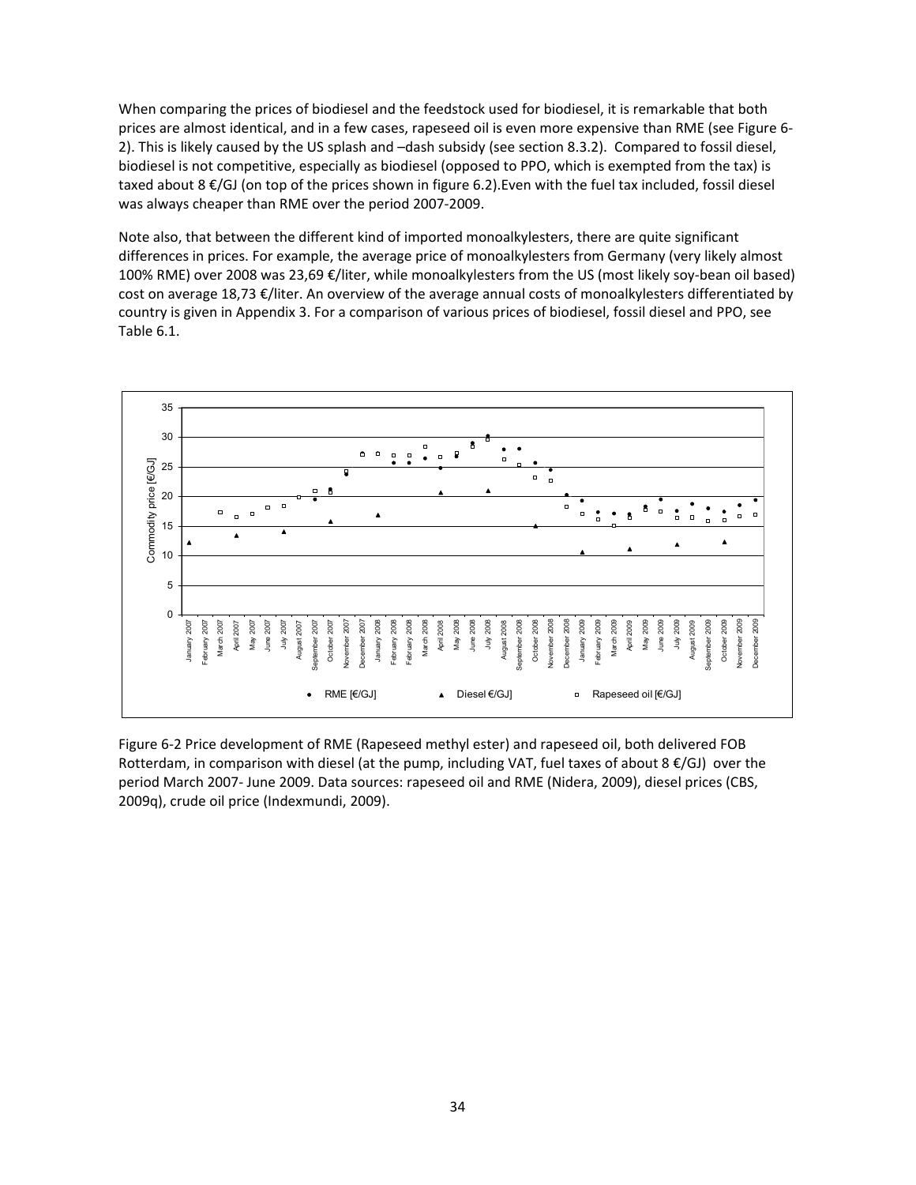When comparing the prices of biodiesel and the feedstock used for biodiesel, it is remarkable that both prices are almost identical, and in a few cases, rapeseed oil is even more expensive than RME (see Figure 6-2). This is likely caused by the US splash and –dash subsidy (see section 8.3.2). Compared to fossil diesel, biodiesel is not competitive, especially as biodiesel (opposed to PPO, which is exempted from the tax) is taxed about 8 €/GJ (on top of the prices shown in figure 6.2).Even with the fuel tax included, fossil diesel was always cheaper than RME over the period 2007-2009.

Note also, that between the different kind of imported monoalkylesters, there are quite significant differences in prices. For example, the average price of monoalkylesters from Germany (very likely almost 100% RME) over 2008 was 23,69 €/liter, while monoalkylesters from the US (most likely soy-bean oil based) cost on average 18,73 €/liter. An overview of the average annual costs of monoalkylesters differentiated by country is given in Appendix 3. For a comparison of various prices of biodiesel, fossil diesel and PPO, see Table 6.1.

Figure 6-2 Price development of RME (Rapeseed methyl ester) and rapeseed oil, both delivered FOB Rotterdam, in comparison with diesel (at the pump, including VAT, fuel taxes of about 8 €/GJ) over the period March 2007- June 2009. Data sources: rapeseed oil and RME (Nidera, 2009), diesel prices (CBS, 2009q), crude oil price (Indexmundi, 2009).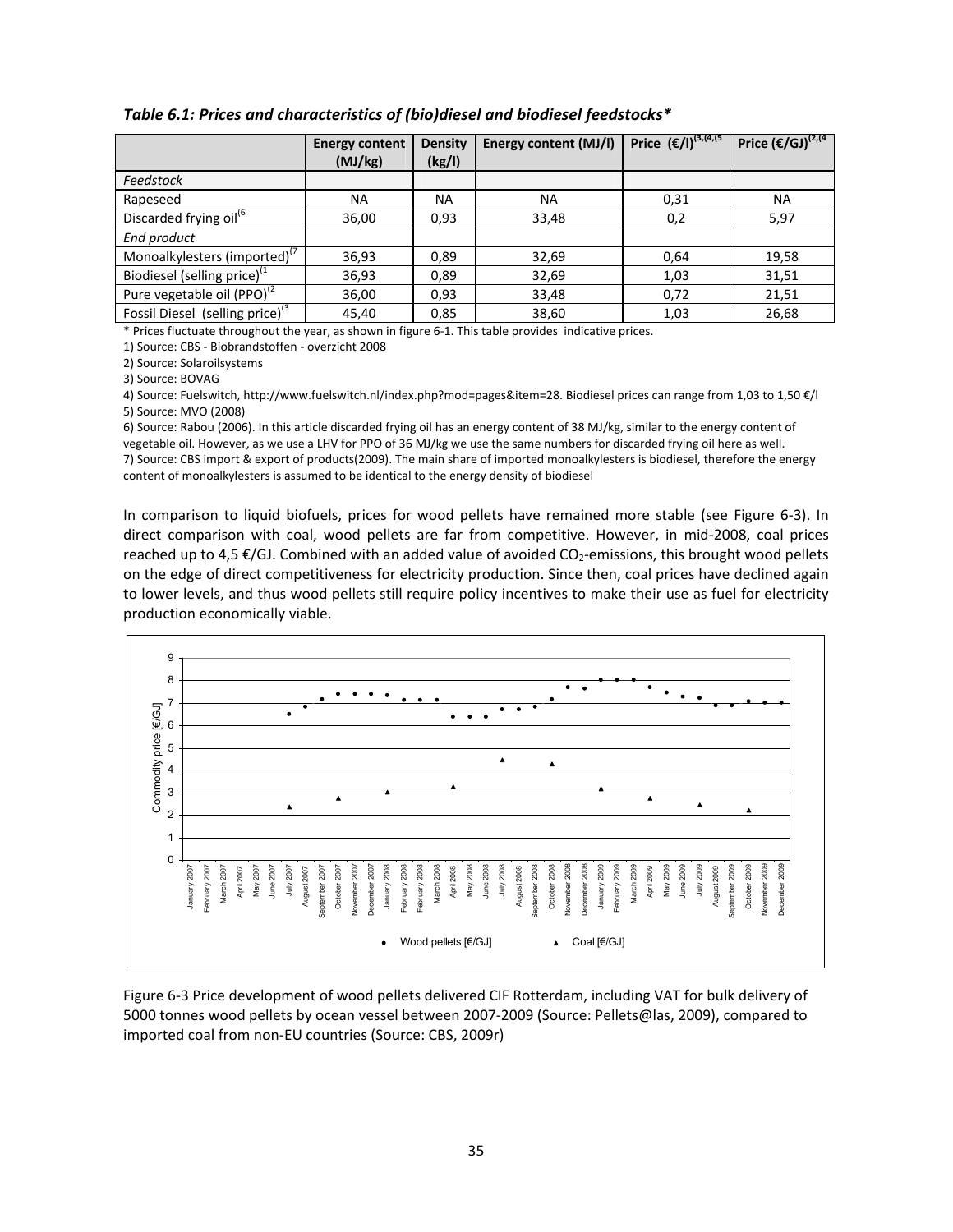*Table 6.1: Prices and characteristics of (bio)diesel and biodiesel feedstocks**

| | Energy content (MJ/kg) | Density (kg/l) | Energy content (MJ/l) | Price (€/l)[3,4,5] | Price (€/GJ)[2,4] |
|---|---|---|---|---|---|
| *Feedstock* | | | | | |
| Rapeseed | NA | NA | NA | 0,31 | NA |
| Discarded frying oil[6] | 36,00 | 0,93 | 33,48 | 0,2 | 5,97 |
| *End product* | | | | | |
| Monoalkylesters (imported)[7] | 36,93 | 0,89 | 32,69 | 0,64 | 19,58 |
| Biodiesel (selling price)[1] | 36,93 | 0,89 | 32,69 | 1,03 | 31,51 |
| Pure vegetable oil (PPO)[2] | 36,00 | 0,93 | 33,48 | 0,72 | 21,51 |
| Fossil Diesel (selling price)[3] | 45,40 | 0,85 | 38,60 | 1,03 | 26,68 |

* Prices fluctuate throughout the year, as shown in figure 6-1. This table provides indicative prices.

1) Source: CBS - Biobrandstoffen - overzicht 2008

2) Source: Solaroilsystems

3) Source: BOVAG

4) Source: Fuelswitch, http://www.fuelswitch.nl/index.php?mod=pages&item=28. Biodiesel prices can range from 1,03 to 1,50 €/l

5) Source: MVO (2008)

6) Source: Rabou (2006). In this article discarded frying oil has an energy content of 38 MJ/kg, similar to the energy content of vegetable oil. However, as we use a LHV for PPO of 36 MJ/kg we use the same numbers for discarded frying oil here as well.

7) Source: CBS import & export of products(2009). The main share of imported monoalkylesters is biodiesel, therefore the energy content of monoalkylesters is assumed to be identical to the energy density of biodiesel

In comparison to liquid biofuels, prices for wood pellets have remained more stable (see Figure 6-3). In direct comparison with coal, wood pellets are far from competitive. However, in mid-2008, coal prices reached up to 4,5 €/GJ. Combined with an added value of avoided $CO_2$-emissions, this brought wood pellets on the edge of direct competitiveness for electricity production. Since then, coal prices have declined again to lower levels, and thus wood pellets still require policy incentives to make their use as fuel for electricity production economically viable.

Figure 6-3 Price development of wood pellets delivered CIF Rotterdam, including VAT for bulk delivery of 5000 tonnes wood pellets by ocean vessel between 2007-2009 (Source: Pellets@las, 2009), compared to imported coal from non-EU countries (Source: CBS, 2009r)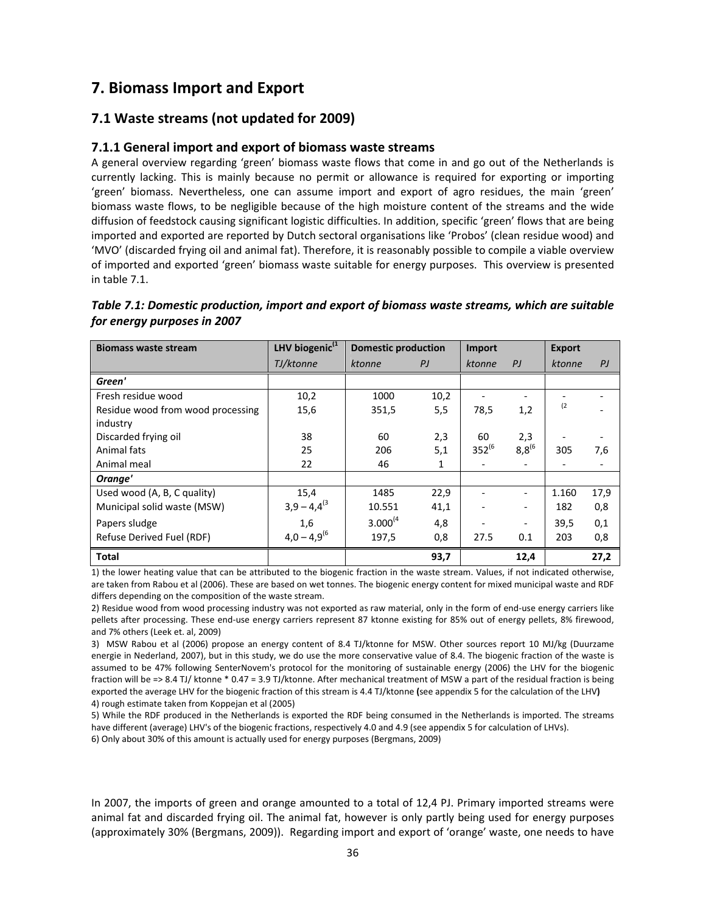# 7. Biomass Import and Export

## 7.1 Waste streams (not updated for 2009)

### 7.1.1 General import and export of biomass waste streams

A general overview regarding 'green' biomass waste flows that come in and go out of the Netherlands is currently lacking. This is mainly because no permit or allowance is required for exporting or importing 'green' biomass. Nevertheless, one can assume import and export of agro residues, the main 'green' biomass waste flows, to be negligible because of the high moisture content of the streams and the wide diffusion of feedstock causing significant logistic difficulties. In addition, specific 'green' flows that are being imported and exported are reported by Dutch sectoral organisations like 'Probos' (clean residue wood) and 'MVO' (discarded frying oil and animal fat). Therefore, it is reasonably possible to compile a viable overview of imported and exported 'green' biomass waste suitable for energy purposes. This overview is presented in table 7.1.

***Table 7.1: Domestic production, import and export of biomass waste streams, which are suitable for energy purposes in 2007***

| Biomass waste stream | LHV biogenic[1] | Domestic production | | Import | | Export | |
|---|---|---|---|---|---|---|---|
| | *TJ/ktonne* | *ktonne* | *PJ* | *ktonne* | *PJ* | *ktonne* | *PJ* |
| ***Green'*** | | | | | | | |
| Fresh residue wood | 10,2 | 1000 | 10,2 | - | - | - | - |
| Residue wood from wood processing industry | 15,6 | 351,5 | 5,5 | 78,5 | 1,2 | [2] | - |
| Discarded frying oil | 38 | 60 | 2,3 | 60 | 2,3 | - | - |
| Animal fats | 25 | 206 | 5,1 | 352[6] | 8,8[6] | 305 | 7,6 |
| Animal meal | 22 | 46 | 1 | - | - | - | - |
| ***Orange'*** | | | | | | | |
| Used wood (A, B, C quality) | 15,4 | 1485 | 22,9 | - | - | 1.160 | 17,9 |
| Municipal solid waste (MSW) | 3,9 – 4,4[3] | 10.551 | 41,1 | - | - | 182 | 0,8 |
| Papers sludge | 1,6 | 3.000[4] | 4,8 | - | - | 39,5 | 0,1 |
| Refuse Derived Fuel (RDF) | 4,0 – 4,9[6] | 197,5 | 0,8 | 27.5 | 0.1 | 203 | 0,8 |
| **Total** | | | **93,7** | | **12,4** | | **27,2** |

1) the lower heating value that can be attributed to the biogenic fraction in the waste stream. Values, if not indicated otherwise, are taken from Rabou et al (2006). These are based on wet tonnes. The biogenic energy content for mixed municipal waste and RDF differs depending on the composition of the waste stream.

2) Residue wood from wood processing industry was not exported as raw material, only in the form of end-use energy carriers like pellets after processing. These end-use energy carriers represent 87 ktonne existing for 85% out of energy pellets, 8% firewood, and 7% others (Leek et. al, 2009)

3) MSW Rabou et al (2006) propose an energy content of 8.4 TJ/ktonne for MSW. Other sources report 10 MJ/kg (Duurzame energie in Nederland, 2007), but in this study, we do use the more conservative value of 8.4. The biogenic fraction of the waste is assumed to be 47% following SenterNovem's protocol for the monitoring of sustainable energy (2006) the LHV for the biogenic fraction will be => 8.4 TJ/ ktonne * 0.47 = 3.9 TJ/ktonne. After mechanical treatment of MSW a part of the residual fraction is being exported the average LHV for the biogenic fraction of this stream is 4.4 TJ/ktonne **(**see appendix 5 for the calculation of the LHV**)**

4) rough estimate taken from Koppejan et al (2005)

5) While the RDF produced in the Netherlands is exported the RDF being consumed in the Netherlands is imported. The streams have different (average) LHV's of the biogenic fractions, respectively 4.0 and 4.9 (see appendix 5 for calculation of LHVs).

6) Only about 30% of this amount is actually used for energy purposes (Bergmans, 2009)

In 2007, the imports of green and orange amounted to a total of 12,4 PJ. Primary imported streams were animal fat and discarded frying oil. The animal fat, however is only partly being used for energy purposes (approximately 30% (Bergmans, 2009)). Regarding import and export of 'orange' waste, one needs to have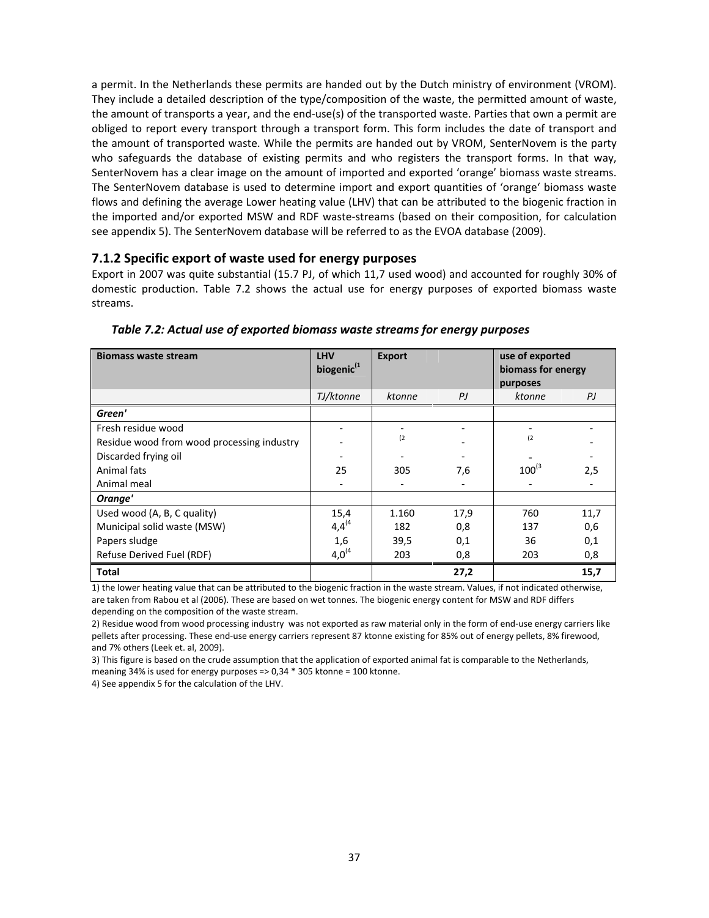a permit. In the Netherlands these permits are handed out by the Dutch ministry of environment (VROM). They include a detailed description of the type/composition of the waste, the permitted amount of waste, the amount of transports a year, and the end-use(s) of the transported waste. Parties that own a permit are obliged to report every transport through a transport form. This form includes the date of transport and the amount of transported waste. While the permits are handed out by VROM, SenterNovem is the party who safeguards the database of existing permits and who registers the transport forms. In that way, SenterNovem has a clear image on the amount of imported and exported 'orange' biomass waste streams. The SenterNovem database is used to determine import and export quantities of 'orange' biomass waste flows and defining the average Lower heating value (LHV) that can be attributed to the biogenic fraction in the imported and/or exported MSW and RDF waste-streams (based on their composition, for calculation see appendix 5). The SenterNovem database will be referred to as the EVOA database (2009).

### 7.1.2 Specific export of waste used for energy purposes

Export in 2007 was quite substantial (15.7 PJ, of which 11,7 used wood) and accounted for roughly 30% of domestic production. Table 7.2 shows the actual use for energy purposes of exported biomass waste streams.

*Table 7.2: Actual use of exported biomass waste streams for energy purposes*

| Biomass waste stream | LHV biogenic[1] | Export | | use of exported biomass for energy purposes | |
|---|---|---|---|---|---|
| | *TJ/ktonne* | *ktonne* | *PJ* | *ktonne* | *PJ* |
| ***Green'*** | | | | | |
| Fresh residue wood | - | - | - | - | - |
| Residue wood from wood processing industry | - | [2] | - | [2] | - |
| Discarded frying oil | - | - | - | - | - |
| Animal fats | 25 | 305 | 7,6 | 100[3] | 2,5 |
| Animal meal | - | - | - | - | - |
| ***Orange'*** | | | | | |
| Used wood (A, B, C quality) | 15,4 | 1.160 | 17,9 | 760 | 11,7 |
| Municipal solid waste (MSW) | 4,4[4] | 182 | 0,8 | 137 | 0,6 |
| Papers sludge | 1,6 | 39,5 | 0,1 | 36 | 0,1 |
| Refuse Derived Fuel (RDF) | 4,0[4] | 203 | 0,8 | 203 | 0,8 |
| **Total** | | | **27,2** | | **15,7** |

1) the lower heating value that can be attributed to the biogenic fraction in the waste stream. Values, if not indicated otherwise, are taken from Rabou et al (2006). These are based on wet tonnes. The biogenic energy content for MSW and RDF differs depending on the composition of the waste stream.

2) Residue wood from wood processing industry was not exported as raw material only in the form of end-use energy carriers like pellets after processing. These end-use energy carriers represent 87 ktonne existing for 85% out of energy pellets, 8% firewood, and 7% others (Leek et. al, 2009).

3) This figure is based on the crude assumption that the application of exported animal fat is comparable to the Netherlands, meaning 34% is used for energy purposes => 0,34 * 305 ktonne = 100 ktonne.

4) See appendix 5 for the calculation of the LHV.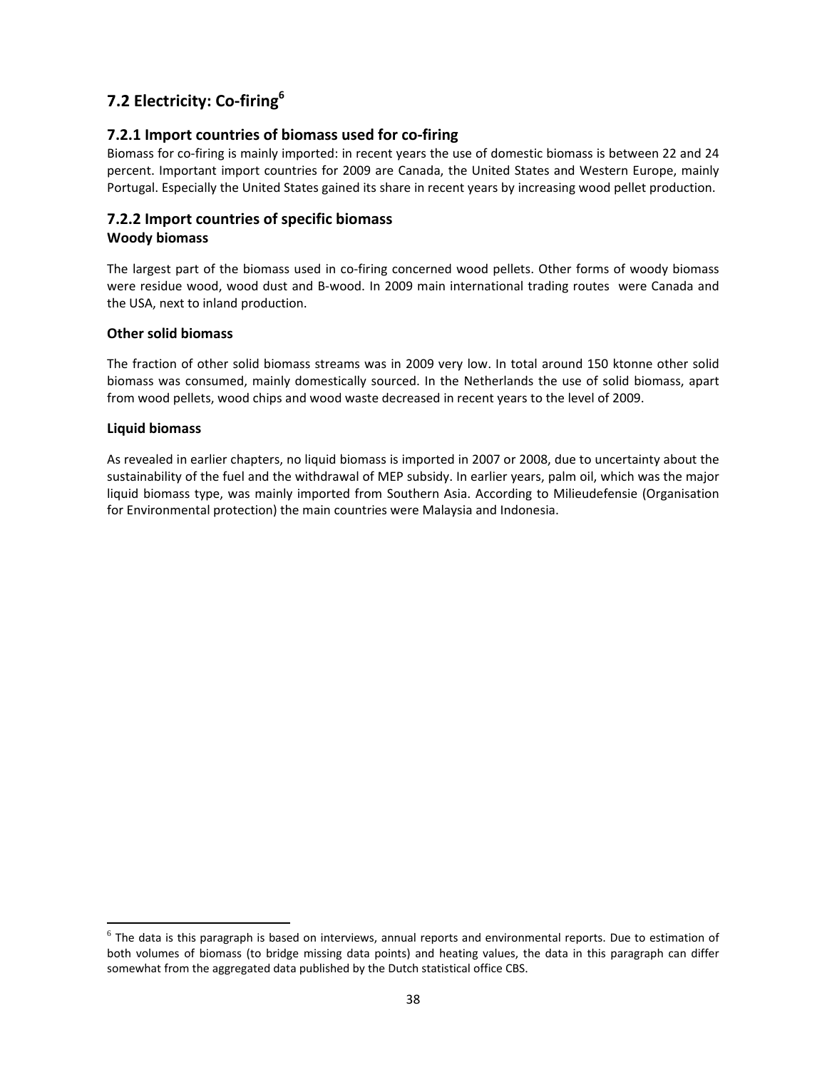## 7.2 Electricity: Co-firing[6]

### 7.2.1 Import countries of biomass used for co-firing

Biomass for co-firing is mainly imported: in recent years the use of domestic biomass is between 22 and 24 percent. Important import countries for 2009 are Canada, the United States and Western Europe, mainly Portugal. Especially the United States gained its share in recent years by increasing wood pellet production.

### 7.2.2 Import countries of specific biomass

**Woody biomass**

The largest part of the biomass used in co-firing concerned wood pellets. Other forms of woody biomass were residue wood, wood dust and B-wood. In 2009 main international trading routes were Canada and the USA, next to inland production.

**Other solid biomass**

The fraction of other solid biomass streams was in 2009 very low. In total around 150 ktonne other solid biomass was consumed, mainly domestically sourced. In the Netherlands the use of solid biomass, apart from wood pellets, wood chips and wood waste decreased in recent years to the level of 2009.

**Liquid biomass**

As revealed in earlier chapters, no liquid biomass is imported in 2007 or 2008, due to uncertainty about the sustainability of the fuel and the withdrawal of MEP subsidy. In earlier years, palm oil, which was the major liquid biomass type, was mainly imported from Southern Asia. According to Milieudefensie (Organisation for Environmental protection) the main countries were Malaysia and Indonesia.

[6] The data is this paragraph is based on interviews, annual reports and environmental reports. Due to estimation of both volumes of biomass (to bridge missing data points) and heating values, the data in this paragraph can differ somewhat from the aggregated data published by the Dutch statistical office CBS.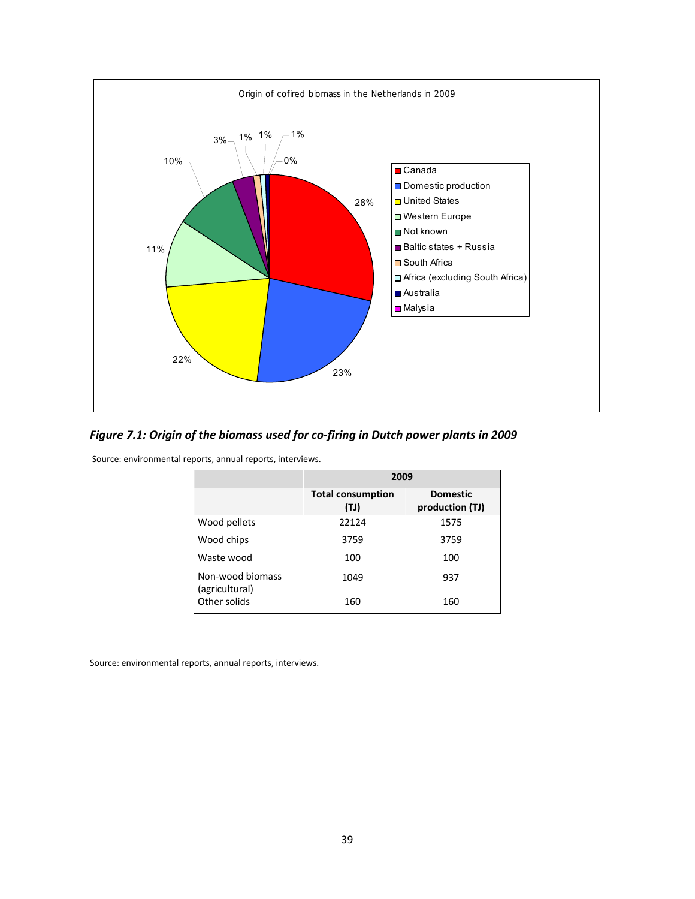*Figure 7.1: Origin of the biomass used for co-firing in Dutch power plants in 2009*

Source: environmental reports, annual reports, interviews.

| | 2009 | |
|---|---|---|
| | **Total consumption (TJ)** | **Domestic production (TJ)** |
| Wood pellets | 22124 | 1575 |
| Wood chips | 3759 | 3759 |
| Waste wood | 100 | 100 |
| Non-wood biomass (agricultural) | 1049 | 937 |
| Other solids | 160 | 160 |

Source: environmental reports, annual reports, interviews.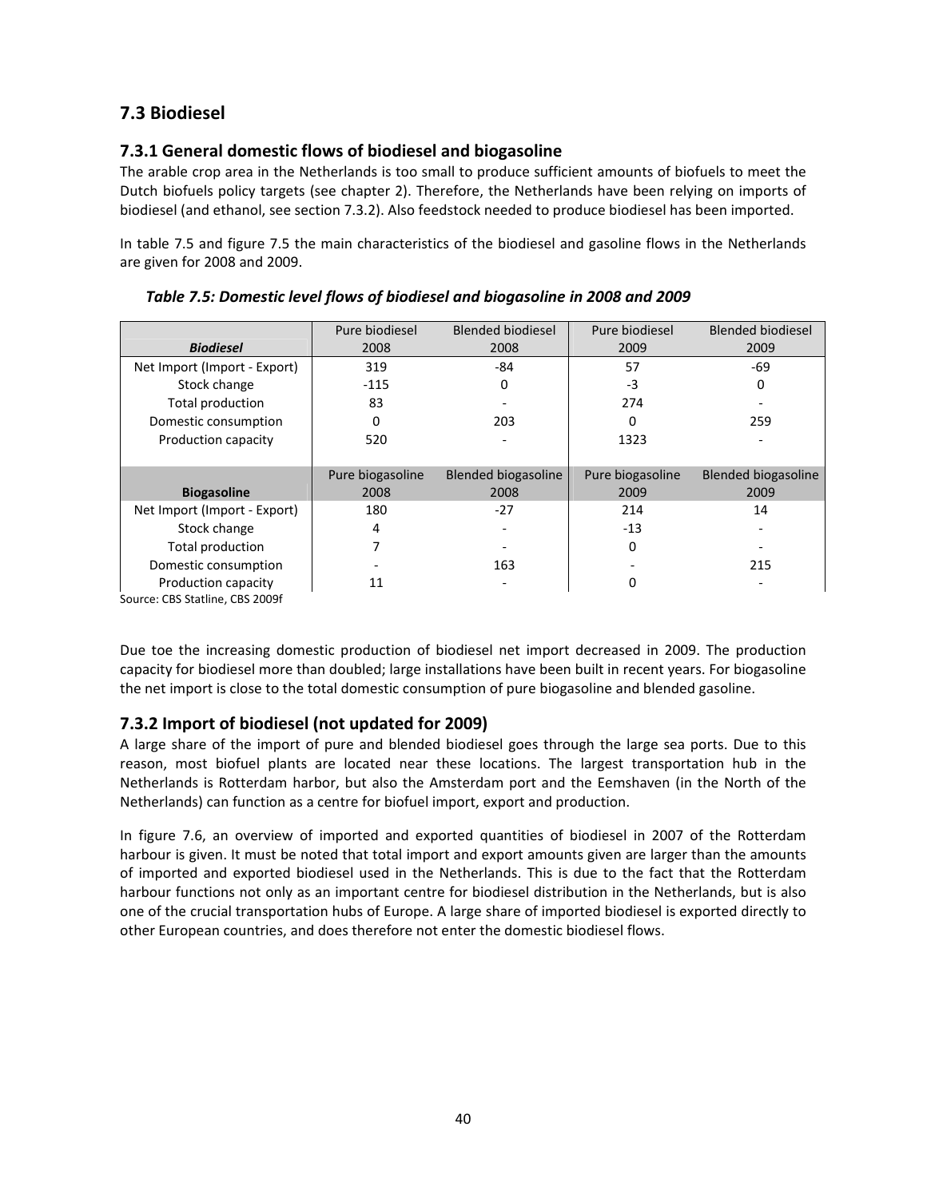## 7.3 Biodiesel

### 7.3.1 General domestic flows of biodiesel and biogasoline

The arable crop area in the Netherlands is too small to produce sufficient amounts of biofuels to meet the Dutch biofuels policy targets (see chapter 2). Therefore, the Netherlands have been relying on imports of biodiesel (and ethanol, see section 7.3.2). Also feedstock needed to produce biodiesel has been imported.

In table 7.5 and figure 7.5 the main characteristics of the biodiesel and gasoline flows in the Netherlands are given for 2008 and 2009.

*Table 7.5: Domestic level flows of biodiesel and biogasoline in 2008 and 2009*

| ***Biodiesel*** | Pure biodiesel 2008 | Blended biodiesel 2008 | Pure biodiesel 2009 | Blended biodiesel 2009 |
|---|---|---|---|---|
| Net Import (Import - Export) | 319 | -84 | 57 | -69 |
| Stock change | -115 | 0 | -3 | 0 |
| Total production | 83 | - | 274 | - |
| Domestic consumption | 0 | 203 | 0 | 259 |
| Production capacity | 520 | - | 1323 | - |
| **Biogasoline** | Pure biogasoline 2008 | Blended biogasoline 2008 | Pure biogasoline 2009 | Blended biogasoline 2009 |
| Net Import (Import - Export) | 180 | -27 | 214 | 14 |
| Stock change | 4 | - | -13 | - |
| Total production | 7 | - | 0 | - |
| Domestic consumption | - | 163 | - | 215 |
| Production capacity | 11 | - | 0 | - |

Source: CBS Statline, CBS 2009f

Due toe the increasing domestic production of biodiesel net import decreased in 2009. The production capacity for biodiesel more than doubled; large installations have been built in recent years. For biogasoline the net import is close to the total domestic consumption of pure biogasoline and blended gasoline.

### 7.3.2 Import of biodiesel (not updated for 2009)

A large share of the import of pure and blended biodiesel goes through the large sea ports. Due to this reason, most biofuel plants are located near these locations. The largest transportation hub in the Netherlands is Rotterdam harbor, but also the Amsterdam port and the Eemshaven (in the North of the Netherlands) can function as a centre for biofuel import, export and production.

In figure 7.6, an overview of imported and exported quantities of biodiesel in 2007 of the Rotterdam harbour is given. It must be noted that total import and export amounts given are larger than the amounts of imported and exported biodiesel used in the Netherlands. This is due to the fact that the Rotterdam harbour functions not only as an important centre for biodiesel distribution in the Netherlands, but is also one of the crucial transportation hubs of Europe. A large share of imported biodiesel is exported directly to other European countries, and does therefore not enter the domestic biodiesel flows.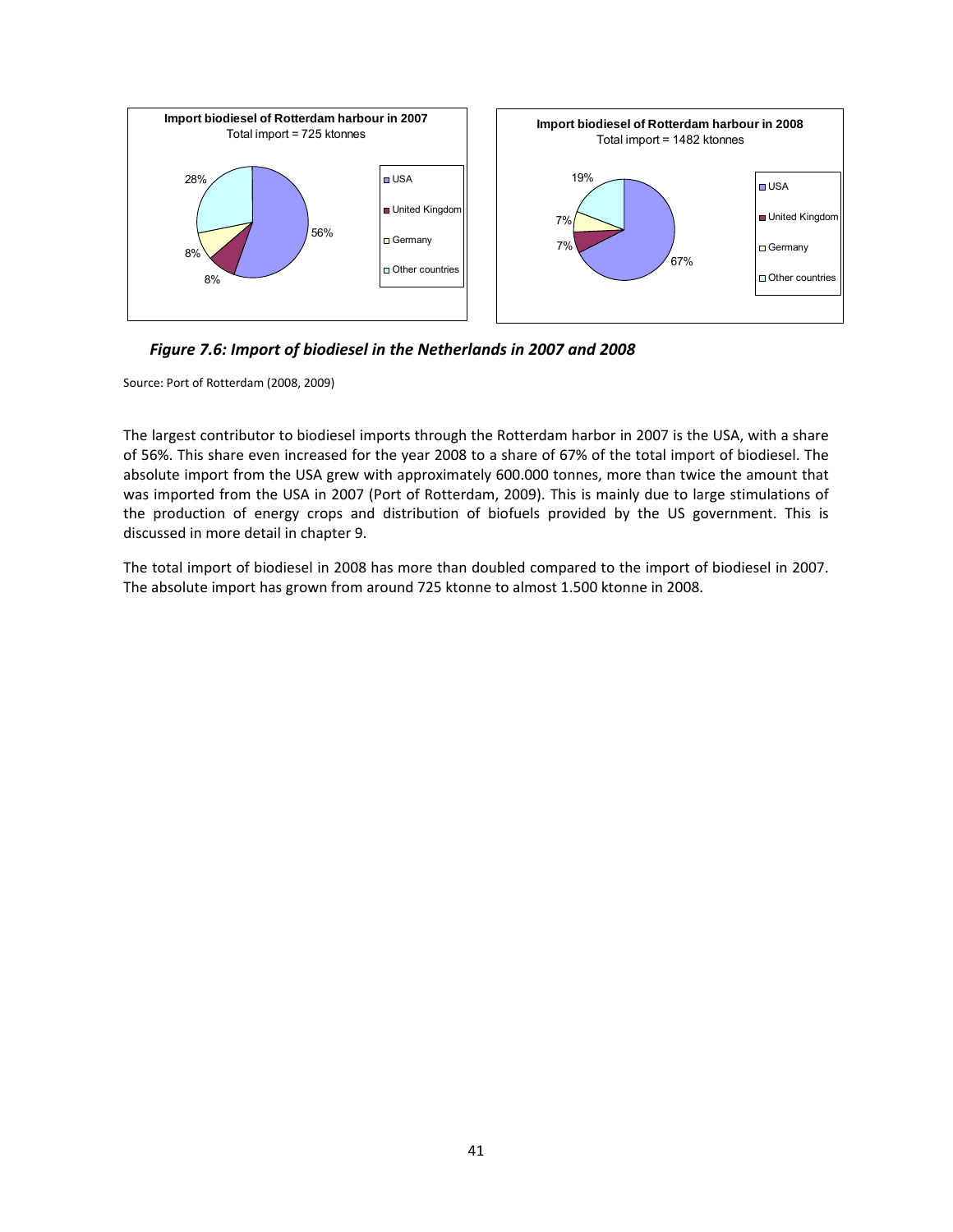*Figure 7.6: Import of biodiesel in the Netherlands in 2007 and 2008*

Source: Port of Rotterdam (2008, 2009)

The largest contributor to biodiesel imports through the Rotterdam harbor in 2007 is the USA, with a share of 56%. This share even increased for the year 2008 to a share of 67% of the total import of biodiesel. The absolute import from the USA grew with approximately 600.000 tonnes, more than twice the amount that was imported from the USA in 2007 (Port of Rotterdam, 2009). This is mainly due to large stimulations of the production of energy crops and distribution of biofuels provided by the US government. This is discussed in more detail in chapter 9.

The total import of biodiesel in 2008 has more than doubled compared to the import of biodiesel in 2007. The absolute import has grown from around 725 ktonne to almost 1.500 ktonne in 2008.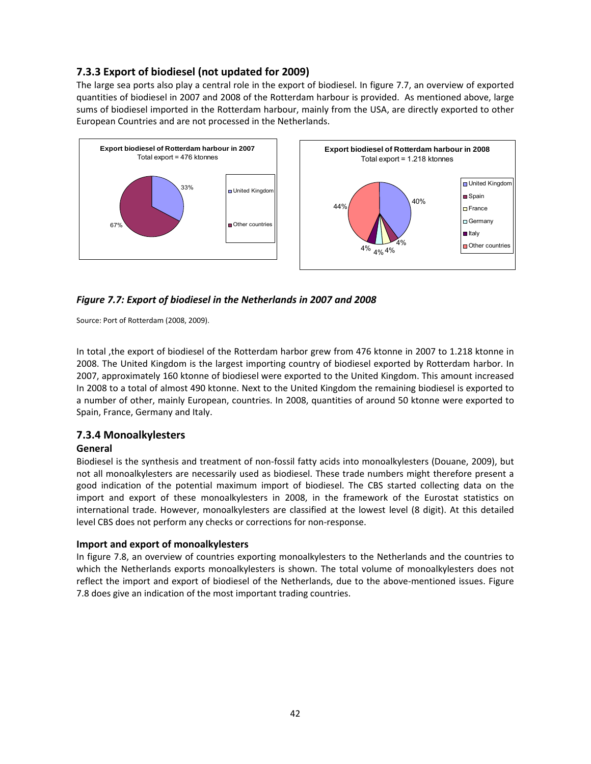### 7.3.3 Export of biodiesel (not updated for 2009)

The large sea ports also play a central role in the export of biodiesel. In figure 7.7, an overview of exported quantities of biodiesel in 2007 and 2008 of the Rotterdam harbour is provided. As mentioned above, large sums of biodiesel imported in the Rotterdam harbour, mainly from the USA, are directly exported to other European Countries and are not processed in the Netherlands.

**Export biodiesel of Rotterdam harbour in 2007**
Total export = 476 ktonnes

| Country | Share |
| --- | --- |
| United Kingdom | 33% |
| Other countries | 67% |

**Export biodiesel of Rotterdam harbour in 2008**
Total export = 1.218 ktonnes

| Country | Share |
| --- | --- |
| United Kingdom | 40% |
| Spain | 4% |
| France | 4% |
| Germany | 4% |
| Italy | 4% |
| Other countries | 44% |

***Figure 7.7: Export of biodiesel in the Netherlands in 2007 and 2008***

Source: Port of Rotterdam (2008, 2009).

In total ,the export of biodiesel of the Rotterdam harbor grew from 476 ktonne in 2007 to 1.218 ktonne in 2008. The United Kingdom is the largest importing country of biodiesel exported by Rotterdam harbor. In 2007, approximately 160 ktonne of biodiesel were exported to the United Kingdom. This amount increased In 2008 to a total of almost 490 ktonne. Next to the United Kingdom the remaining biodiesel is exported to a number of other, mainly European, countries. In 2008, quantities of around 50 ktonne were exported to Spain, France, Germany and Italy.

### 7.3.4 Monoalkylesters

#### General

Biodiesel is the synthesis and treatment of non-fossil fatty acids into monoalkylesters (Douane, 2009), but not all monoalkylesters are necessarily used as biodiesel. These trade numbers might therefore present a good indication of the potential maximum import of biodiesel. The CBS started collecting data on the import and export of these monoalkylesters in 2008, in the framework of the Eurostat statistics on international trade. However, monoalkylesters are classified at the lowest level (8 digit). At this detailed level CBS does not perform any checks or corrections for non-response.

#### Import and export of monoalkylesters

In figure 7.8, an overview of countries exporting monoalkylesters to the Netherlands and the countries to which the Netherlands exports monoalkylesters is shown. The total volume of monoalkylesters does not reflect the import and export of biodiesel of the Netherlands, due to the above-mentioned issues. Figure 7.8 does give an indication of the most important trading countries.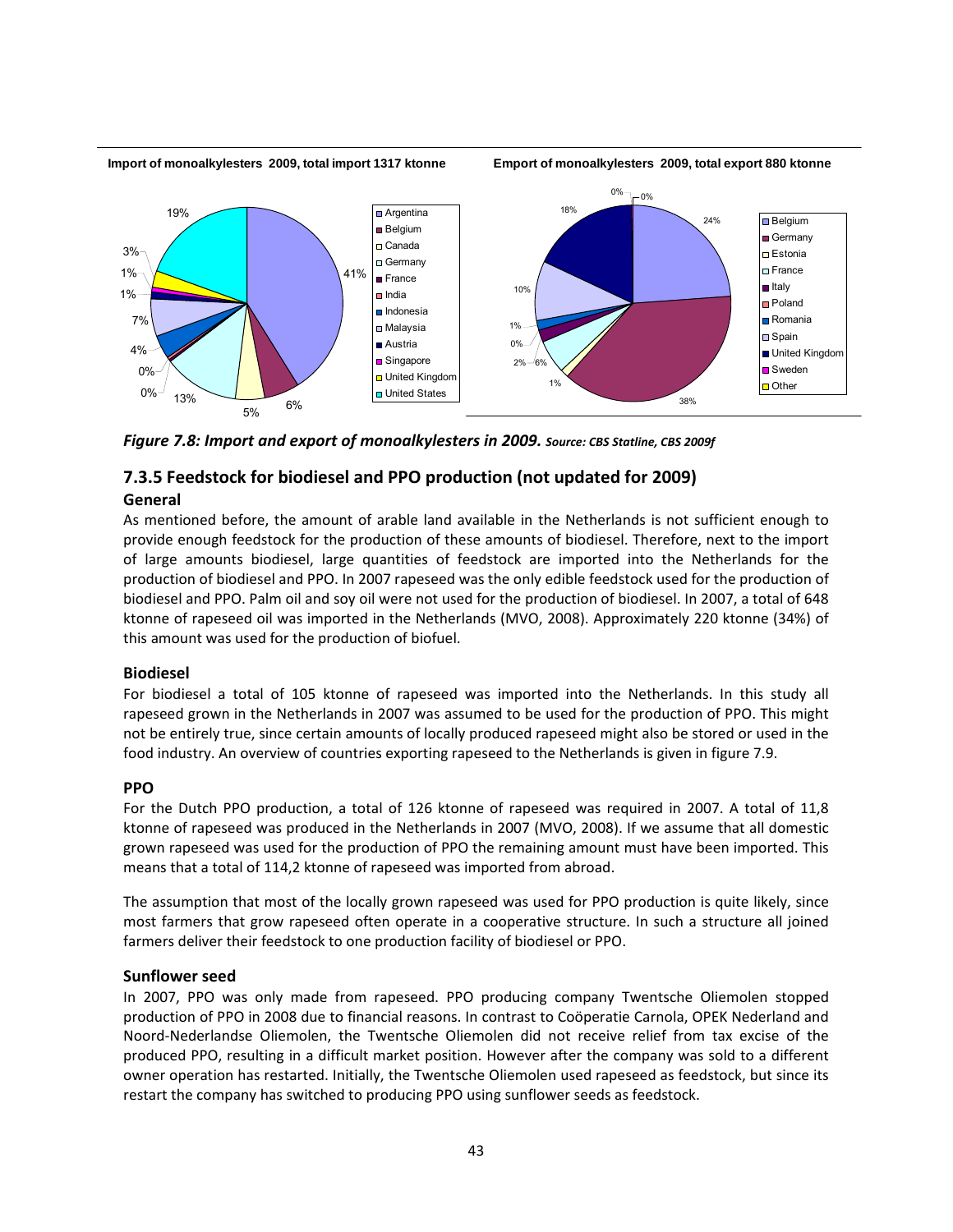**Import of monoalkylesters 2009, total import 1317 ktonne**

**Emport of monoalkylesters 2009, total export 880 ktonne**

*Figure 7.8: Import and export of monoalkylesters in 2009. Source: CBS Statline, CBS 2009f*

## 7.3.5 Feedstock for biodiesel and PPO production (not updated for 2009)

### General

As mentioned before, the amount of arable land available in the Netherlands is not sufficient enough to provide enough feedstock for the production of these amounts of biodiesel. Therefore, next to the import of large amounts biodiesel, large quantities of feedstock are imported into the Netherlands for the production of biodiesel and PPO. In 2007 rapeseed was the only edible feedstock used for the production of biodiesel and PPO. Palm oil and soy oil were not used for the production of biodiesel. In 2007, a total of 648 ktonne of rapeseed oil was imported in the Netherlands (MVO, 2008). Approximately 220 ktonne (34%) of this amount was used for the production of biofuel.

### Biodiesel

For biodiesel a total of 105 ktonne of rapeseed was imported into the Netherlands. In this study all rapeseed grown in the Netherlands in 2007 was assumed to be used for the production of PPO. This might not be entirely true, since certain amounts of locally produced rapeseed might also be stored or used in the food industry. An overview of countries exporting rapeseed to the Netherlands is given in figure 7.9.

### PPO

For the Dutch PPO production, a total of 126 ktonne of rapeseed was required in 2007. A total of 11,8 ktonne of rapeseed was produced in the Netherlands in 2007 (MVO, 2008). If we assume that all domestic grown rapeseed was used for the production of PPO the remaining amount must have been imported. This means that a total of 114,2 ktonne of rapeseed was imported from abroad.

The assumption that most of the locally grown rapeseed was used for PPO production is quite likely, since most farmers that grow rapeseed often operate in a cooperative structure. In such a structure all joined farmers deliver their feedstock to one production facility of biodiesel or PPO.

### Sunflower seed

In 2007, PPO was only made from rapeseed. PPO producing company Twentsche Oliemolen stopped production of PPO in 2008 due to financial reasons. In contrast to Coöperatie Carnola, OPEK Nederland and Noord-Nederlandse Oliemolen, the Twentsche Oliemolen did not receive relief from tax excise of the produced PPO, resulting in a difficult market position. However after the company was sold to a different owner operation has restarted. Initially, the Twentsche Oliemolen used rapeseed as feedstock, but since its restart the company has switched to producing PPO using sunflower seeds as feedstock.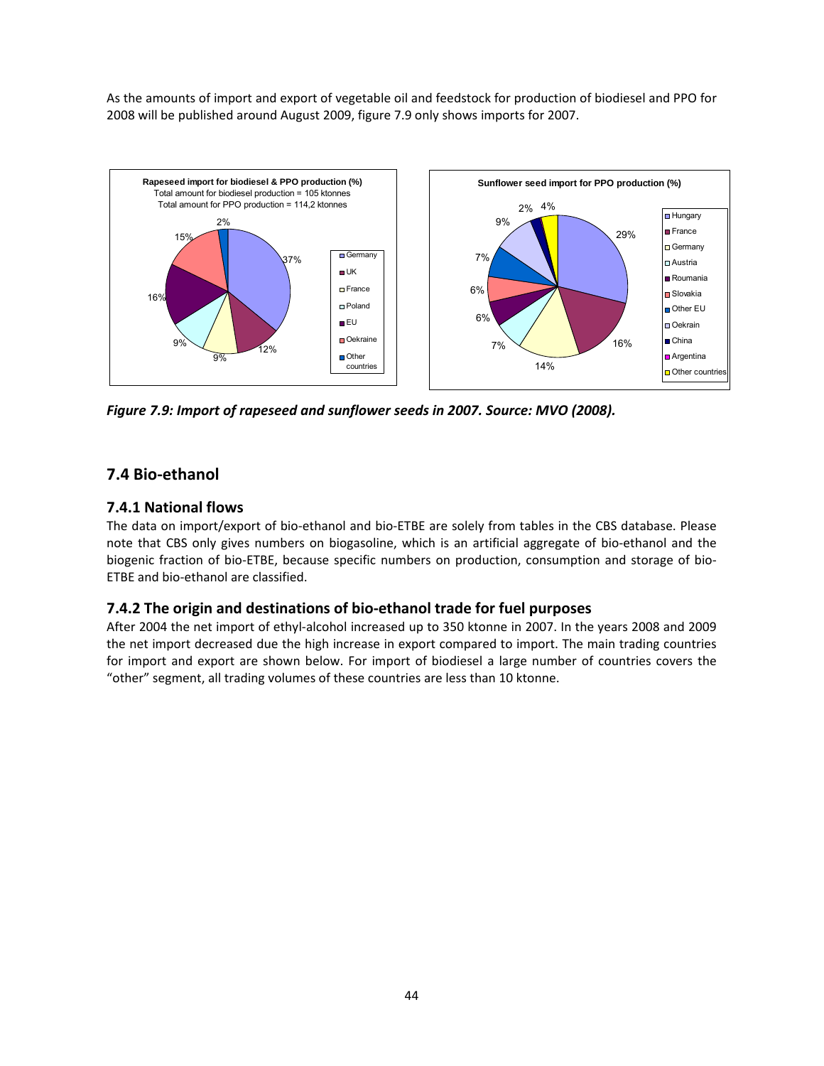As the amounts of import and export of vegetable oil and feedstock for production of biodiesel and PPO for 2008 will be published around August 2009, figure 7.9 only shows imports for 2007.

*Figure 7.9: Import of rapeseed and sunflower seeds in 2007. Source: MVO (2008).*

## 7.4 Bio-ethanol

### 7.4.1 National flows

The data on import/export of bio-ethanol and bio-ETBE are solely from tables in the CBS database. Please note that CBS only gives numbers on biogasoline, which is an artificial aggregate of bio-ethanol and the biogenic fraction of bio-ETBE, because specific numbers on production, consumption and storage of bio-ETBE and bio-ethanol are classified.

### 7.4.2 The origin and destinations of bio-ethanol trade for fuel purposes

After 2004 the net import of ethyl-alcohol increased up to 350 ktonne in 2007. In the years 2008 and 2009 the net import decreased due the high increase in export compared to import. The main trading countries for import and export are shown below. For import of biodiesel a large number of countries covers the "other" segment, all trading volumes of these countries are less than 10 ktonne.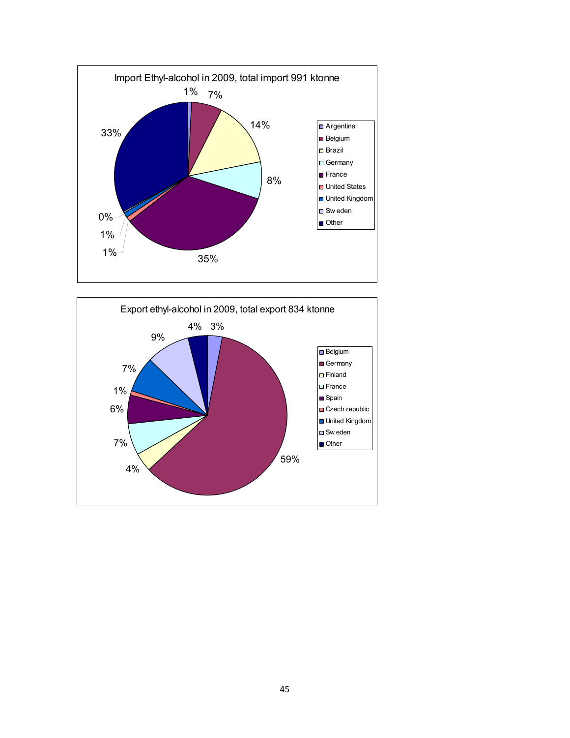**Import Ethyl-alcohol in 2009, total import 991 ktonne**

| Country | Share |
| --- | --- |
| Argentina | 1% |
| Belgium | 7% |
| Brazil | 14% |
| Germany | 8% |
| France | 35% |
| United States | 1% |
| United Kingdom | 1% |
| Sweden | 0% |
| Other | 33% |

**Export ethyl-alcohol in 2009, total export 834 ktonne**

| Country | Share |
| --- | --- |
| Belgium | 3% |
| Germany | 59% |
| Finland | 4% |
| France | 7% |
| Spain | 6% |
| Czech republic | 1% |
| United Kingdom | 7% |
| Sweden | 9% |
| Other | 4% |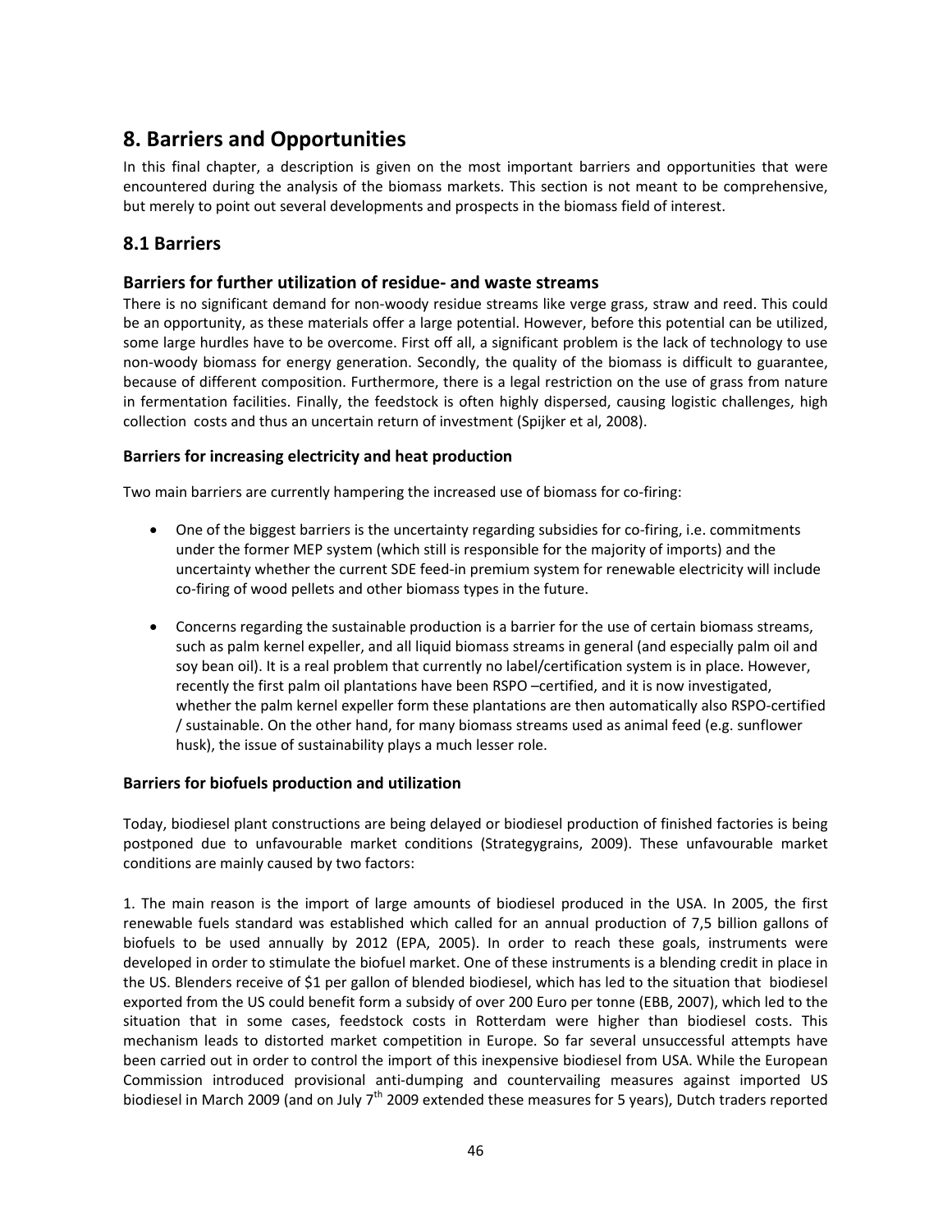# 8. Barriers and Opportunities

In this final chapter, a description is given on the most important barriers and opportunities that were encountered during the analysis of the biomass markets. This section is not meant to be comprehensive, but merely to point out several developments and prospects in the biomass field of interest.

## 8.1 Barriers

### Barriers for further utilization of residue- and waste streams

There is no significant demand for non-woody residue streams like verge grass, straw and reed. This could be an opportunity, as these materials offer a large potential. However, before this potential can be utilized, some large hurdles have to be overcome. First off all, a significant problem is the lack of technology to use non-woody biomass for energy generation. Secondly, the quality of the biomass is difficult to guarantee, because of different composition. Furthermore, there is a legal restriction on the use of grass from nature in fermentation facilities. Finally, the feedstock is often highly dispersed, causing logistic challenges, high collection costs and thus an uncertain return of investment (Spijker et al, 2008).

**Barriers for increasing electricity and heat production**

Two main barriers are currently hampering the increased use of biomass for co-firing:

- One of the biggest barriers is the uncertainty regarding subsidies for co-firing, i.e. commitments under the former MEP system (which still is responsible for the majority of imports) and the uncertainty whether the current SDE feed-in premium system for renewable electricity will include co-firing of wood pellets and other biomass types in the future.
- Concerns regarding the sustainable production is a barrier for the use of certain biomass streams, such as palm kernel expeller, and all liquid biomass streams in general (and especially palm oil and soy bean oil). It is a real problem that currently no label/certification system is in place. However, recently the first palm oil plantations have been RSPO –certified, and it is now investigated, whether the palm kernel expeller form these plantations are then automatically also RSPO-certified / sustainable. On the other hand, for many biomass streams used as animal feed (e.g. sunflower husk), the issue of sustainability plays a much lesser role.

**Barriers for biofuels production and utilization**

Today, biodiesel plant constructions are being delayed or biodiesel production of finished factories is being postponed due to unfavourable market conditions (Strategygrains, 2009). These unfavourable market conditions are mainly caused by two factors:

1. The main reason is the import of large amounts of biodiesel produced in the USA. In 2005, the first renewable fuels standard was established which called for an annual production of 7,5 billion gallons of biofuels to be used annually by 2012 (EPA, 2005). In order to reach these goals, instruments were developed in order to stimulate the biofuel market. One of these instruments is a blending credit in place in the US. Blenders receive of $1 per gallon of blended biodiesel, which has led to the situation that biodiesel exported from the US could benefit form a subsidy of over 200 Euro per tonne (EBB, 2007), which led to the situation that in some cases, feedstock costs in Rotterdam were higher than biodiesel costs. This mechanism leads to distorted market competition in Europe. So far several unsuccessful attempts have been carried out in order to control the import of this inexpensive biodiesel from USA. While the European Commission introduced provisional anti-dumping and countervailing measures against imported US biodiesel in March 2009 (and on July 7th 2009 extended these measures for 5 years), Dutch traders reported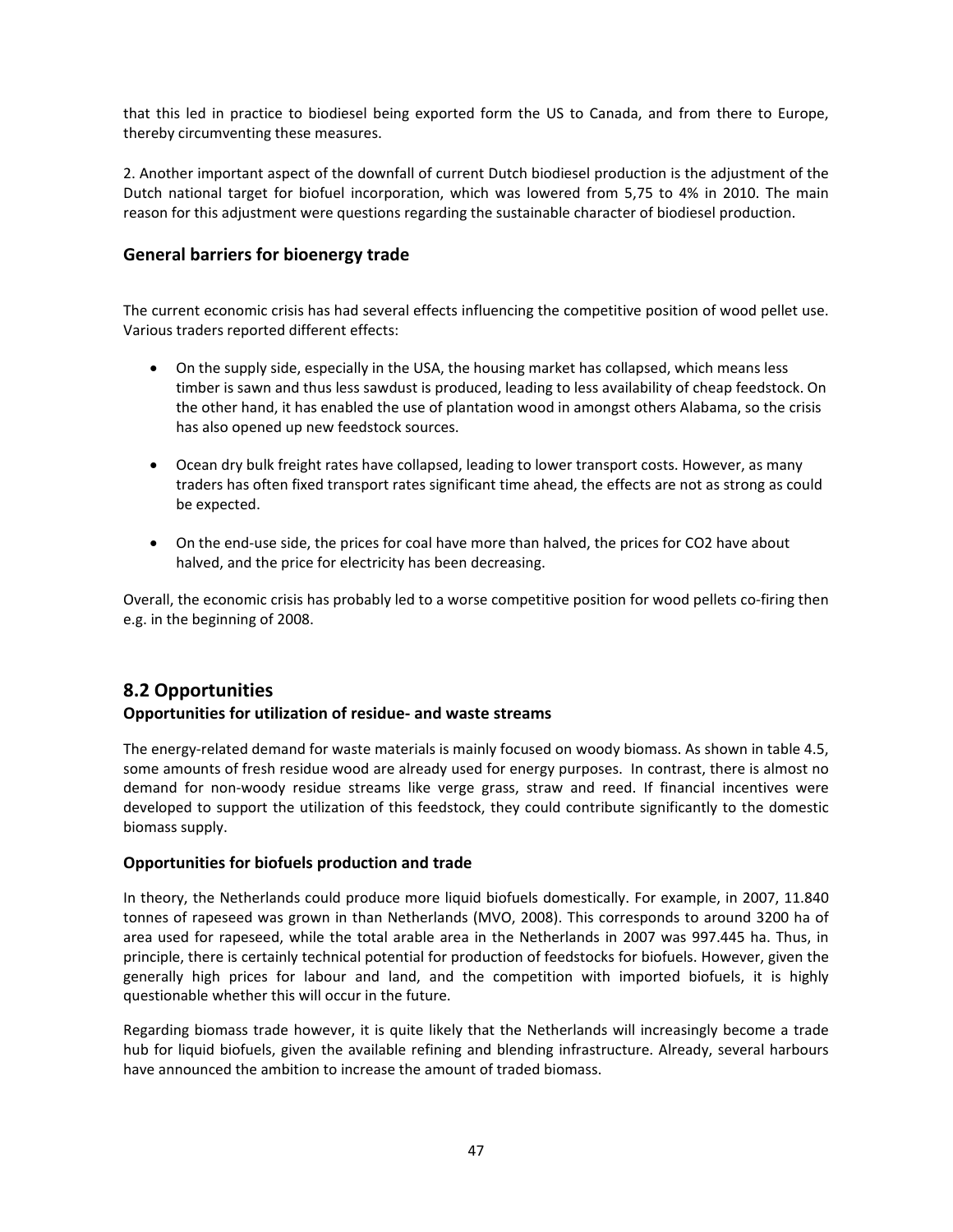that this led in practice to biodiesel being exported form the US to Canada, and from there to Europe, thereby circumventing these measures.

2. Another important aspect of the downfall of current Dutch biodiesel production is the adjustment of the Dutch national target for biofuel incorporation, which was lowered from 5,75 to 4% in 2010. The main reason for this adjustment were questions regarding the sustainable character of biodiesel production.

### General barriers for bioenergy trade

The current economic crisis has had several effects influencing the competitive position of wood pellet use. Various traders reported different effects:

- On the supply side, especially in the USA, the housing market has collapsed, which means less timber is sawn and thus less sawdust is produced, leading to less availability of cheap feedstock. On the other hand, it has enabled the use of plantation wood in amongst others Alabama, so the crisis has also opened up new feedstock sources.
- Ocean dry bulk freight rates have collapsed, leading to lower transport costs. However, as many traders has often fixed transport rates significant time ahead, the effects are not as strong as could be expected.
- On the end-use side, the prices for coal have more than halved, the prices for CO2 have about halved, and the price for electricity has been decreasing.

Overall, the economic crisis has probably led to a worse competitive position for wood pellets co-firing then e.g. in the beginning of 2008.

## 8.2 Opportunities

### Opportunities for utilization of residue- and waste streams

The energy-related demand for waste materials is mainly focused on woody biomass. As shown in table 4.5, some amounts of fresh residue wood are already used for energy purposes. In contrast, there is almost no demand for non-woody residue streams like verge grass, straw and reed. If financial incentives were developed to support the utilization of this feedstock, they could contribute significantly to the domestic biomass supply.

### Opportunities for biofuels production and trade

In theory, the Netherlands could produce more liquid biofuels domestically. For example, in 2007, 11.840 tonnes of rapeseed was grown in than Netherlands (MVO, 2008). This corresponds to around 3200 ha of area used for rapeseed, while the total arable area in the Netherlands in 2007 was 997.445 ha. Thus, in principle, there is certainly technical potential for production of feedstocks for biofuels. However, given the generally high prices for labour and land, and the competition with imported biofuels, it is highly questionable whether this will occur in the future.

Regarding biomass trade however, it is quite likely that the Netherlands will increasingly become a trade hub for liquid biofuels, given the available refining and blending infrastructure. Already, several harbours have announced the ambition to increase the amount of traded biomass.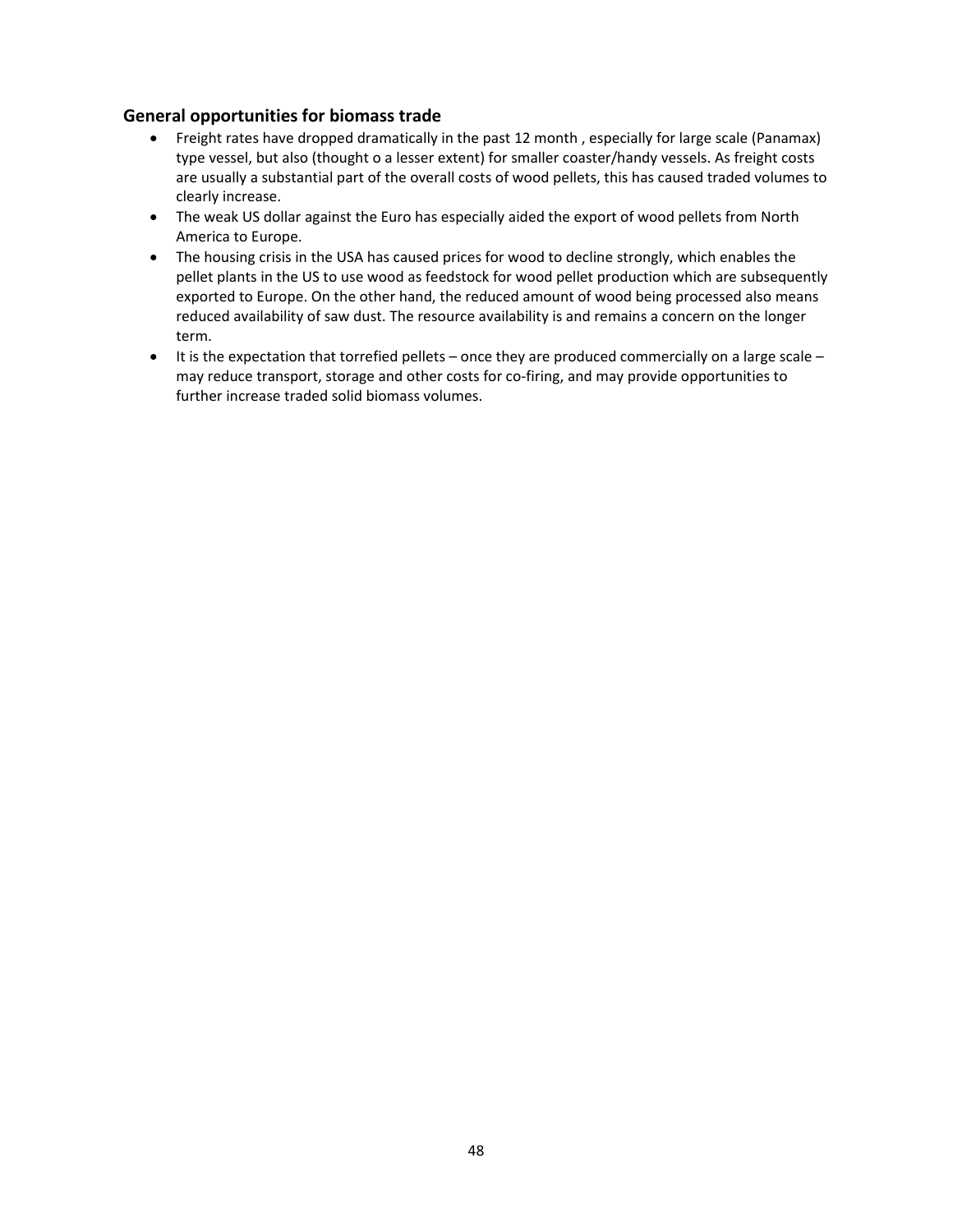## General opportunities for biomass trade

- Freight rates have dropped dramatically in the past 12 month , especially for large scale (Panamax) type vessel, but also (thought o a lesser extent) for smaller coaster/handy vessels. As freight costs are usually a substantial part of the overall costs of wood pellets, this has caused traded volumes to clearly increase.
- The weak US dollar against the Euro has especially aided the export of wood pellets from North America to Europe.
- The housing crisis in the USA has caused prices for wood to decline strongly, which enables the pellet plants in the US to use wood as feedstock for wood pellet production which are subsequently exported to Europe. On the other hand, the reduced amount of wood being processed also means reduced availability of saw dust. The resource availability is and remains a concern on the longer term.
- It is the expectation that torrefied pellets – once they are produced commercially on a large scale – may reduce transport, storage and other costs for co-firing, and may provide opportunities to further increase traded solid biomass volumes.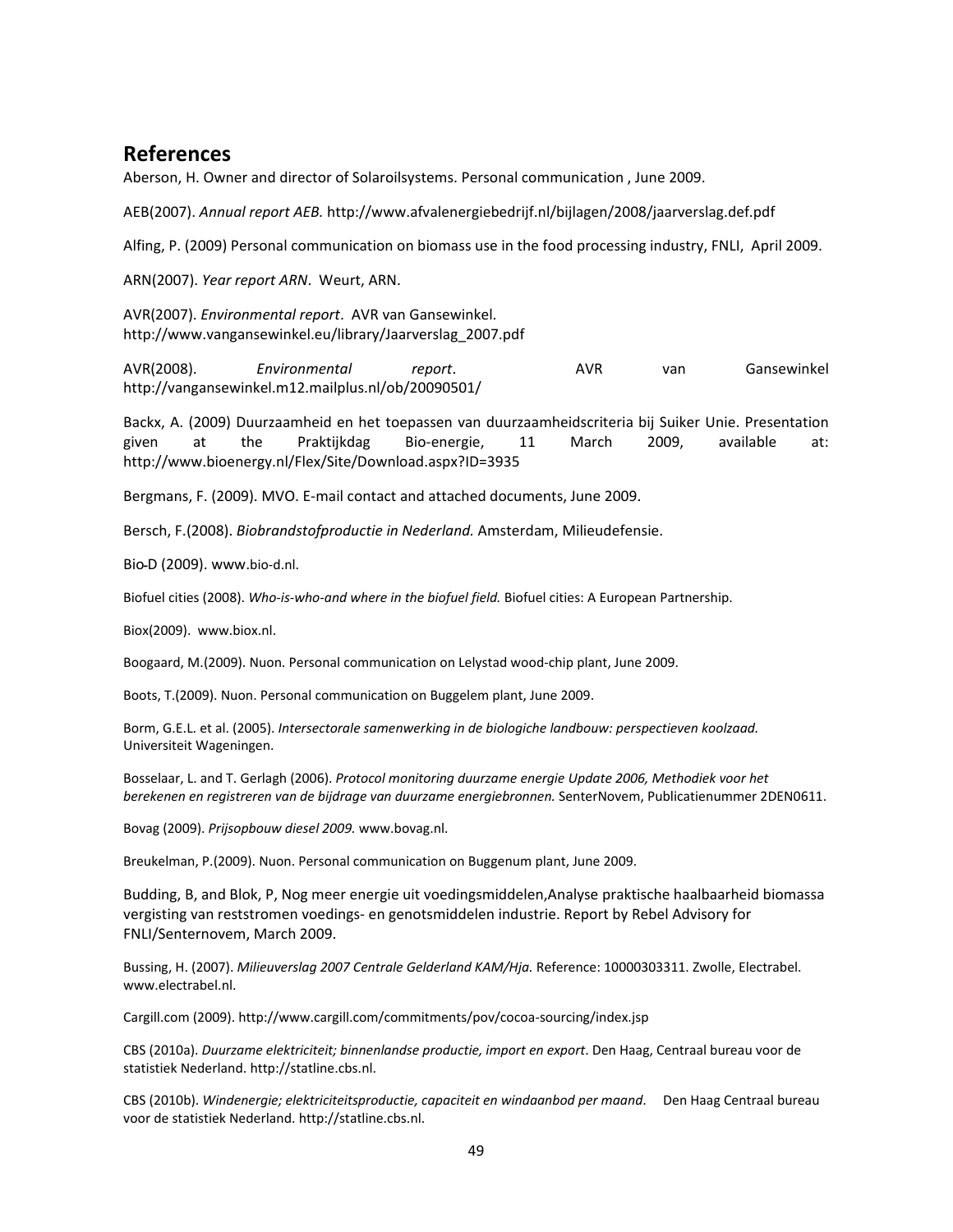## References

Aberson, H. Owner and director of Solaroilsystems. Personal communication , June 2009.

AEB(2007). *Annual report AEB.* http://www.afvalenergiebedrijf.nl/bijlagen/2008/jaarverslag.def.pdf

Alfing, P. (2009) Personal communication on biomass use in the food processing industry, FNLI, April 2009.

ARN(2007). *Year report ARN*. Weurt, ARN.

AVR(2007). *Environmental report*. AVR van Gansewinkel. http://www.vangansewinkel.eu/library/Jaarverslag_2007.pdf

AVR(2008). *Environmental report*. AVR van Gansewinkel http://vangansewinkel.m12.mailplus.nl/ob/20090501/

Backx, A. (2009) Duurzaamheid en het toepassen van duurzaamheidscriteria bij Suiker Unie. Presentation given at the Praktijkdag Bio-energie, 11 March 2009, available at: http://www.bioenergy.nl/Flex/Site/Download.aspx?ID=3935

Bergmans, F. (2009). MVO. E-mail contact and attached documents, June 2009.

Bersch, F.(2008). *Biobrandstofproductie in Nederland.* Amsterdam, Milieudefensie.

Bio-D (2009). www.bio-d.nl.

Biofuel cities (2008). *Who-is-who-and where in the biofuel field.* Biofuel cities: A European Partnership.

Biox(2009). www.biox.nl.

Boogaard, M.(2009). Nuon. Personal communication on Lelystad wood-chip plant, June 2009.

Boots, T.(2009). Nuon. Personal communication on Buggelem plant, June 2009.

Borm, G.E.L. et al. (2005). *Intersectorale samenwerking in de biologiche landbouw: perspectieven koolzaad.* Universiteit Wageningen.

Bosselaar, L. and T. Gerlagh (2006). *Protocol monitoring duurzame energie Update 2006, Methodiek voor het berekenen en registreren van de bijdrage van duurzame energiebronnen.* SenterNovem, Publicatienummer 2DEN0611.

Bovag (2009). *Prijsopbouw diesel 2009.* www.bovag.nl.

Breukelman, P.(2009). Nuon. Personal communication on Buggenum plant, June 2009.

Budding, B, and Blok, P, Nog meer energie uit voedingsmiddelen,Analyse praktische haalbaarheid biomassa vergisting van reststromen voedings- en genotsmiddelen industrie. Report by Rebel Advisory for FNLI/Senternovem, March 2009.

Bussing, H. (2007). *Milieuverslag 2007 Centrale Gelderland KAM/Hja.* Reference: 10000303311. Zwolle, Electrabel. www.electrabel.nl.

Cargill.com (2009). http://www.cargill.com/commitments/pov/cocoa-sourcing/index.jsp

CBS (2010a). *Duurzame elektriciteit; binnenlandse productie, import en export*. Den Haag, Centraal bureau voor de statistiek Nederland. http://statline.cbs.nl.

CBS (2010b). *Windenergie; elektriciteitsproductie, capaciteit en windaanbod per maand*. Den Haag Centraal bureau voor de statistiek Nederland. http://statline.cbs.nl.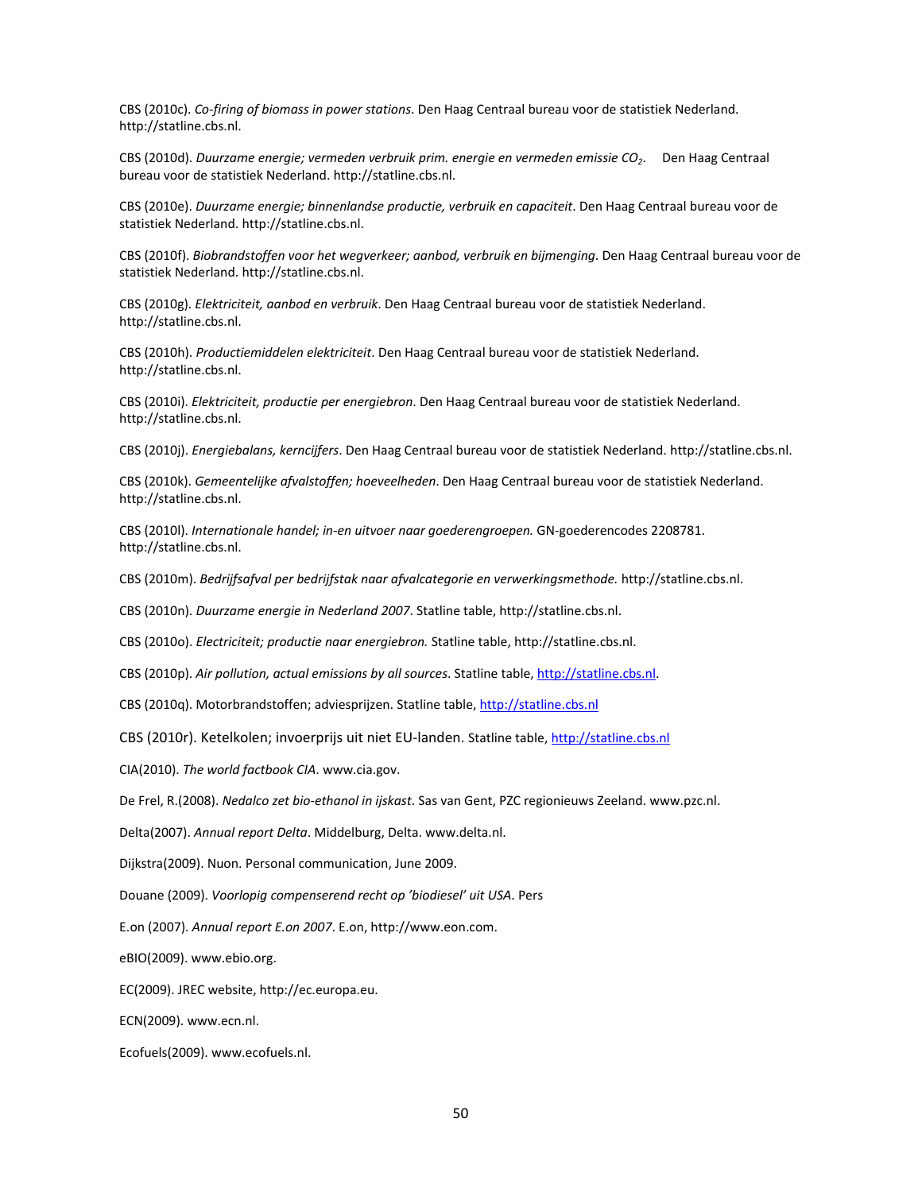CBS (2010c). *Co-firing of biomass in power stations*. Den Haag Centraal bureau voor de statistiek Nederland. http://statline.cbs.nl.

CBS (2010d). *Duurzame energie; vermeden verbruik prim. energie en vermeden emissie $CO_2$*. Den Haag Centraal bureau voor de statistiek Nederland. http://statline.cbs.nl.

CBS (2010e). *Duurzame energie; binnenlandse productie, verbruik en capaciteit*. Den Haag Centraal bureau voor de statistiek Nederland. http://statline.cbs.nl.

CBS (2010f). *Biobrandstoffen voor het wegverkeer; aanbod, verbruik en bijmenging*. Den Haag Centraal bureau voor de statistiek Nederland. http://statline.cbs.nl.

CBS (2010g). *Elektriciteit, aanbod en verbruik.* Den Haag Centraal bureau voor de statistiek Nederland. http://statline.cbs.nl.

CBS (2010h). *Productiemiddelen elektriciteit*. Den Haag Centraal bureau voor de statistiek Nederland. http://statline.cbs.nl.

CBS (2010i). *Elektriciteit, productie per energiebron*. Den Haag Centraal bureau voor de statistiek Nederland. http://statline.cbs.nl.

CBS (2010j). *Energiebalans, kerncijfers*. Den Haag Centraal bureau voor de statistiek Nederland. http://statline.cbs.nl.

CBS (2010k). *Gemeentelijke afvalstoffen; hoeveelheden*. Den Haag Centraal bureau voor de statistiek Nederland. http://statline.cbs.nl.

CBS (2010l). *Internationale handel; in-en uitvoer naar goederengroepen.* GN-goederencodes 2208781. http://statline.cbs.nl.

CBS (2010m). *Bedrijfsafval per bedrijfstak naar afvalcategorie en verwerkingsmethode.* http://statline.cbs.nl.

CBS (2010n). *Duurzame energie in Nederland 2007*. Statline table, http://statline.cbs.nl.

CBS (2010o). *Electriciteit; productie naar energiebron.* Statline table, http://statline.cbs.nl.

CBS (2010p). *Air pollution, actual emissions by all sources*. Statline table, http://statline.cbs.nl.

CBS (2010q). Motorbrandstoffen; adviesprijzen. Statline table, http://statline.cbs.nl

CBS (2010r). Ketelkolen; invoerprijs uit niet EU-landen. Statline table, http://statline.cbs.nl

CIA(2010). *The world factbook CIA*. www.cia.gov.

De Frel, R.(2008). *Nedalco zet bio-ethanol in ijskast*. Sas van Gent, PZC regionieuws Zeeland. www.pzc.nl.

Delta(2007). *Annual report Delta*. Middelburg, Delta. www.delta.nl.

Dijkstra(2009). Nuon. Personal communication, June 2009.

Douane (2009). *Voorlopig compenserend recht op 'biodiesel' uit USA*. Pers

E.on (2007). *Annual report E.on 2007*. E.on, http://www.eon.com.

eBIO(2009). www.ebio.org.

EC(2009). JREC website, http://ec.europa.eu.

ECN(2009). www.ecn.nl.

Ecofuels(2009). www.ecofuels.nl.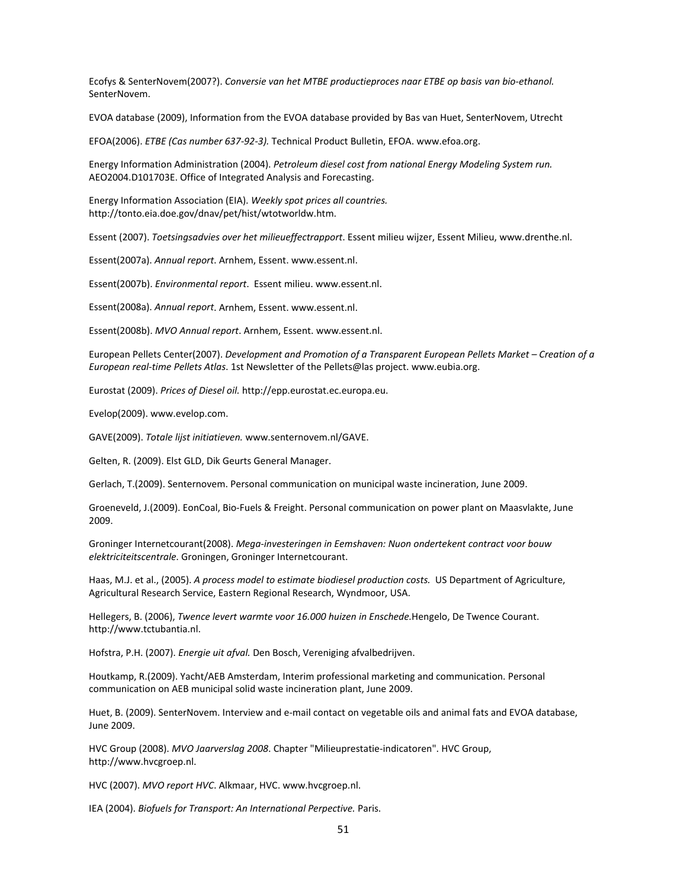Ecofys & SenterNovem(2007?). *Conversie van het MTBE productieproces naar ETBE op basis van bio-ethanol.* SenterNovem.

EVOA database (2009), Information from the EVOA database provided by Bas van Huet, SenterNovem, Utrecht

EFOA(2006). *ETBE (Cas number 637-92-3).* Technical Product Bulletin, EFOA. www.efoa.org.

Energy Information Administration (2004). *Petroleum diesel cost from national Energy Modeling System run.* AEO2004.D101703E. Office of Integrated Analysis and Forecasting.

Energy Information Association (EIA). *Weekly spot prices all countries.* http://tonto.eia.doe.gov/dnav/pet/hist/wtotworldw.htm.

Essent (2007). *Toetsingsadvies over het milieueffectrapport.* Essent milieu wijzer, Essent Milieu, www.drenthe.nl.

Essent(2007a). *Annual report*. Arnhem, Essent. www.essent.nl.

Essent(2007b). *Environmental report*. Essent milieu. www.essent.nl.

Essent(2008a). *Annual report*. Arnhem, Essent. www.essent.nl.

Essent(2008b). *MVO Annual report*. Arnhem, Essent. www.essent.nl.

European Pellets Center(2007). *Development and Promotion of a Transparent European Pellets Market – Creation of a European real-time Pellets Atlas*. 1st Newsletter of the Pellets@las project. www.eubia.org.

Eurostat (2009). *Prices of Diesel oil.* http://epp.eurostat.ec.europa.eu.

Evelop(2009). www.evelop.com.

GAVE(2009). *Totale lijst initiatieven.* www.senternovem.nl/GAVE.

Gelten, R. (2009). Elst GLD, Dik Geurts General Manager.

Gerlach, T.(2009). Senternovem. Personal communication on municipal waste incineration, June 2009.

Groeneveld, J.(2009). EonCoal, Bio-Fuels & Freight. Personal communication on power plant on Maasvlakte, June 2009.

Groninger Internetcourant(2008). *Mega-investeringen in Eemshaven: Nuon ondertekent contract voor bouw elektriciteitscentrale*. Groningen, Groninger Internetcourant.

Haas, M.J. et al., (2005). *A process model to estimate biodiesel production costs.* US Department of Agriculture, Agricultural Research Service, Eastern Regional Research, Wyndmoor, USA.

Hellegers, B. (2006), *Twence levert warmte voor 16.000 huizen in Enschede.*Hengelo, De Twence Courant. http://www.tctubantia.nl.

Hofstra, P.H. (2007). *Energie uit afval.* Den Bosch, Vereniging afvalbedrijven.

Houtkamp, R.(2009). Yacht/AEB Amsterdam, Interim professional marketing and communication. Personal communication on AEB municipal solid waste incineration plant, June 2009.

Huet, B. (2009). SenterNovem. Interview and e-mail contact on vegetable oils and animal fats and EVOA database, June 2009.

HVC Group (2008). *MVO Jaarverslag 2008*. Chapter "Milieuprestatie-indicatoren". HVC Group, http://www.hvcgroep.nl.

HVC (2007). *MVO report HVC*. Alkmaar, HVC. www.hvcgroep.nl.

IEA (2004). *Biofuels for Transport: An International Perpective.* Paris.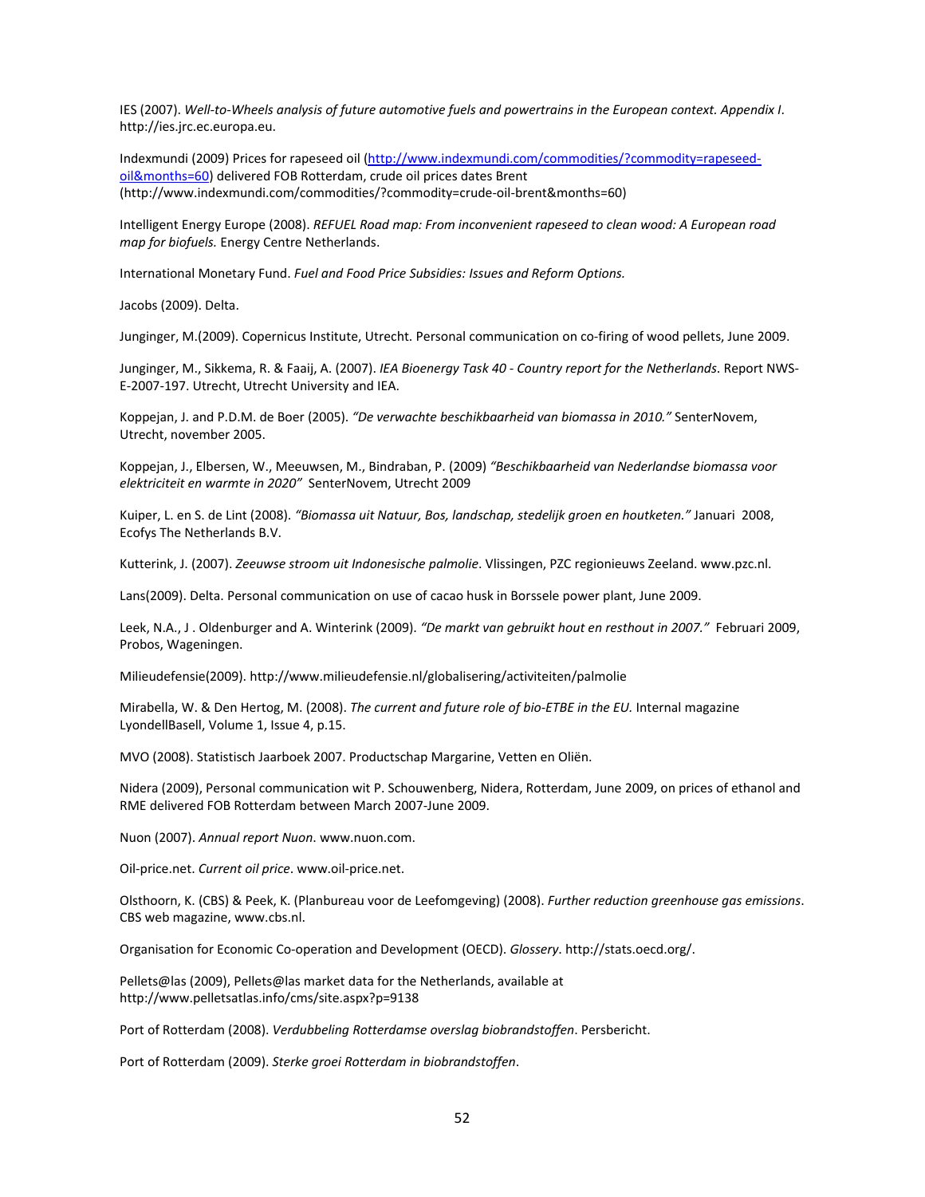IES (2007). *Well-to-Wheels analysis of future automotive fuels and powertrains in the European context. Appendix I*. http://ies.jrc.ec.europa.eu.

Indexmundi (2009) Prices for rapeseed oil (http://www.indexmundi.com/commodities/?commodity=rapeseed-oil&months=60) delivered FOB Rotterdam, crude oil prices dates Brent (http://www.indexmundi.com/commodities/?commodity=crude-oil-brent&months=60)

Intelligent Energy Europe (2008). *REFUEL Road map: From inconvenient rapeseed to clean wood: A European road map for biofuels.* Energy Centre Netherlands.

International Monetary Fund. *Fuel and Food Price Subsidies: Issues and Reform Options.*

Jacobs (2009). Delta.

Junginger, M.(2009). Copernicus Institute, Utrecht. Personal communication on co-firing of wood pellets, June 2009.

Junginger, M., Sikkema, R. & Faaij, A. (2007). *IEA Bioenergy Task 40 - Country report for the Netherlands*. Report NWS-E-2007-197. Utrecht, Utrecht University and IEA.

Koppejan, J. and P.D.M. de Boer (2005). *"De verwachte beschikbaarheid van biomassa in 2010."* SenterNovem, Utrecht, november 2005.

Koppejan, J., Elbersen, W., Meeuwsen, M., Bindraban, P. (2009) *"Beschikbaarheid van Nederlandse biomassa voor elektriciteit en warmte in 2020"* SenterNovem, Utrecht 2009

Kuiper, L. en S. de Lint (2008). *"Biomassa uit Natuur, Bos, landschap, stedelijk groen en houtketen."* Januari 2008, Ecofys The Netherlands B.V.

Kutterink, J. (2007). *Zeeuwse stroom uit Indonesische palmolie*. Vlissingen, PZC regionieuws Zeeland. www.pzc.nl.

Lans(2009). Delta. Personal communication on use of cacao husk in Borssele power plant, June 2009.

Leek, N.A., J . Oldenburger and A. Winterink (2009). *"De markt van gebruikt hout en resthout in 2007."* Februari 2009, Probos, Wageningen.

Milieudefensie(2009). http://www.milieudefensie.nl/globalisering/activiteiten/palmolie

Mirabella, W. & Den Hertog, M. (2008). *The current and future role of bio-ETBE in the EU.* Internal magazine LyondellBasell, Volume 1, Issue 4, p.15.

MVO (2008). Statistisch Jaarboek 2007. Productschap Margarine, Vetten en Oliën.

Nidera (2009), Personal communication wit P. Schouwenberg, Nidera, Rotterdam, June 2009, on prices of ethanol and RME delivered FOB Rotterdam between March 2007-June 2009.

Nuon (2007). *Annual report Nuon*. www.nuon.com.

Oil-price.net. *Current oil price*. www.oil-price.net.

Olsthoorn, K. (CBS) & Peek, K. (Planbureau voor de Leefomgeving) (2008). *Further reduction greenhouse gas emissions*. CBS web magazine, www.cbs.nl.

Organisation for Economic Co-operation and Development (OECD). *Glossery*. http://stats.oecd.org/.

Pellets@las (2009), Pellets@las market data for the Netherlands, available at http://www.pelletsatlas.info/cms/site.aspx?p=9138

Port of Rotterdam (2008). *Verdubbeling Rotterdamse overslag biobrandstoffen*. Persbericht.

Port of Rotterdam (2009). *Sterke groei Rotterdam in biobrandstoffen*.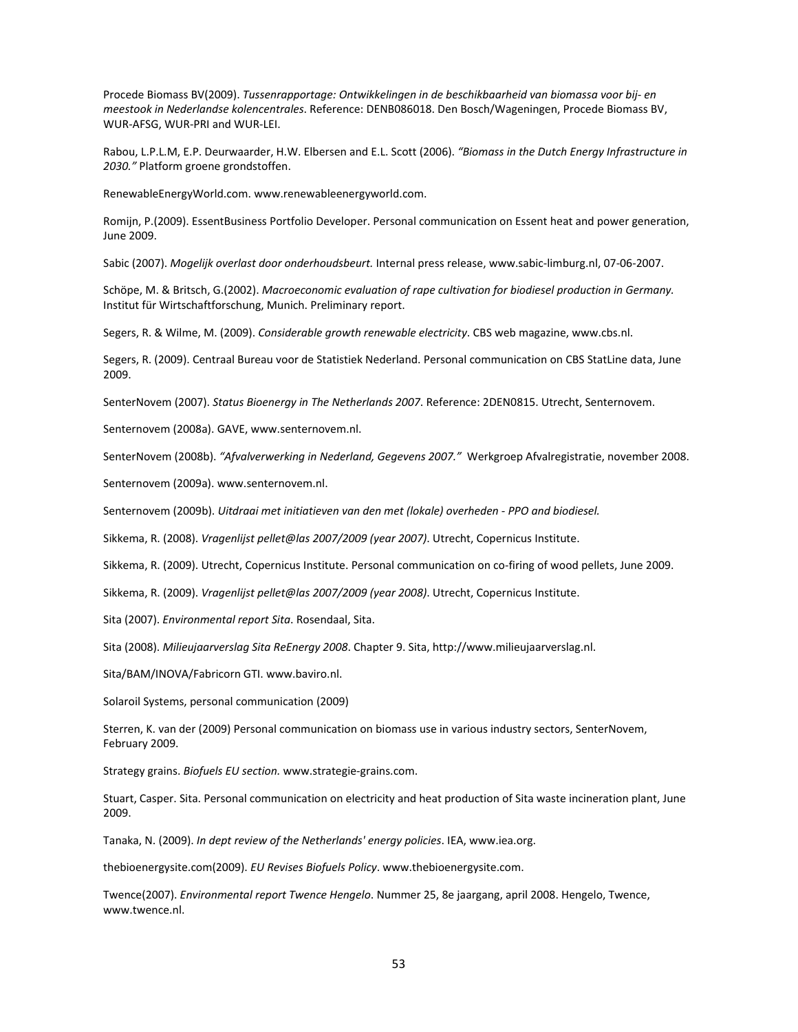Procede Biomass BV(2009). *Tussenrapportage: Ontwikkelingen in de beschikbaarheid van biomassa voor bij- en meestook in Nederlandse kolencentrales*. Reference: DENB086018. Den Bosch/Wageningen, Procede Biomass BV, WUR-AFSG, WUR-PRI and WUR-LEI.

Rabou, L.P.L.M, E.P. Deurwaarder, H.W. Elbersen and E.L. Scott (2006). *"Biomass in the Dutch Energy Infrastructure in 2030."* Platform groene grondstoffen.

RenewableEnergyWorld.com. www.renewableenergyworld.com.

Romijn, P.(2009). EssentBusiness Portfolio Developer. Personal communication on Essent heat and power generation, June 2009.

Sabic (2007). *Mogelijk overlast door onderhoudsbeurt.* Internal press release, www.sabic-limburg.nl, 07-06-2007.

Schöpe, M. & Britsch, G.(2002). *Macroeconomic evaluation of rape cultivation for biodiesel production in Germany.* Institut für Wirtschaftforschung, Munich. Preliminary report.

Segers, R. & Wilme, M. (2009). *Considerable growth renewable electricity*. CBS web magazine, www.cbs.nl.

Segers, R. (2009). Centraal Bureau voor de Statistiek Nederland. Personal communication on CBS StatLine data, June 2009.

SenterNovem (2007). *Status Bioenergy in The Netherlands 2007*. Reference: 2DEN0815. Utrecht, Senternovem.

Senternovem (2008a). GAVE, www.senternovem.nl.

SenterNovem (2008b). *"Afvalverwerking in Nederland, Gegevens 2007."* Werkgroep Afvalregistratie, november 2008.

Senternovem (2009a). www.senternovem.nl.

Senternovem (2009b). *Uitdraai met initiatieven van den met (lokale) overheden - PPO and biodiesel.*

Sikkema, R. (2008). *Vragenlijst pellet@las 2007/2009 (year 2007)*. Utrecht, Copernicus Institute.

Sikkema, R. (2009). Utrecht, Copernicus Institute. Personal communication on co-firing of wood pellets, June 2009.

Sikkema, R. (2009). *Vragenlijst pellet@las 2007/2009 (year 2008)*. Utrecht, Copernicus Institute.

Sita (2007). *Environmental report Sita*. Rosendaal, Sita.

Sita (2008). *Milieujaarverslag Sita ReEnergy 2008*. Chapter 9. Sita, http://www.milieujaarverslag.nl.

Sita/BAM/INOVA/Fabricorn GTI. www.baviro.nl.

Solaroil Systems, personal communication (2009)

Sterren, K. van der (2009) Personal communication on biomass use in various industry sectors, SenterNovem, February 2009.

Strategy grains. *Biofuels EU section.* www.strategie-grains.com.

Stuart, Casper. Sita. Personal communication on electricity and heat production of Sita waste incineration plant, June 2009.

Tanaka, N. (2009). *In dept review of the Netherlands' energy policies*. IEA, www.iea.org.

thebioenergysite.com(2009). *EU Revises Biofuels Policy*. www.thebioenergysite.com.

Twence(2007). *Environmental report Twence Hengelo*. Nummer 25, 8e jaargang, april 2008. Hengelo, Twence, www.twence.nl.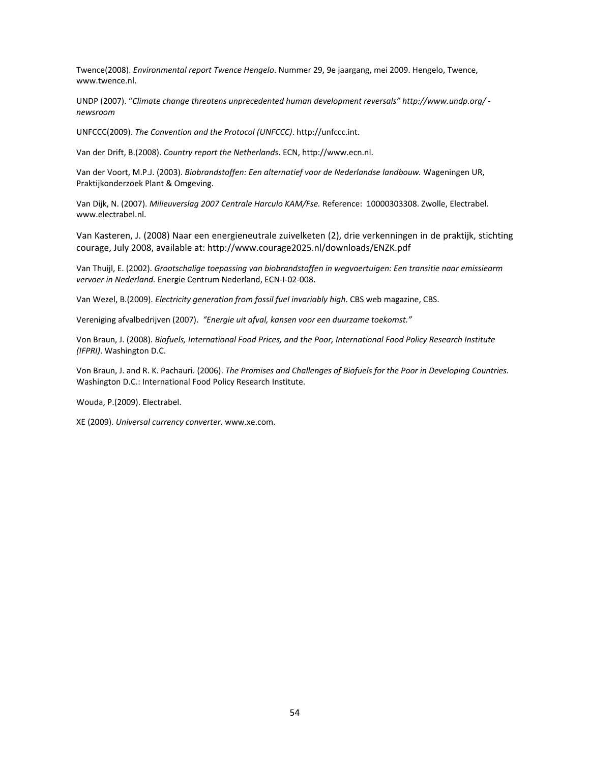Twence(2008). *Environmental report Twence Hengelo*. Nummer 29, 9e jaargang, mei 2009. Hengelo, Twence, www.twence.nl.

UNDP (2007). "*Climate change threatens unprecedented human development reversals" http://www.undp.org/ - newsroom*

UNFCCC(2009). *The Convention and the Protocol (UNFCCC)*. http://unfccc.int.

Van der Drift, B.(2008). *Country report the Netherlands*. ECN, http://www.ecn.nl.

Van der Voort, M.P.J. (2003). *Biobrandstoffen: Een alternatief voor de Nederlandse landbouw.* Wageningen UR, Praktijkonderzoek Plant & Omgeving.

Van Dijk, N. (2007). *Milieuverslag 2007 Centrale Harculo KAM/Fse.* Reference: 10000303308. Zwolle, Electrabel. www.electrabel.nl.

Van Kasteren, J. (2008) Naar een energieneutrale zuivelketen (2), drie verkenningen in de praktijk, stichting courage, July 2008, available at: http://www.courage2025.nl/downloads/ENZK.pdf

Van Thuijl, E. (2002). *Grootschalige toepassing van biobrandstoffen in wegvoertuigen: Een transitie naar emissiearm vervoer in Nederland.* Energie Centrum Nederland, ECN-I-02-008.

Van Wezel, B.(2009). *Electricity generation from fossil fuel invariably high*. CBS web magazine, CBS.

Vereniging afvalbedrijven (2007). *"Energie uit afval, kansen voor een duurzame toekomst."*

Von Braun, J. (2008). *Biofuels, International Food Prices, and the Poor, International Food Policy Research Institute (IFPRI)*. Washington D.C.

Von Braun, J. and R. K. Pachauri. (2006). *The Promises and Challenges of Biofuels for the Poor in Developing Countries.* Washington D.C.: International Food Policy Research Institute.

Wouda, P.(2009). Electrabel.

XE (2009). *Universal currency converter.* www.xe.com.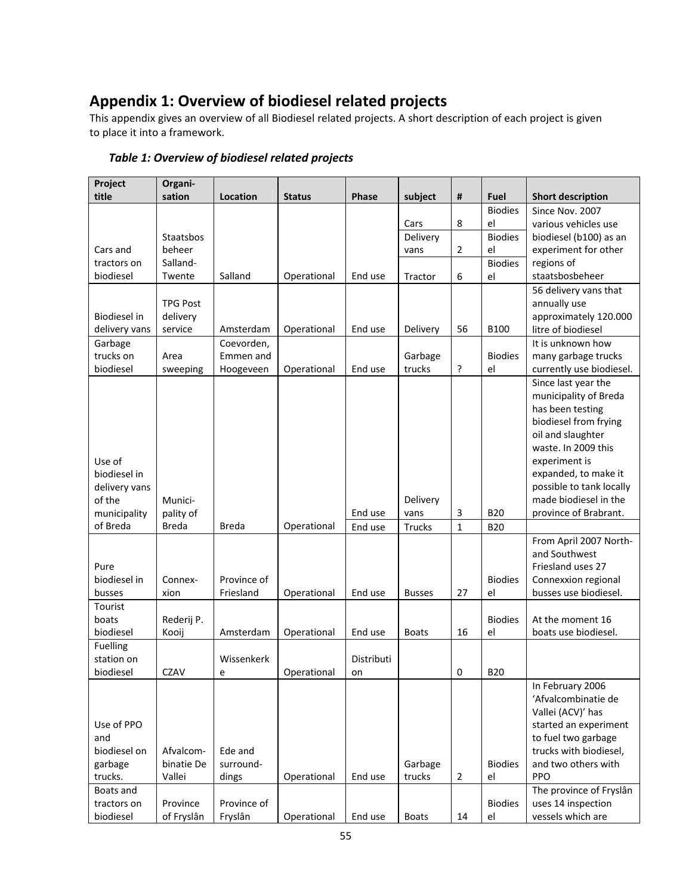# Appendix 1: Overview of biodiesel related projects

This appendix gives an overview of all Biodiesel related projects. A short description of each project is given to place it into a framework.

***Table 1: Overview of biodiesel related projects***

| Project title | Organi-sation | Location | Status | Phase | subject | # | Fuel | Short description |
|---|---|---|---|---|---|---|---|---|
| Cars and tractors on biodiesel | Staatsbos beheer Salland-Twente | Salland | Operational | End use | Cars | 8 | Biodiesel | Since Nov. 2007 various vehicles use biodiesel (b100) as an experiment for other regions of staatsbosbeheer |
| | | | | | Delivery vans | 2 | Biodiesel | |
| | | | | | Tractor | 6 | Biodiesel | |
| Biodiesel in delivery vans | TPG Post delivery service | Amsterdam | Operational | End use | Delivery | 56 | B100 | 56 delivery vans that annually use approximately 120.000 litre of biodiesel |
| Garbage trucks on biodiesel | Area sweeping | Coevorden, Emmen and Hoogeveen | Operational | End use | Garbage trucks | ? | Biodiesel | It is unknown how many garbage trucks currently use biodiesel. |
| Use of biodiesel in delivery vans of the municipality of Breda | Munici-pality of Breda | Breda | Operational | End use | Delivery vans | 3 | B20 | Since last year the municipality of Breda has been testing biodiesel from frying oil and slaughter waste. In 2009 this experiment is expanded, to make it possible to tank locally made biodiesel in the province of Brabrant. |
| | | | | End use | Trucks | 1 | B20 | |
| Pure biodiesel in busses | Connex-xion | Province of Friesland | Operational | End use | Busses | 27 | Biodiesel | From April 2007 North- and Southwest Friesland uses 27 Connexxion regional busses use biodiesel. |
| Tourist boats biodiesel | Rederij P. Kooij | Amsterdam | Operational | End use | Boats | 16 | Biodiesel | At the moment 16 boats use biodiesel. |
| Fuelling station on biodiesel | CZAV | Wissenkerke | Operational | Distribution | | 0 | B20 | |
| Use of PPO and biodiesel on garbage trucks. | Afvalcom-binatie De Vallei | Ede and surround-dings | Operational | End use | Garbage trucks | 2 | Biodiesel | In February 2006 'Afvalcombinatie de Vallei (ACV)' has started an experiment to fuel two garbage trucks with biodiesel, and two others with PPO |
| Boats and tractors on biodiesel | Province of Fryslân | Province of Fryslân | Operational | End use | Boats | 14 | Biodiesel | The province of Fryslân uses 14 inspection vessels which are |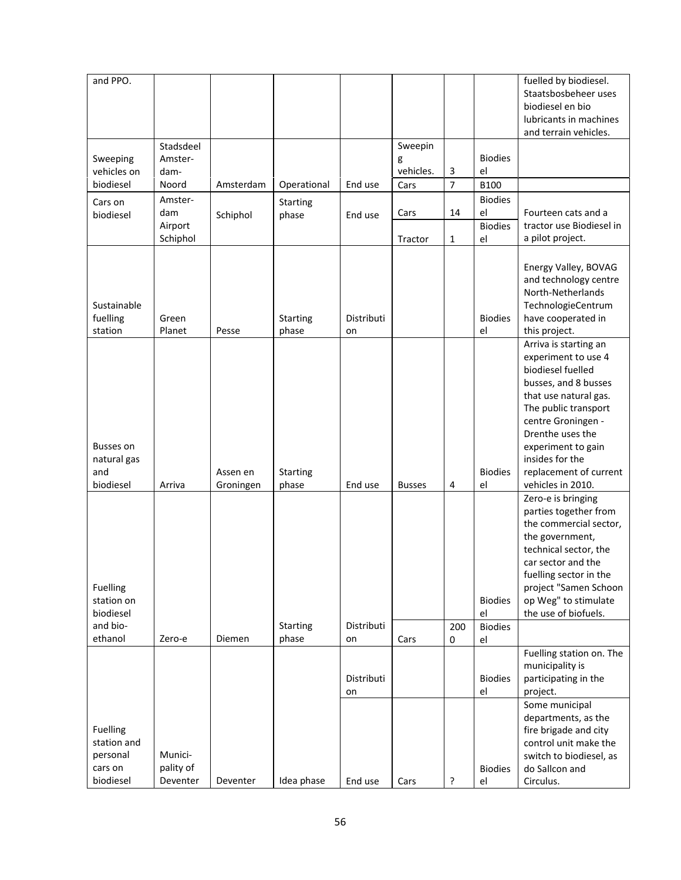| and PPO. | | | | | | | | fuelled by biodiesel. Staatsbosbeheer uses biodiesel en bio lubricants in machines and terrain vehicles. |
|---|---|---|---|---|---|---|---|---|
| Sweeping vehicles on biodiesel | Stadsdeel Amster-dam-Noord | Amsterdam | Operational | End use | Sweeping vehicles. | 3 | Biodiesel | |
| | | | | | Cars | 7 | B100 | |
| Cars on biodiesel | Amster-dam Airport Schiphol | Schiphol | Starting phase | End use | Cars | 14 | Biodiesel | Fourteen cats and a tractor use Biodiesel in a pilot project. |
| | | | | | Tractor | 1 | Biodiesel | |
| Sustainable fuelling station | Green Planet | Pesse | Starting phase | Distribution | | | Biodiesel | Energy Valley, BOVAG and technology centre North-Netherlands TechnologieCentrum have cooperated in this project. |
| Busses on natural gas and biodiesel | Arriva | Assen en Groningen | Starting phase | End use | Busses | 4 | Biodiesel | Arriva is starting an experiment to use 4 biodiesel fuelled busses, and 8 busses that use natural gas. The public transport centre Groningen - Drenthe uses the experiment to gain insides for the replacement of current vehicles in 2010. |
| Fuelling station on biodiesel and bio-ethanol | Zero-e | Diemen | Starting phase | Distribution | | | Biodiesel | Zero-e is bringing parties together from the commercial sector, the government, technical sector, the car sector and the fuelling sector in the project "Samen Schoon op Weg" to stimulate the use of biofuels. |
| | | | | | Cars | 2000 | Biodiesel | |
| Fuelling station and personal cars on biodiesel | Munici-pality of Deventer | Deventer | Idea phase | Distribution | | | Biodiesel | Fuelling station on. The municipality is participating in the project. |
| | | | | End use | Cars | ? | Biodiesel | Some municipal departments, as the fire brigade and city control unit make the switch to biodiesel, as do Sallcon and Circulus. |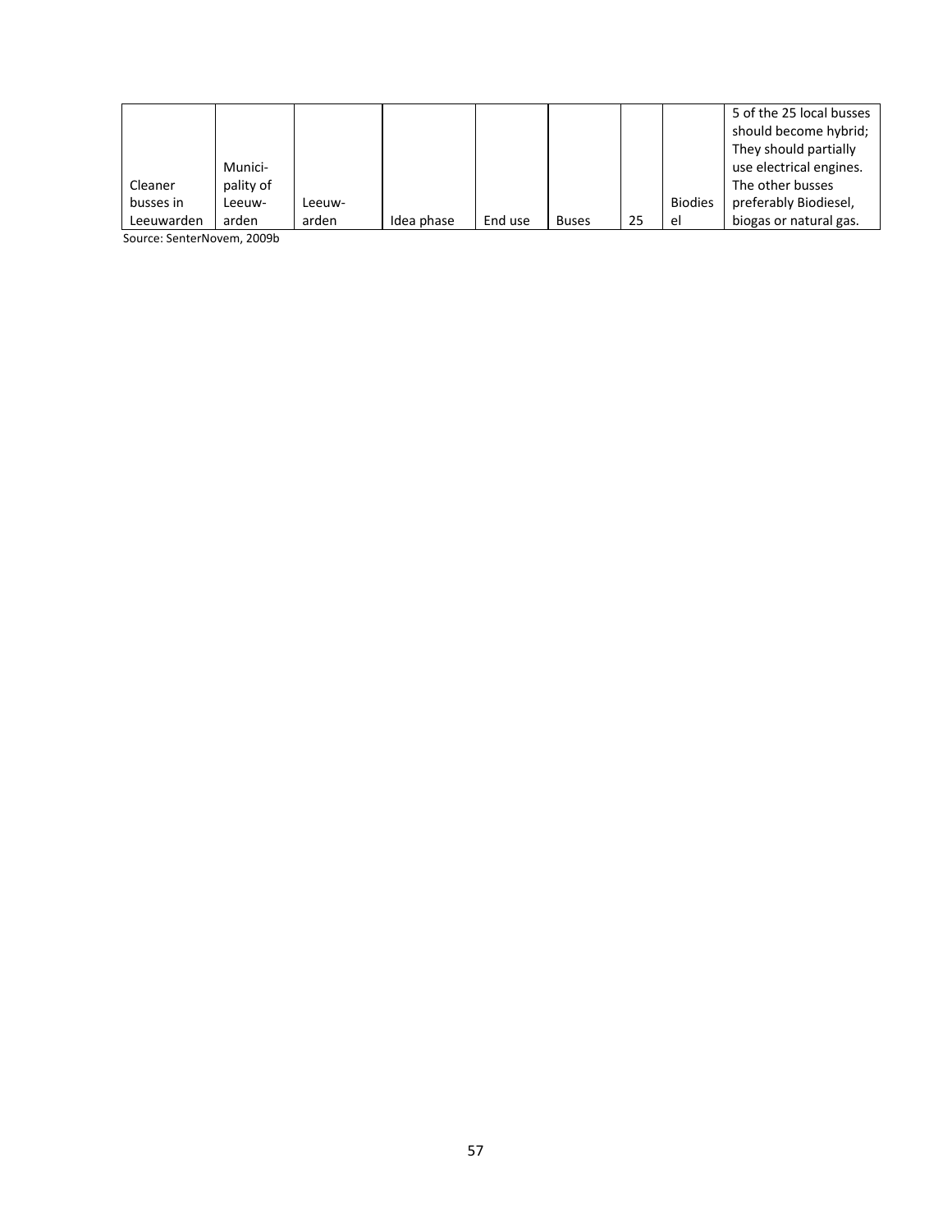| | | | | | | | | |
|---|---|---|---|---|---|---|---|---|
| Cleaner busses in Leeuwarden | Munici-pality of Leeuw-arden | Leeuw-arden | Idea phase | End use | Buses | 25 | Biodies el | 5 of the 25 local busses should become hybrid; They should partially use electrical engines. The other busses preferably Biodiesel, biogas or natural gas. |

Source: SenterNovem, 2009b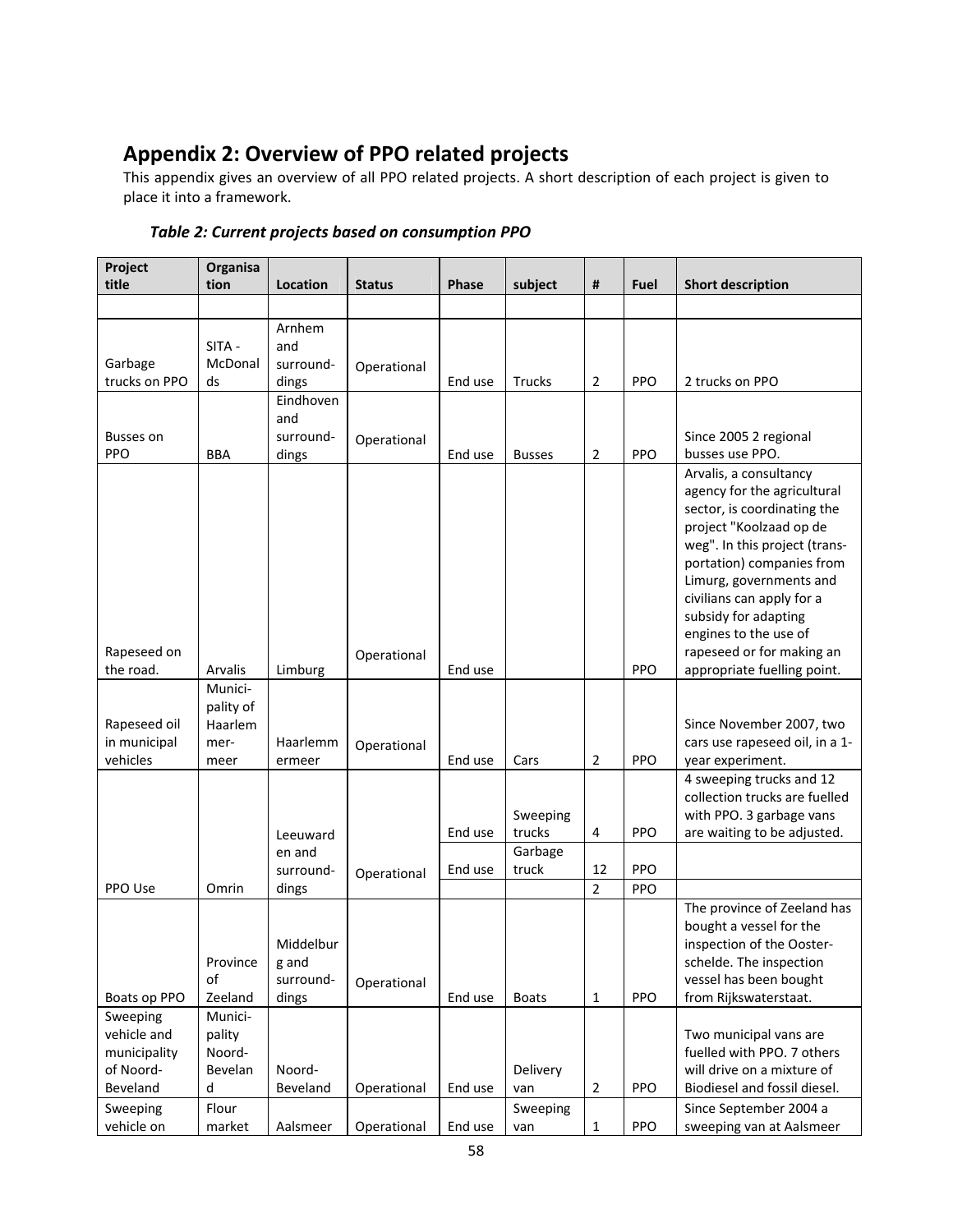## Appendix 2: Overview of PPO related projects

This appendix gives an overview of all PPO related projects. A short description of each project is given to place it into a framework.

***Table 2: Current projects based on consumption PPO***

| Project title | Organisation | Location | Status | Phase | subject | # | Fuel | Short description |
|---|---|---|---|---|---|---|---|---|
| | | | | | | | | |
| Garbage trucks on PPO | SITA - McDonalds | Arnhem and surround-dings | Operational | End use | Trucks | 2 | PPO | 2 trucks on PPO |
| Busses on PPO | BBA | Eindhoven and surround-dings | Operational | End use | Busses | 2 | PPO | Since 2005 2 regional busses use PPO. |
| Rapeseed on the road. | Arvalis | Limburg | Operational | End use | | | PPO | Arvalis, a consultancy agency for the agricultural sector, is coordinating the project "Koolzaad op de weg". In this project (trans-portation) companies from Limurg, governments and civilians can apply for a subsidy for adapting engines to the use of rapeseed or for making an appropriate fuelling point. |
| Rapeseed oil in municipal vehicles | Munici-pality of Haarlemmer-meer | Haarlemmermeer | Operational | End use | Cars | 2 | PPO | Since November 2007, two cars use rapeseed oil, in a 1-year experiment. |
| PPO Use | Omrin | Leeuwarden and surround-dings | Operational | End use | Sweeping trucks | 4 | PPO | 4 sweeping trucks and 12 collection trucks are fuelled with PPO. 3 garbage vans are waiting to be adjusted. |
| | | | | End use | Garbage truck | 12 | PPO | |
| | | | | | | 2 | PPO | |
| Boats op PPO | Province of Zeeland | Middelburg and surround-dings | Operational | End use | Boats | 1 | PPO | The province of Zeeland has bought a vessel for the inspection of the Oosterschelde. The inspection vessel has been bought from Rijkswaterstaat. |
| Sweeping vehicle and municipality of Noord-Beveland | Munici-pality Noord-Beveland | Noord-Beveland | Operational | End use | Delivery van | 2 | PPO | Two municipal vans are fuelled with PPO. 7 others will drive on a mixture of Biodiesel and fossil diesel. |
| Sweeping vehicle on | Flour market | Aalsmeer | Operational | End use | Sweeping van | 1 | PPO | Since September 2004 a sweeping van at Aalsmeer |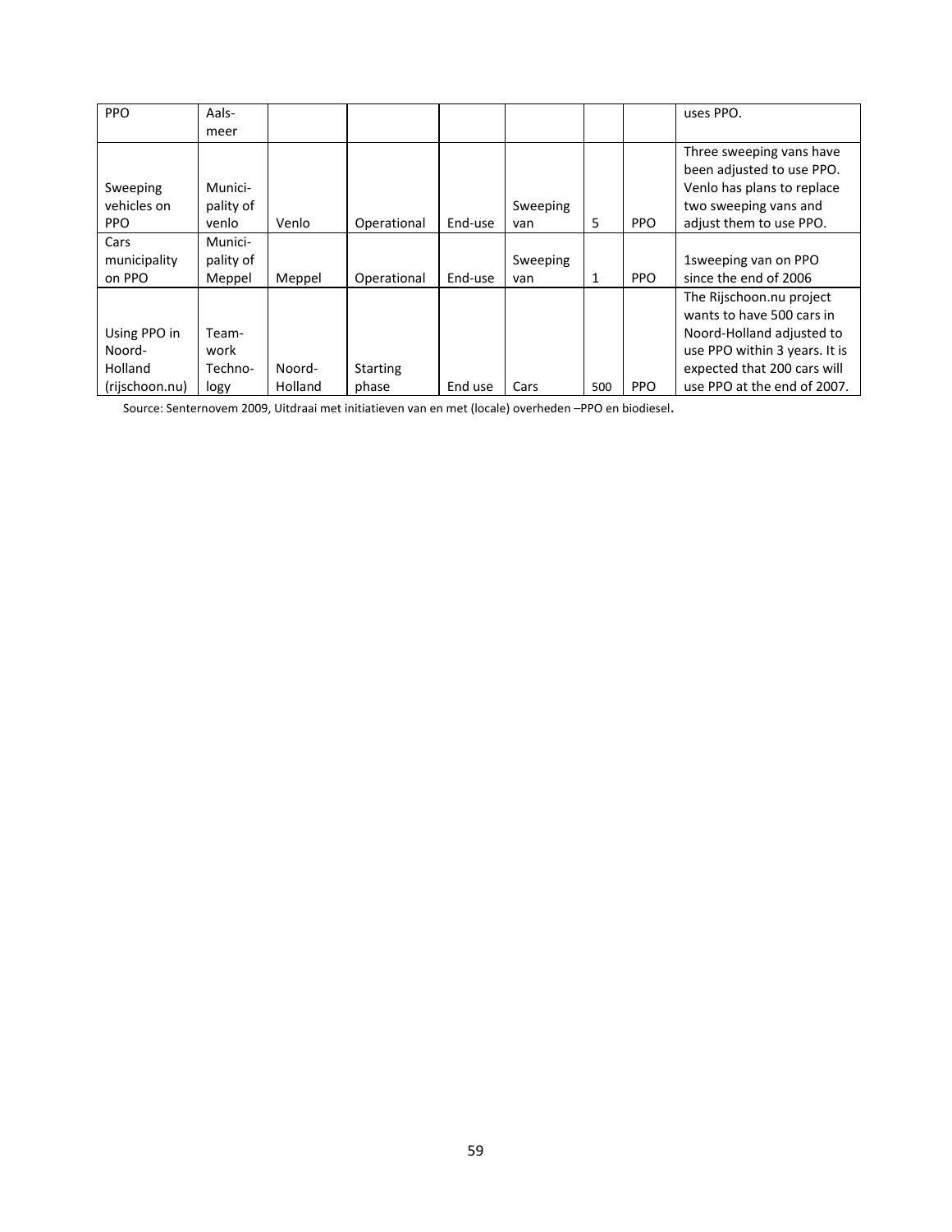| | | | | | | | | |
|---|---|---|---|---|---|---|---|---|
| PPO | Aals-meer | | | | | | | uses PPO. |
| Sweeping vehicles on PPO | Munici-pality of venlo | Venlo | Operational | End-use | Sweeping van | 5 | PPO | Three sweeping vans have been adjusted to use PPO. Venlo has plans to replace two sweeping vans and adjust them to use PPO. |
| Cars municipality on PPO | Munici-pality of Meppel | Meppel | Operational | End-use | Sweeping van | 1 | PPO | 1sweeping van on PPO since the end of 2006 |
| Using PPO in Noord-Holland (rijschoon.nu) | Team-work Techno-logy | Noord-Holland | Starting phase | End use | Cars | 500 | PPO | The Rijschoon.nu project wants to have 500 cars in Noord-Holland adjusted to use PPO within 3 years. It is expected that 200 cars will use PPO at the end of 2007. |

Source: Senternovem 2009, Uitdraai met initiatieven van en met (locale) overheden –PPO en biodiesel.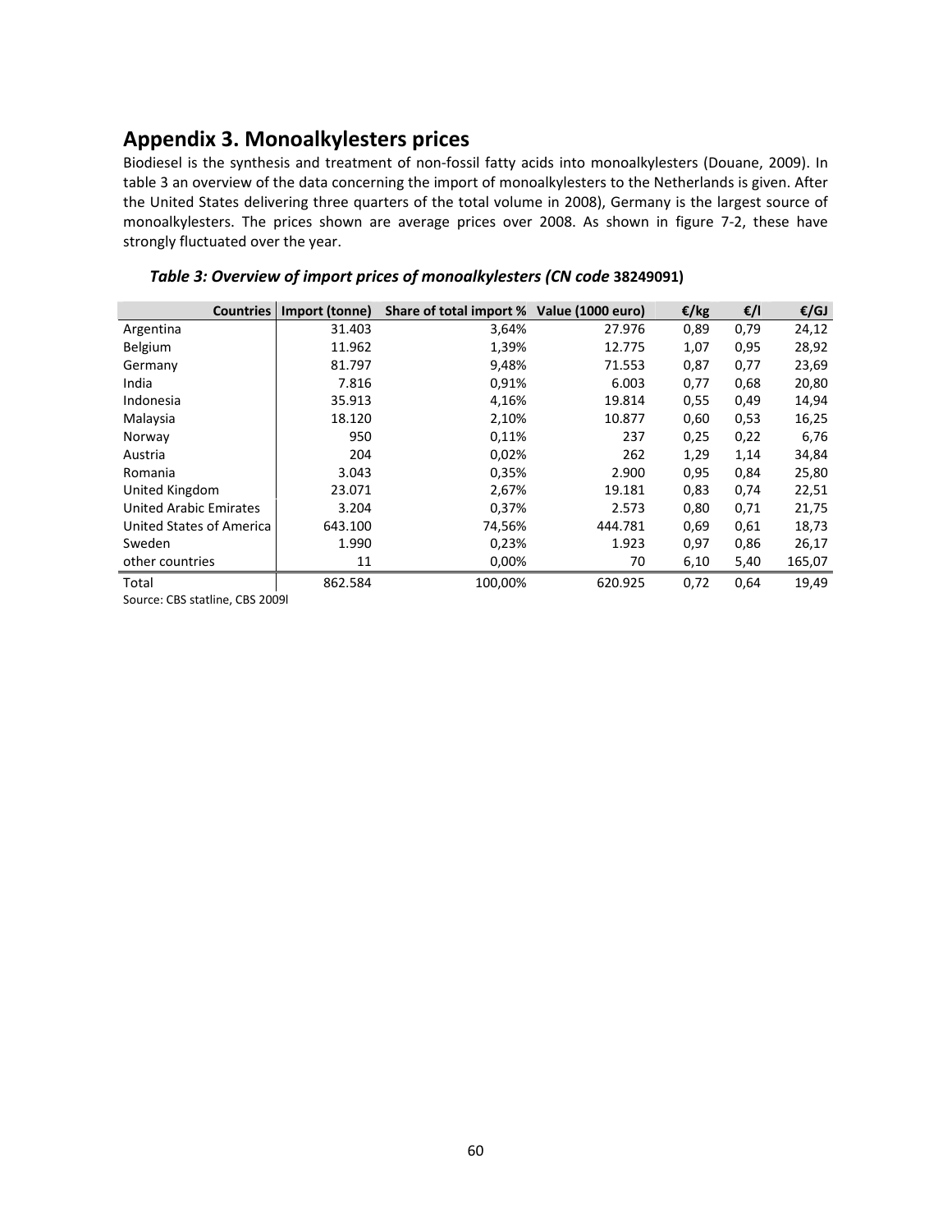## Appendix 3. Monoalkylesters prices

Biodiesel is the synthesis and treatment of non-fossil fatty acids into monoalkylesters (Douane, 2009). In table 3 an overview of the data concerning the import of monoalkylesters to the Netherlands is given. After the United States delivering three quarters of the total volume in 2008), Germany is the largest source of monoalkylesters. The prices shown are average prices over 2008. As shown in figure 7-2, these have strongly fluctuated over the year.

***Table 3: Overview of import prices of monoalkylesters (CN code* 38249091)**

| Countries | Import (tonne) | Share of total import % | Value (1000 euro) | €/kg | €/l | €/GJ |
|---|---|---|---|---|---|---|
| Argentina | 31.403 | 3,64% | 27.976 | 0,89 | 0,79 | 24,12 |
| Belgium | 11.962 | 1,39% | 12.775 | 1,07 | 0,95 | 28,92 |
| Germany | 81.797 | 9,48% | 71.553 | 0,87 | 0,77 | 23,69 |
| India | 7.816 | 0,91% | 6.003 | 0,77 | 0,68 | 20,80 |
| Indonesia | 35.913 | 4,16% | 19.814 | 0,55 | 0,49 | 14,94 |
| Malaysia | 18.120 | 2,10% | 10.877 | 0,60 | 0,53 | 16,25 |
| Norway | 950 | 0,11% | 237 | 0,25 | 0,22 | 6,76 |
| Austria | 204 | 0,02% | 262 | 1,29 | 1,14 | 34,84 |
| Romania | 3.043 | 0,35% | 2.900 | 0,95 | 0,84 | 25,80 |
| United Kingdom | 23.071 | 2,67% | 19.181 | 0,83 | 0,74 | 22,51 |
| United Arabic Emirates | 3.204 | 0,37% | 2.573 | 0,80 | 0,71 | 21,75 |
| United States of America | 643.100 | 74,56% | 444.781 | 0,69 | 0,61 | 18,73 |
| Sweden | 1.990 | 0,23% | 1.923 | 0,97 | 0,86 | 26,17 |
| other countries | 11 | 0,00% | 70 | 6,10 | 5,40 | 165,07 |
| Total | 862.584 | 100,00% | 620.925 | 0,72 | 0,64 | 19,49 |

Source: CBS statline, CBS 2009l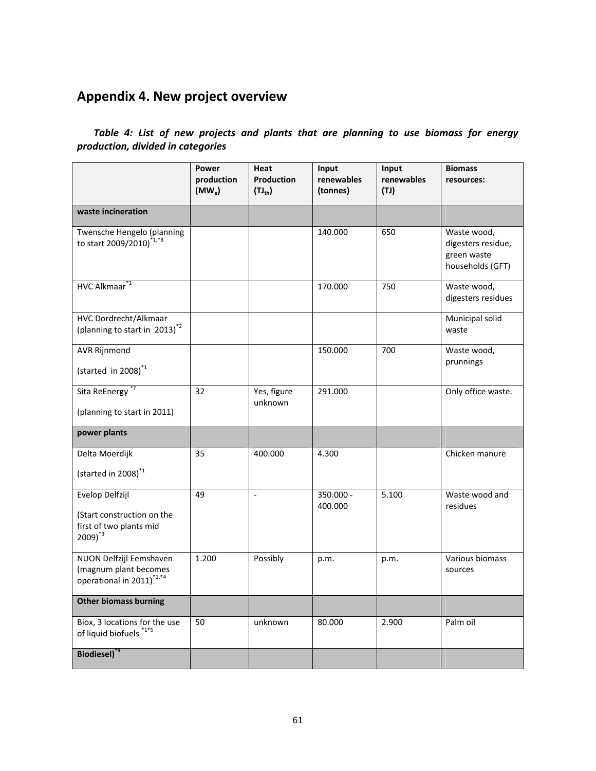# Appendix 4. New project overview

***Table 4: List of new projects and plants that are planning to use biomass for energy production, divided in categories***

| | Power production ($MW_e$) | Heat Production ($TJ_{th}$) | Input renewables (tonnes) | Input renewables (TJ) | Biomass resources: |
|---|---|---|---|---|---|
| **waste incineration** | | | | | |
| Twensche Hengelo (planning to start 2009/2010)[*1,*8] | | | 140.000 | 650 | Waste wood, digesters residue, green waste households (GFT) |
| HVC Alkmaar[*1] | | | 170.000 | 750 | Waste wood, digesters residues |
| HVC Dordrecht/Alkmaar (planning to start in 2013)[*2] | | | | | Municipal solid waste |
| AVR Rijnmond (started in 2008)[*1] | | | 150.000 | 700 | Waste wood, prunnings |
| Sita ReEnergy[*7] (planning to start in 2011) | 32 | Yes, figure unknown | 291.000 | | Only office waste. |
| **power plants** | | | | | |
| Delta Moerdijk (started in 2008)[*1] | 35 | 400.000 | 4.300 | | Chicken manure |
| Evelop Delfzijl (Start construction on the first of two plants mid 2009)[*3] | 49 | - | 350.000 - 400.000 | 5.100 | Waste wood and residues |
| NUON Delfzijl Eemshaven (magnum plant becomes operational in 2011)[*1,*4] | 1.200 | Possibly | p.m. | p.m. | Various biomass sources |
| **Other biomass burning** | | | | | |
| Biox, 3 locations for the use of liquid biofuels[*1*5] | 50 | unknown | 80.000 | 2.900 | Palm oil |
| **Biodiesel)[*9]** | | | | | |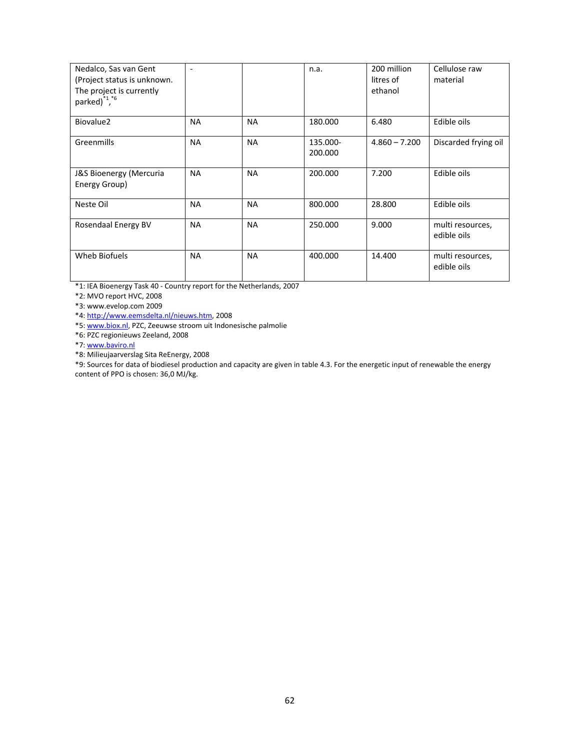| | | | | | |
|---|---|---|---|---|---|
| Nedalco, Sas van Gent (Project status is unknown. The project is currently parked)[*1, *6] | - | | n.a. | 200 million litres of ethanol | Cellulose raw material |
| Biovalue2 | NA | NA | 180.000 | 6.480 | Edible oils |
| Greenmills | NA | NA | 135.000-200.000 | 4.860 – 7.200 | Discarded frying oil |
| J&S Bioenergy (Mercuria Energy Group) | NA | NA | 200.000 | 7.200 | Edible oils |
| Neste Oil | NA | NA | 800.000 | 28.800 | Edible oils |
| Rosendaal Energy BV | NA | NA | 250.000 | 9.000 | multi resources, edible oils |
| Wheb Biofuels | NA | NA | 400.000 | 14.400 | multi resources, edible oils |

*1: IEA Bioenergy Task 40 - Country report for the Netherlands, 2007
*2: MVO report HVC, 2008
*3: www.evelop.com 2009
*4: http://www.eemsdelta.nl/nieuws.htm, 2008
*5: www.biox.nl, PZC, Zeeuwse stroom uit Indonesische palmolie
*6: PZC regionieuws Zeeland, 2008
*7: www.baviro.nl
*8: Milieujaarverslag Sita ReEnergy, 2008
*9: Sources for data of biodiesel production and capacity are given in table 4.3. For the energetic input of renewable the energy content of PPO is chosen: 36,0 MJ/kg.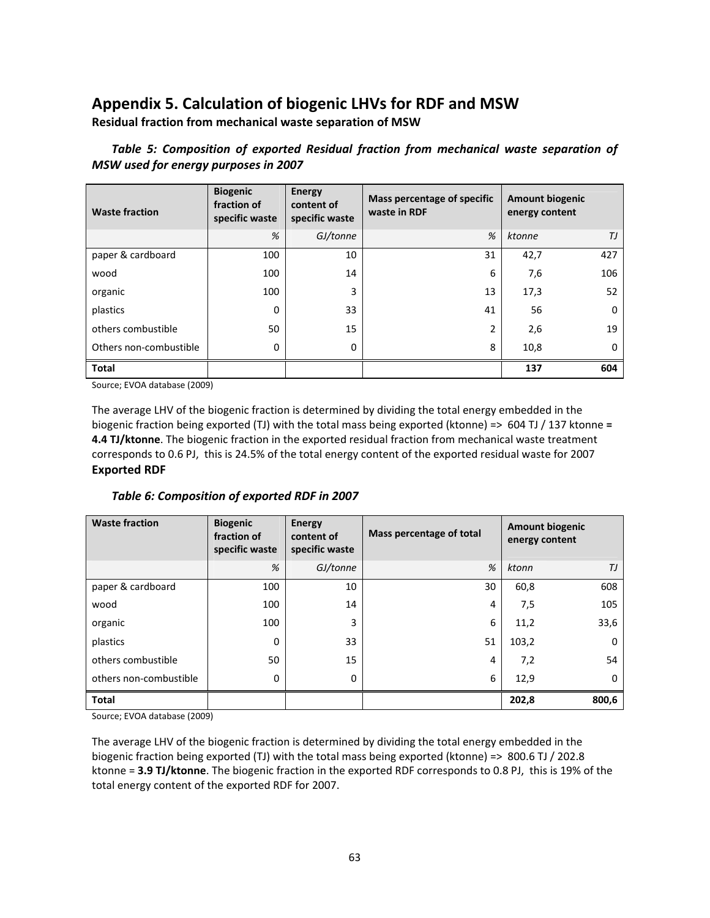# Appendix 5. Calculation of biogenic LHVs for RDF and MSW

**Residual fraction from mechanical waste separation of MSW**

***Table 5: Composition of exported Residual fraction from mechanical waste separation of MSW used for energy purposes in 2007***

| Waste fraction | Biogenic fraction of specific waste | Energy content of specific waste | Mass percentage of specific waste in RDF | Amount biogenic energy content | |
|---|---|---|---|---|---|
| | *%* | *GJ/tonne* | *%* | *ktonne* | *TJ* |
| paper & cardboard | 100 | 10 | 31 | 42,7 | 427 |
| wood | 100 | 14 | 6 | 7,6 | 106 |
| organic | 100 | 3 | 13 | 17,3 | 52 |
| plastics | 0 | 33 | 41 | 56 | 0 |
| others combustible | 50 | 15 | 2 | 2,6 | 19 |
| Others non-combustible | 0 | 0 | 8 | 10,8 | 0 |
| **Total** | | | | **137** | **604** |

Source; EVOA database (2009)

The average LHV of the biogenic fraction is determined by dividing the total energy embedded in the biogenic fraction being exported (TJ) with the total mass being exported (ktonne) => 604 TJ / 137 ktonne **= 4.4 TJ/ktonne**. The biogenic fraction in the exported residual fraction from mechanical waste treatment corresponds to 0.6 PJ, this is 24.5% of the total energy content of the exported residual waste for 2007

**Exported RDF**

***Table 6: Composition of exported RDF in 2007***

| Waste fraction | Biogenic fraction of specific waste | Energy content of specific waste | Mass percentage of total | Amount biogenic energy content | |
|---|---|---|---|---|---|
| | *%* | *GJ/tonne* | *%* | *ktonn* | *TJ* |
| paper & cardboard | 100 | 10 | 30 | 60,8 | 608 |
| wood | 100 | 14 | 4 | 7,5 | 105 |
| organic | 100 | 3 | 6 | 11,2 | 33,6 |
| plastics | 0 | 33 | 51 | 103,2 | 0 |
| others combustible | 50 | 15 | 4 | 7,2 | 54 |
| others non-combustible | 0 | 0 | 6 | 12,9 | 0 |
| **Total** | | | | **202,8** | **800,6** |

Source; EVOA database (2009)

The average LHV of the biogenic fraction is determined by dividing the total energy embedded in the biogenic fraction being exported (TJ) with the total mass being exported (ktonne) => 800.6 TJ / 202.8 ktonne = **3.9 TJ/ktonne**. The biogenic fraction in the exported RDF corresponds to 0.8 PJ, this is 19% of the total energy content of the exported RDF for 2007.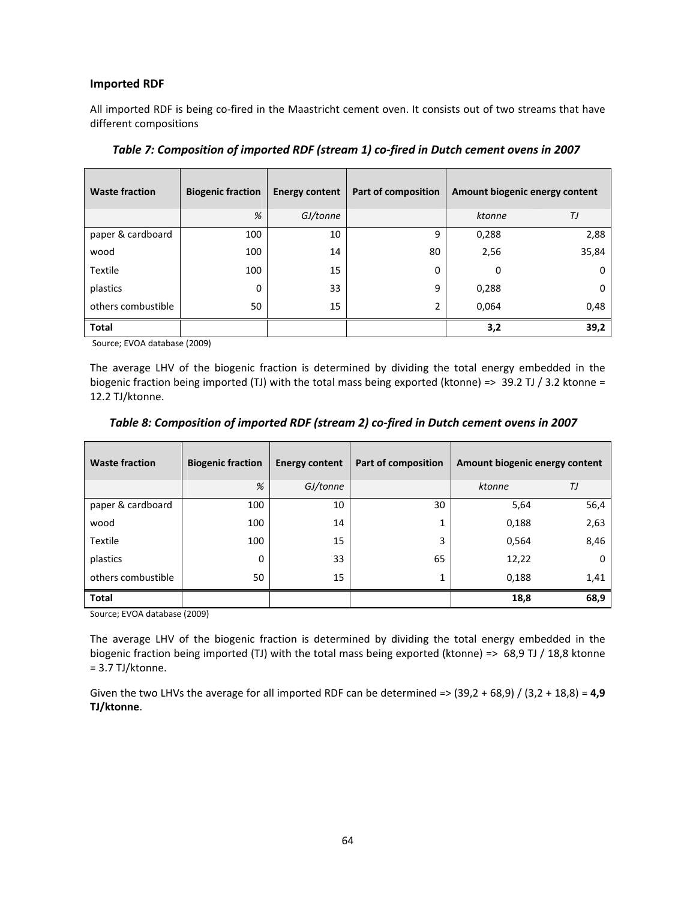### Imported RDF

All imported RDF is being co-fired in the Maastricht cement oven. It consists out of two streams that have different compositions

*Table 7: Composition of imported RDF (stream 1) co-fired in Dutch cement ovens in 2007*

| Waste fraction | Biogenic fraction | Energy content | Part of composition | Amount biogenic energy content | |
|---|---|---|---|---|---|
| | *%* | *GJ/tonne* | | *ktonne* | *TJ* |
| paper & cardboard | 100 | 10 | 9 | 0,288 | 2,88 |
| wood | 100 | 14 | 80 | 2,56 | 35,84 |
| Textile | 100 | 15 | 0 | 0 | 0 |
| plastics | 0 | 33 | 9 | 0,288 | 0 |
| others combustible | 50 | 15 | 2 | 0,064 | 0,48 |
| **Total** | | | | **3,2** | **39,2** |

Source; EVOA database (2009)

The average LHV of the biogenic fraction is determined by dividing the total energy embedded in the biogenic fraction being imported (TJ) with the total mass being exported (ktonne) => 39.2 TJ / 3.2 ktonne = 12.2 TJ/ktonne.

*Table 8: Composition of imported RDF (stream 2) co-fired in Dutch cement ovens in 2007*

| Waste fraction | Biogenic fraction | Energy content | Part of composition | Amount biogenic energy content | |
|---|---|---|---|---|---|
| | *%* | *GJ/tonne* | | *ktonne* | *TJ* |
| paper & cardboard | 100 | 10 | 30 | 5,64 | 56,4 |
| wood | 100 | 14 | 1 | 0,188 | 2,63 |
| Textile | 100 | 15 | 3 | 0,564 | 8,46 |
| plastics | 0 | 33 | 65 | 12,22 | 0 |
| others combustible | 50 | 15 | 1 | 0,188 | 1,41 |
| **Total** | | | | **18,8** | **68,9** |

Source; EVOA database (2009)

The average LHV of the biogenic fraction is determined by dividing the total energy embedded in the biogenic fraction being imported (TJ) with the total mass being exported (ktonne) => 68,9 TJ / 18,8 ktonne = 3.7 TJ/ktonne.

Given the two LHVs the average for all imported RDF can be determined => (39,2 + 68,9) / (3,2 + 18,8) = **4,9 TJ/ktonne**.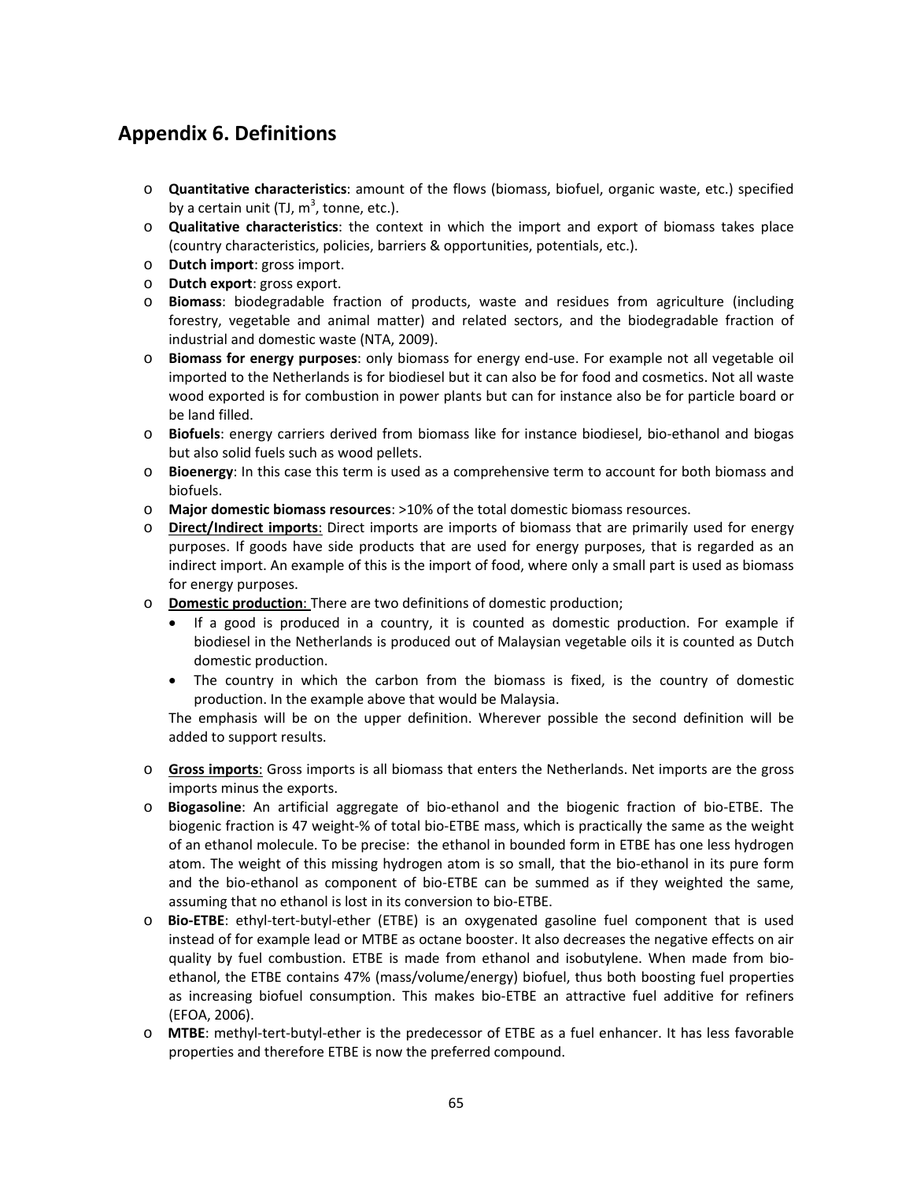## Appendix 6. Definitions

- **Quantitative characteristics**: amount of the flows (biomass, biofuel, organic waste, etc.) specified by a certain unit (TJ, $m^3$, tonne, etc.).
- **Qualitative characteristics**: the context in which the import and export of biomass takes place (country characteristics, policies, barriers & opportunities, potentials, etc.).
- **Dutch import**: gross import.
- **Dutch export**: gross export.
- **Biomass**: biodegradable fraction of products, waste and residues from agriculture (including forestry, vegetable and animal matter) and related sectors, and the biodegradable fraction of industrial and domestic waste (NTA, 2009).
- **Biomass for energy purposes**: only biomass for energy end-use. For example not all vegetable oil imported to the Netherlands is for biodiesel but it can also be for food and cosmetics. Not all waste wood exported is for combustion in power plants but can for instance also be for particle board or be land filled.
- **Biofuels**: energy carriers derived from biomass like for instance biodiesel, bio-ethanol and biogas but also solid fuels such as wood pellets.
- **Bioenergy**: In this case this term is used as a comprehensive term to account for both biomass and biofuels.
- **Major domestic biomass resources**: >10% of the total domestic biomass resources.
- **<u>Direct/Indirect imports</u>**: Direct imports are imports of biomass that are primarily used for energy purposes. If goods have side products that are used for energy purposes, that is regarded as an indirect import. An example of this is the import of food, where only a small part is used as biomass for energy purposes.
- **<u>Domestic production</u>**: There are two definitions of domestic production;
  - If a good is produced in a country, it is counted as domestic production. For example if biodiesel in the Netherlands is produced out of Malaysian vegetable oils it is counted as Dutch domestic production.
  - The country in which the carbon from the biomass is fixed, is the country of domestic production. In the example above that would be Malaysia.

  The emphasis will be on the upper definition. Wherever possible the second definition will be added to support results.

- **<u>Gross imports</u>**: Gross imports is all biomass that enters the Netherlands. Net imports are the gross imports minus the exports.
- **Biogasoline**: An artificial aggregate of bio-ethanol and the biogenic fraction of bio-ETBE. The biogenic fraction is 47 weight-% of total bio-ETBE mass, which is practically the same as the weight of an ethanol molecule. To be precise: the ethanol in bounded form in ETBE has one less hydrogen atom. The weight of this missing hydrogen atom is so small, that the bio-ethanol in its pure form and the bio-ethanol as component of bio-ETBE can be summed as if they weighted the same, assuming that no ethanol is lost in its conversion to bio-ETBE.
- **Bio-ETBE**: ethyl-tert-butyl-ether (ETBE) is an oxygenated gasoline fuel component that is used instead of for example lead or MTBE as octane booster. It also decreases the negative effects on air quality by fuel combustion. ETBE is made from ethanol and isobutylene. When made from bio-ethanol, the ETBE contains 47% (mass/volume/energy) biofuel, thus both boosting fuel properties as increasing biofuel consumption. This makes bio-ETBE an attractive fuel additive for refiners (EFOA, 2006).
- **MTBE**: methyl-tert-butyl-ether is the predecessor of ETBE as a fuel enhancer. It has less favorable properties and therefore ETBE is now the preferred compound.